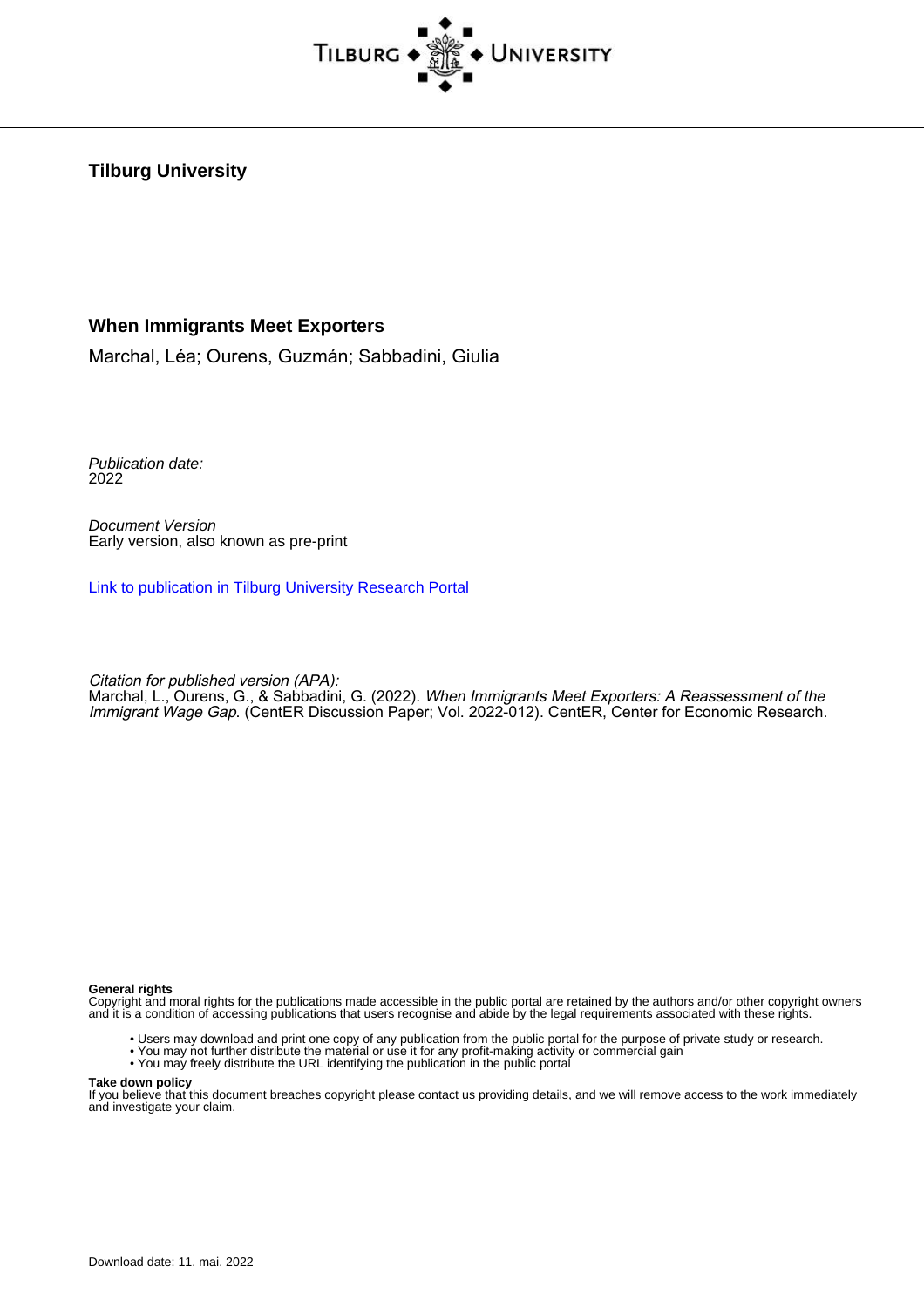**Tilburg University**

**When Immigrants Meet Exporters**

Marchal, Léa; Ourens, Guzmán; Sabbadini, Giulia

*Publication date:*
2022

*Document Version*
Early version, also known as pre-print

Link to publication in Tilburg University Research Portal

*Citation for published version (APA):*
Marchal, L., Ourens, G., & Sabbadini, G. (2022). *When Immigrants Meet Exporters: A Reassessment of the Immigrant Wage Gap*. (CentER Discussion Paper; Vol. 2022-012). CentER, Center for Economic Research.

**General rights**
Copyright and moral rights for the publications made accessible in the public portal are retained by the authors and/or other copyright owners and it is a condition of accessing publications that users recognise and abide by the legal requirements associated with these rights.

- Users may download and print one copy of any publication from the public portal for the purpose of private study or research.
- You may not further distribute the material or use it for any profit-making activity or commercial gain
- You may freely distribute the URL identifying the publication in the public portal

**Take down policy**
If you believe that this document breaches copyright please contact us providing details, and we will remove access to the work immediately and investigate your claim.

Download date: 11. mai. 2022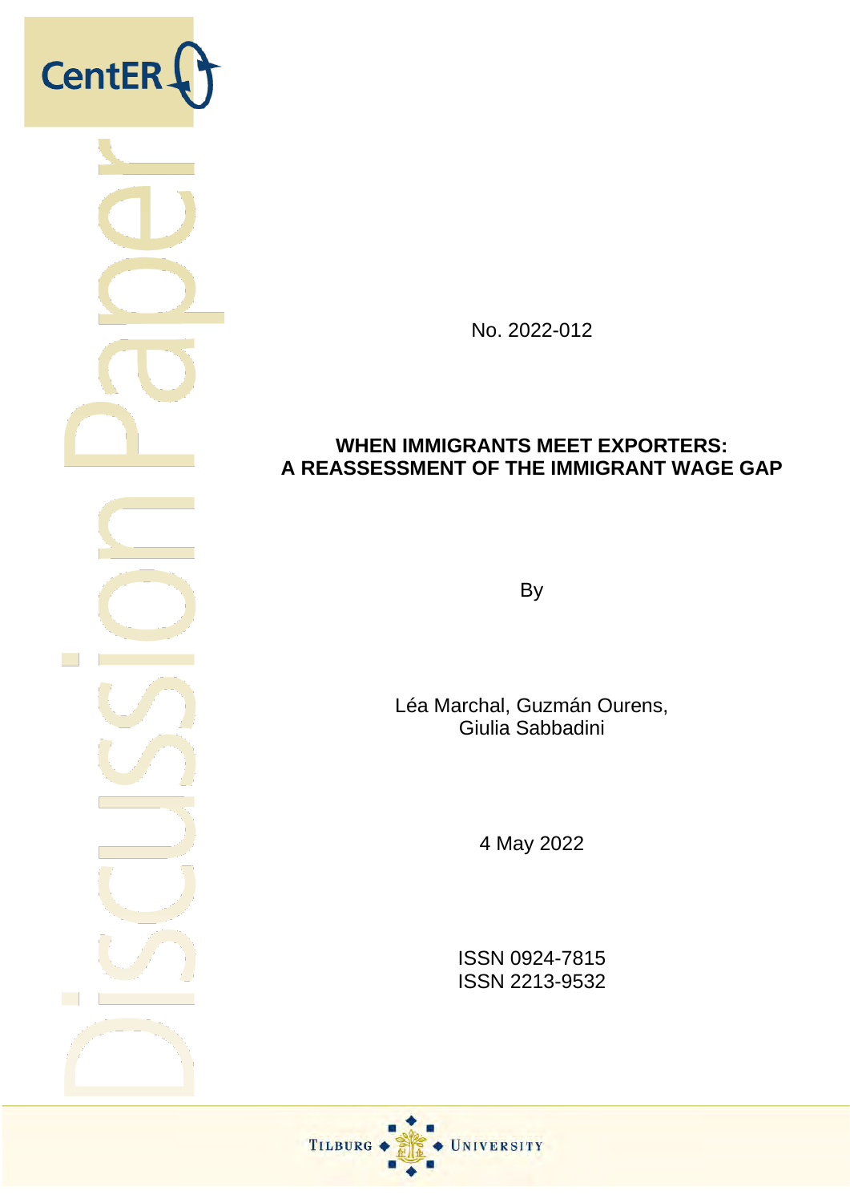No. 2022-012

**WHEN IMMIGRANTS MEET EXPORTERS: A REASSESSMENT OF THE IMMIGRANT WAGE GAP**

By

Léa Marchal, Guzmán Ourens, Giulia Sabbadini

4 May 2022

ISSN 0924-7815
ISSN 2213-9532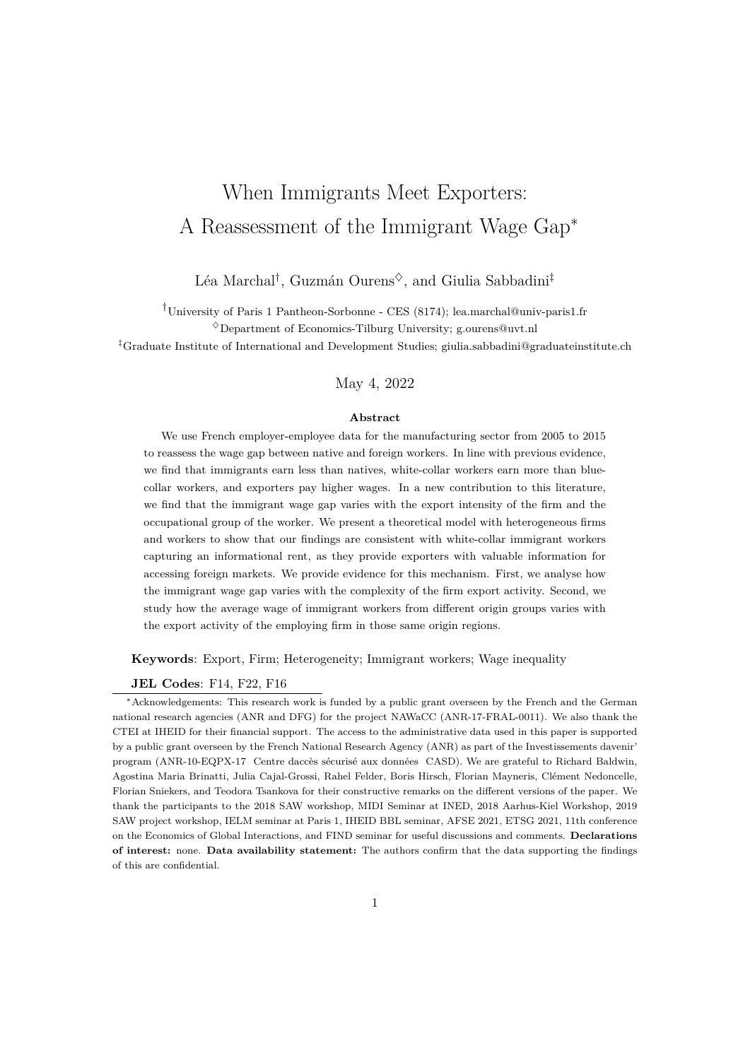# When Immigrants Meet Exporters: A Reassessment of the Immigrant Wage Gap[*]

Léa Marchal[†], Guzmán Ourens[◇], and Giulia Sabbadini[‡]

[†]University of Paris 1 Pantheon-Sorbonne - CES (8174); lea.marchal@univ-paris1.fr

[◇]Department of Economics-Tilburg University; g.ourens@uvt.nl

[‡]Graduate Institute of International and Development Studies; giulia.sabbadini@graduateinstitute.ch

May 4, 2022

**Abstract**

We use French employer-employee data for the manufacturing sector from 2005 to 2015 to reassess the wage gap between native and foreign workers. In line with previous evidence, we find that immigrants earn less than natives, white-collar workers earn more than blue-collar workers, and exporters pay higher wages. In a new contribution to this literature, we find that the immigrant wage gap varies with the export intensity of the firm and the occupational group of the worker. We present a theoretical model with heterogeneous firms and workers to show that our findings are consistent with white-collar immigrant workers capturing an informational rent, as they provide exporters with valuable information for accessing foreign markets. We provide evidence for this mechanism. First, we analyse how the immigrant wage gap varies with the complexity of the firm export activity. Second, we study how the average wage of immigrant workers from different origin groups varies with the export activity of the employing firm in those same origin regions.

**Keywords**: Export, Firm; Heterogeneity; Immigrant workers; Wage inequality

**JEL Codes**: F14, F22, F16

[*]Acknowledgements: This research work is funded by a public grant overseen by the French and the German national research agencies (ANR and DFG) for the project NAWaCC (ANR-17-FRAL-0011). We also thank the CTEI at IHEID for their financial support. The access to the administrative data used in this paper is supported by a public grant overseen by the French National Research Agency (ANR) as part of the Investissements davenir' program (ANR-10-EQPX-17 Centre daccès sécurisé aux données CASD). We are grateful to Richard Baldwin, Agostina Maria Brinatti, Julia Cajal-Grossi, Rahel Felder, Boris Hirsch, Florian Mayneris, Clément Nedoncelle, Florian Sniekers, and Teodora Tsankova for their constructive remarks on the different versions of the paper. We thank the participants to the 2018 SAW workshop, MIDI Seminar at INED, 2018 Aarhus-Kiel Workshop, 2019 SAW project workshop, IELM seminar at Paris 1, IHEID BBL seminar, AFSE 2021, ETSG 2021, 11th conference on the Economics of Global Interactions, and FIND seminar for useful discussions and comments. **Declarations of interest:** none. **Data availability statement:** The authors confirm that the data supporting the findings of this are confidential.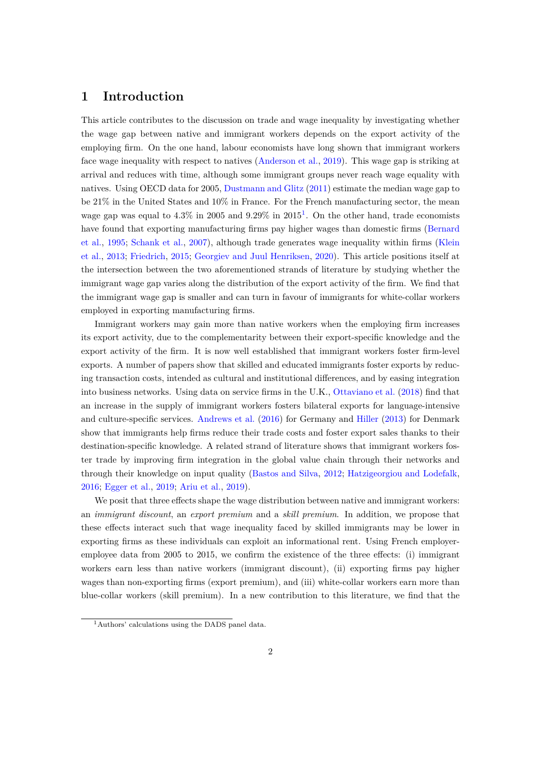# 1 Introduction

This article contributes to the discussion on trade and wage inequality by investigating whether the wage gap between native and immigrant workers depends on the export activity of the employing firm. On the one hand, labour economists have long shown that immigrant workers face wage inequality with respect to natives (Anderson et al., 2019). This wage gap is striking at arrival and reduces with time, although some immigrant groups never reach wage equality with natives. Using OECD data for 2005, Dustmann and Glitz (2011) estimate the median wage gap to be 21% in the United States and 10% in France. For the French manufacturing sector, the mean wage gap was equal to 4.3% in 2005 and 9.29% in 2015[1]. On the other hand, trade economists have found that exporting manufacturing firms pay higher wages than domestic firms (Bernard et al., 1995; Schank et al., 2007), although trade generates wage inequality within firms (Klein et al., 2013; Friedrich, 2015; Georgiev and Juul Henriksen, 2020). This article positions itself at the intersection between the two aforementioned strands of literature by studying whether the immigrant wage gap varies along the distribution of the export activity of the firm. We find that the immigrant wage gap is smaller and can turn in favour of immigrants for white-collar workers employed in exporting manufacturing firms.

Immigrant workers may gain more than native workers when the employing firm increases its export activity, due to the complementarity between their export-specific knowledge and the export activity of the firm. It is now well established that immigrant workers foster firm-level exports. A number of papers show that skilled and educated immigrants foster exports by reducing transaction costs, intended as cultural and institutional differences, and by easing integration into business networks. Using data on service firms in the U.K., Ottaviano et al. (2018) find that an increase in the supply of immigrant workers fosters bilateral exports for language-intensive and culture-specific services. Andrews et al. (2016) for Germany and Hiller (2013) for Denmark show that immigrants help firms reduce their trade costs and foster export sales thanks to their destination-specific knowledge. A related strand of literature shows that immigrant workers foster trade by improving firm integration in the global value chain through their networks and through their knowledge on input quality (Bastos and Silva, 2012; Hatzigeorgiou and Lodefalk, 2016; Egger et al., 2019; Ariu et al., 2019).

We posit that three effects shape the wage distribution between native and immigrant workers: an *immigrant discount*, an *export premium* and a *skill premium*. In addition, we propose that these effects interact such that wage inequality faced by skilled immigrants may be lower in exporting firms as these individuals can exploit an informational rent. Using French employer-employee data from 2005 to 2015, we confirm the existence of the three effects: (i) immigrant workers earn less than native workers (immigrant discount), (ii) exporting firms pay higher wages than non-exporting firms (export premium), and (iii) white-collar workers earn more than blue-collar workers (skill premium). In a new contribution to this literature, we find that the

[1] Authors' calculations using the DADS panel data.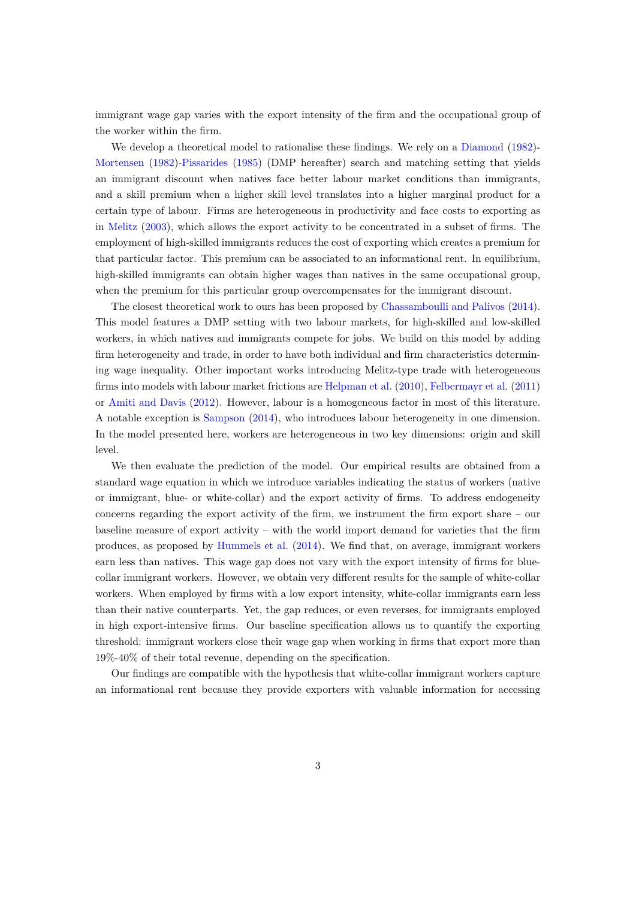immigrant wage gap varies with the export intensity of the firm and the occupational group of the worker within the firm.

We develop a theoretical model to rationalise these findings. We rely on a Diamond (1982)-Mortensen (1982)-Pissarides (1985) (DMP hereafter) search and matching setting that yields an immigrant discount when natives face better labour market conditions than immigrants, and a skill premium when a higher skill level translates into a higher marginal product for a certain type of labour. Firms are heterogeneous in productivity and face costs to exporting as in Melitz (2003), which allows the export activity to be concentrated in a subset of firms. The employment of high-skilled immigrants reduces the cost of exporting which creates a premium for that particular factor. This premium can be associated to an informational rent. In equilibrium, high-skilled immigrants can obtain higher wages than natives in the same occupational group, when the premium for this particular group overcompensates for the immigrant discount.

The closest theoretical work to ours has been proposed by Chassamboulli and Palivos (2014). This model features a DMP setting with two labour markets, for high-skilled and low-skilled workers, in which natives and immigrants compete for jobs. We build on this model by adding firm heterogeneity and trade, in order to have both individual and firm characteristics determining wage inequality. Other important works introducing Melitz-type trade with heterogeneous firms into models with labour market frictions are Helpman et al. (2010), Felbermayr et al. (2011) or Amiti and Davis (2012). However, labour is a homogeneous factor in most of this literature. A notable exception is Sampson (2014), who introduces labour heterogeneity in one dimension. In the model presented here, workers are heterogeneous in two key dimensions: origin and skill level.

We then evaluate the prediction of the model. Our empirical results are obtained from a standard wage equation in which we introduce variables indicating the status of workers (native or immigrant, blue- or white-collar) and the export activity of firms. To address endogeneity concerns regarding the export activity of the firm, we instrument the firm export share – our baseline measure of export activity – with the world import demand for varieties that the firm produces, as proposed by Hummels et al. (2014). We find that, on average, immigrant workers earn less than natives. This wage gap does not vary with the export intensity of firms for blue-collar immigrant workers. However, we obtain very different results for the sample of white-collar workers. When employed by firms with a low export intensity, white-collar immigrants earn less than their native counterparts. Yet, the gap reduces, or even reverses, for immigrants employed in high export-intensive firms. Our baseline specification allows us to quantify the exporting threshold: immigrant workers close their wage gap when working in firms that export more than 19%-40% of their total revenue, depending on the specification.

Our findings are compatible with the hypothesis that white-collar immigrant workers capture an informational rent because they provide exporters with valuable information for accessing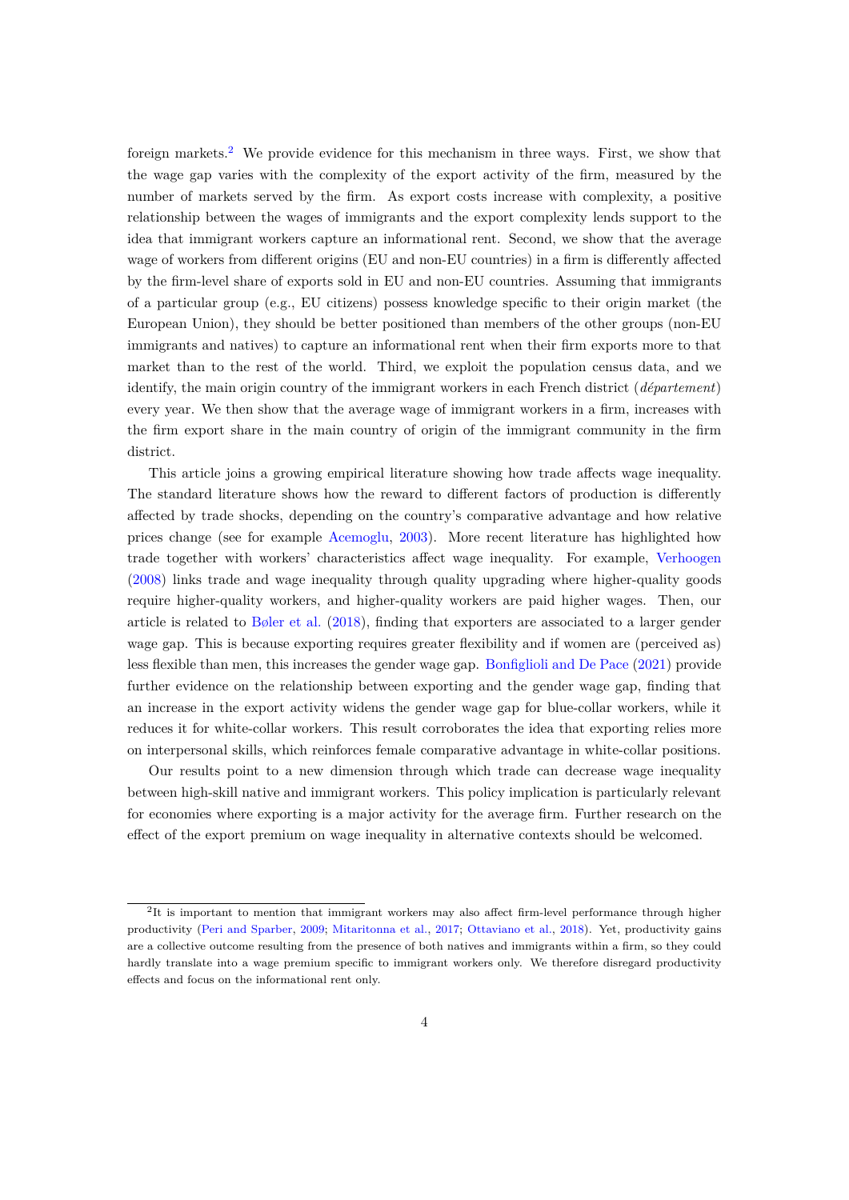foreign markets.[2] We provide evidence for this mechanism in three ways. First, we show that the wage gap varies with the complexity of the export activity of the firm, measured by the number of markets served by the firm. As export costs increase with complexity, a positive relationship between the wages of immigrants and the export complexity lends support to the idea that immigrant workers capture an informational rent. Second, we show that the average wage of workers from different origins (EU and non-EU countries) in a firm is differently affected by the firm-level share of exports sold in EU and non-EU countries. Assuming that immigrants of a particular group (e.g., EU citizens) possess knowledge specific to their origin market (the European Union), they should be better positioned than members of the other groups (non-EU immigrants and natives) to capture an informational rent when their firm exports more to that market than to the rest of the world. Third, we exploit the population census data, and we identify, the main origin country of the immigrant workers in each French district (*département*) every year. We then show that the average wage of immigrant workers in a firm, increases with the firm export share in the main country of origin of the immigrant community in the firm district.

This article joins a growing empirical literature showing how trade affects wage inequality. The standard literature shows how the reward to different factors of production is differently affected by trade shocks, depending on the country's comparative advantage and how relative prices change (see for example Acemoglu, 2003). More recent literature has highlighted how trade together with workers' characteristics affect wage inequality. For example, Verhoogen (2008) links trade and wage inequality through quality upgrading where higher-quality goods require higher-quality workers, and higher-quality workers are paid higher wages. Then, our article is related to Bøler et al. (2018), finding that exporters are associated to a larger gender wage gap. This is because exporting requires greater flexibility and if women are (perceived as) less flexible than men, this increases the gender wage gap. Bonfiglioli and De Pace (2021) provide further evidence on the relationship between exporting and the gender wage gap, finding that an increase in the export activity widens the gender wage gap for blue-collar workers, while it reduces it for white-collar workers. This result corroborates the idea that exporting relies more on interpersonal skills, which reinforces female comparative advantage in white-collar positions.

Our results point to a new dimension through which trade can decrease wage inequality between high-skill native and immigrant workers. This policy implication is particularly relevant for economies where exporting is a major activity for the average firm. Further research on the effect of the export premium on wage inequality in alternative contexts should be welcomed.

[2] It is important to mention that immigrant workers may also affect firm-level performance through higher productivity (Peri and Sparber, 2009; Mitaritonna et al., 2017; Ottaviano et al., 2018). Yet, productivity gains are a collective outcome resulting from the presence of both natives and immigrants within a firm, so they could hardly translate into a wage premium specific to immigrant workers only. We therefore disregard productivity effects and focus on the informational rent only.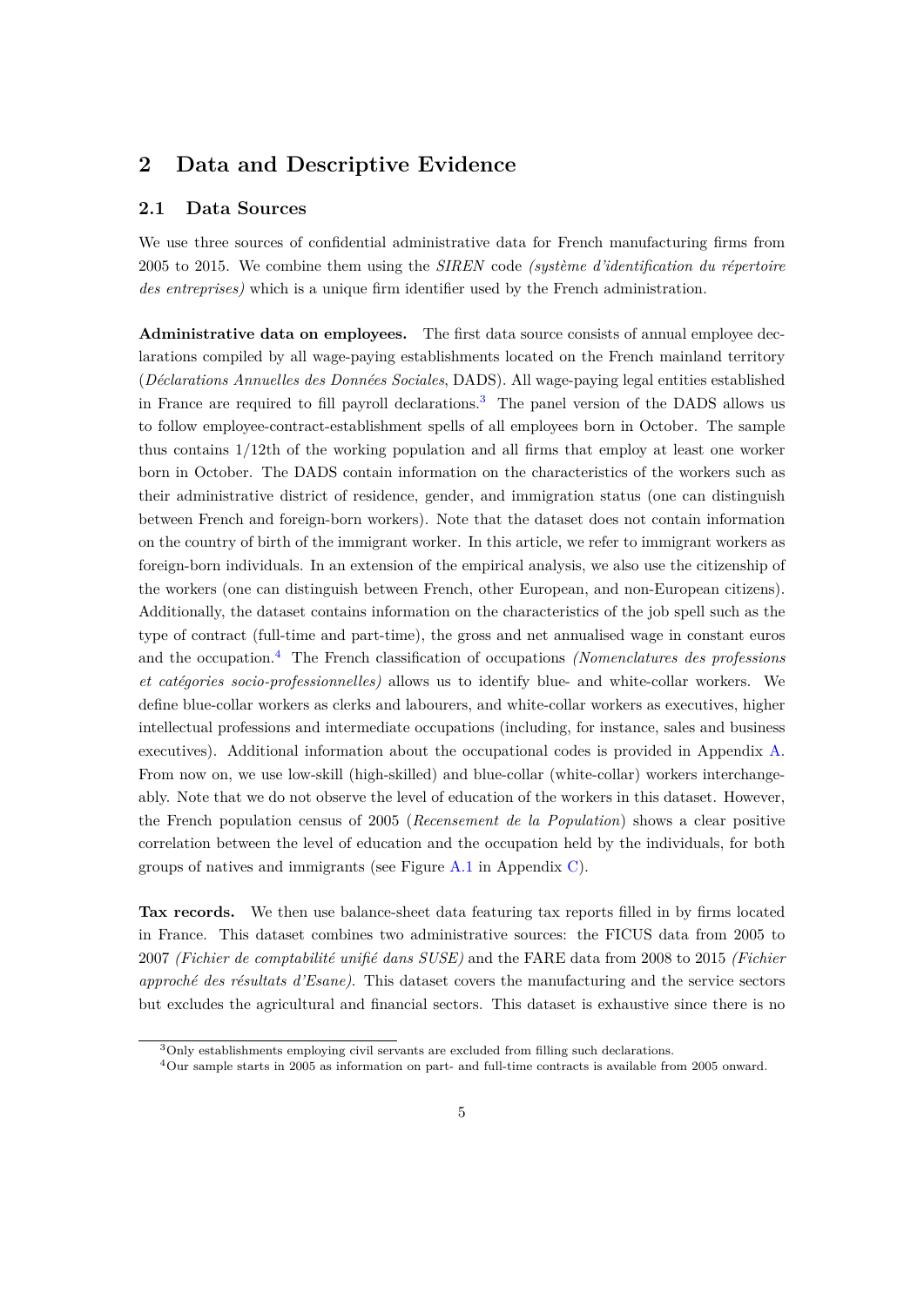## 2 Data and Descriptive Evidence

### 2.1 Data Sources

We use three sources of confidential administrative data for French manufacturing firms from 2005 to 2015. We combine them using the *SIREN* code *(système d'identification du répertoire des entreprises)* which is a unique firm identifier used by the French administration.

**Administrative data on employees.** The first data source consists of annual employee declarations compiled by all wage-paying establishments located on the French mainland territory (*Déclarations Annuelles des Données Sociales*, DADS). All wage-paying legal entities established in France are required to fill payroll declarations.[3] The panel version of the DADS allows us to follow employee-contract-establishment spells of all employees born in October. The sample thus contains 1/12th of the working population and all firms that employ at least one worker born in October. The DADS contain information on the characteristics of the workers such as their administrative district of residence, gender, and immigration status (one can distinguish between French and foreign-born workers). Note that the dataset does not contain information on the country of birth of the immigrant worker. In this article, we refer to immigrant workers as foreign-born individuals. In an extension of the empirical analysis, we also use the citizenship of the workers (one can distinguish between French, other European, and non-European citizens). Additionally, the dataset contains information on the characteristics of the job spell such as the type of contract (full-time and part-time), the gross and net annualised wage in constant euros and the occupation.[4] The French classification of occupations *(Nomenclatures des professions et catégories socio-professionnelles)* allows us to identify blue- and white-collar workers. We define blue-collar workers as clerks and labourers, and white-collar workers as executives, higher intellectual professions and intermediate occupations (including, for instance, sales and business executives). Additional information about the occupational codes is provided in Appendix A. From now on, we use low-skill (high-skilled) and blue-collar (white-collar) workers interchangeably. Note that we do not observe the level of education of the workers in this dataset. However, the French population census of 2005 (*Recensement de la Population*) shows a clear positive correlation between the level of education and the occupation held by the individuals, for both groups of natives and immigrants (see Figure A.1 in Appendix C).

**Tax records.** We then use balance-sheet data featuring tax reports filled in by firms located in France. This dataset combines two administrative sources: the FICUS data from 2005 to 2007 *(Fichier de comptabilité unifié dans SUSE)* and the FARE data from 2008 to 2015 *(Fichier approché des résultats d'Esane)*. This dataset covers the manufacturing and the service sectors but excludes the agricultural and financial sectors. This dataset is exhaustive since there is no

---

[3] Only establishments employing civil servants are excluded from filling such declarations.

[4] Our sample starts in 2005 as information on part- and full-time contracts is available from 2005 onward.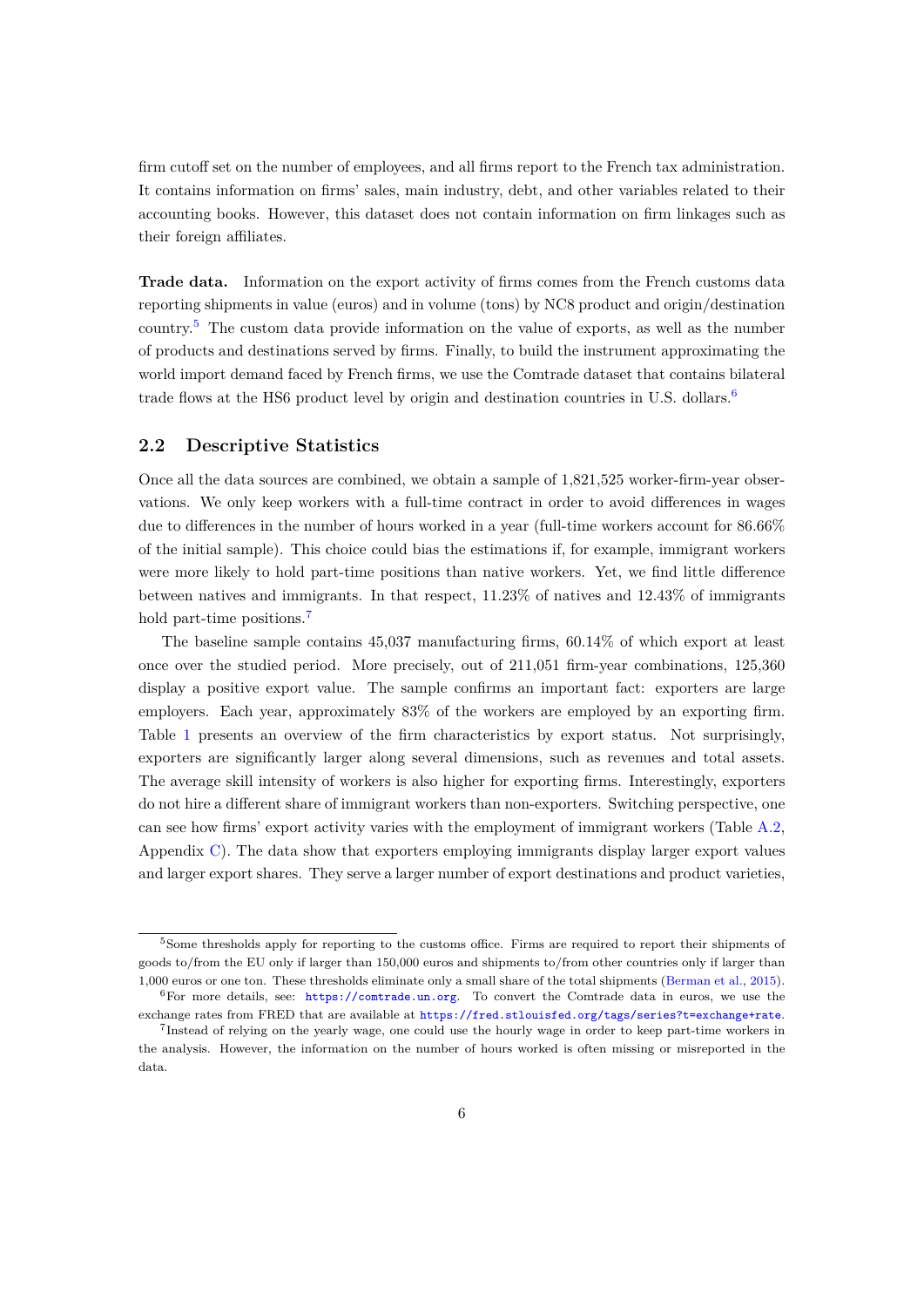firm cutoff set on the number of employees, and all firms report to the French tax administration. It contains information on firms' sales, main industry, debt, and other variables related to their accounting books. However, this dataset does not contain information on firm linkages such as their foreign affiliates.

**Trade data.** Information on the export activity of firms comes from the French customs data reporting shipments in value (euros) and in volume (tons) by NC8 product and origin/destination country.[5] The custom data provide information on the value of exports, as well as the number of products and destinations served by firms. Finally, to build the instrument approximating the world import demand faced by French firms, we use the Comtrade dataset that contains bilateral trade flows at the HS6 product level by origin and destination countries in U.S. dollars.[6]

## 2.2 Descriptive Statistics

Once all the data sources are combined, we obtain a sample of 1,821,525 worker-firm-year observations. We only keep workers with a full-time contract in order to avoid differences in wages due to differences in the number of hours worked in a year (full-time workers account for 86.66% of the initial sample). This choice could bias the estimations if, for example, immigrant workers were more likely to hold part-time positions than native workers. Yet, we find little difference between natives and immigrants. In that respect, 11.23% of natives and 12.43% of immigrants hold part-time positions.[7]

The baseline sample contains 45,037 manufacturing firms, 60.14% of which export at least once over the studied period. More precisely, out of 211,051 firm-year combinations, 125,360 display a positive export value. The sample confirms an important fact: exporters are large employers. Each year, approximately 83% of the workers are employed by an exporting firm. Table 1 presents an overview of the firm characteristics by export status. Not surprisingly, exporters are significantly larger along several dimensions, such as revenues and total assets. The average skill intensity of workers is also higher for exporting firms. Interestingly, exporters do not hire a different share of immigrant workers than non-exporters. Switching perspective, one can see how firms' export activity varies with the employment of immigrant workers (Table A.2, Appendix C). The data show that exporters employing immigrants display larger export values and larger export shares. They serve a larger number of export destinations and product varieties,

[5] Some thresholds apply for reporting to the customs office. Firms are required to report their shipments of goods to/from the EU only if larger than 150,000 euros and shipments to/from other countries only if larger than 1,000 euros or one ton. These thresholds eliminate only a small share of the total shipments (Berman et al., 2015).

[6] For more details, see: https://comtrade.un.org. To convert the Comtrade data in euros, we use the exchange rates from FRED that are available at https://fred.stlouisfed.org/tags/series?t=exchange+rate.

[7] Instead of relying on the yearly wage, one could use the hourly wage in order to keep part-time workers in the analysis. However, the information on the number of hours worked is often missing or misreported in the data.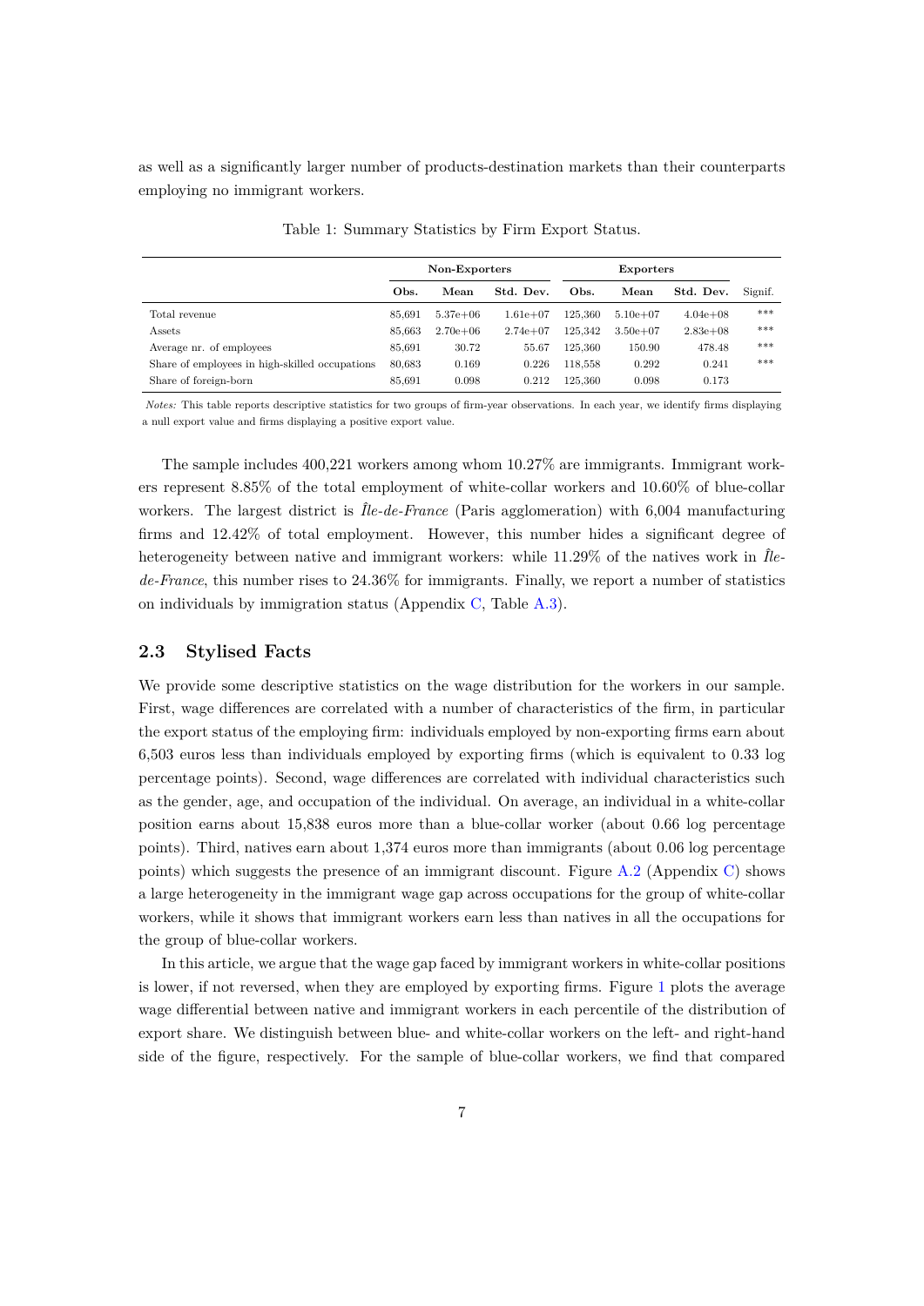as well as a significantly larger number of products-destination markets than their counterparts employing no immigrant workers.

Table 1: Summary Statistics by Firm Export Status.

| | Non-Exporters | | | Exporters | | | |
|---|---|---|---|---|---|---|---|
| | Obs. | Mean | Std. Dev. | Obs. | Mean | Std. Dev. | Signif. |
| Total revenue | 85,691 | 5.37e+06 | 1.61e+07 | 125,360 | 5.10e+07 | 4.04e+08 | *** |
| Assets | 85,663 | 2.70e+06 | 2.74e+07 | 125,342 | 3.50e+07 | 2.83e+08 | *** |
| Average nr. of employees | 85,691 | 30.72 | 55.67 | 125,360 | 150.90 | 478.48 | *** |
| Share of employees in high-skilled occupations | 80,683 | 0.169 | 0.226 | 118,558 | 0.292 | 0.241 | *** |
| Share of foreign-born | 85,691 | 0.098 | 0.212 | 125,360 | 0.098 | 0.173 | |

*Notes:* This table reports descriptive statistics for two groups of firm-year observations. In each year, we identify firms displaying a null export value and firms displaying a positive export value.

The sample includes 400,221 workers among whom 10.27% are immigrants. Immigrant workers represent 8.85% of the total employment of white-collar workers and 10.60% of blue-collar workers. The largest district is *Île-de-France* (Paris agglomeration) with 6,004 manufacturing firms and 12.42% of total employment. However, this number hides a significant degree of heterogeneity between native and immigrant workers: while 11.29% of the natives work in *Île-de-France*, this number rises to 24.36% for immigrants. Finally, we report a number of statistics on individuals by immigration status (Appendix C, Table A.3).

## 2.3 Stylised Facts

We provide some descriptive statistics on the wage distribution for the workers in our sample. First, wage differences are correlated with a number of characteristics of the firm, in particular the export status of the employing firm: individuals employed by non-exporting firms earn about 6,503 euros less than individuals employed by exporting firms (which is equivalent to 0.33 log percentage points). Second, wage differences are correlated with individual characteristics such as the gender, age, and occupation of the individual. On average, an individual in a white-collar position earns about 15,838 euros more than a blue-collar worker (about 0.66 log percentage points). Third, natives earn about 1,374 euros more than immigrants (about 0.06 log percentage points) which suggests the presence of an immigrant discount. Figure A.2 (Appendix C) shows a large heterogeneity in the immigrant wage gap across occupations for the group of white-collar workers, while it shows that immigrant workers earn less than natives in all the occupations for the group of blue-collar workers.

In this article, we argue that the wage gap faced by immigrant workers in white-collar positions is lower, if not reversed, when they are employed by exporting firms. Figure 1 plots the average wage differential between native and immigrant workers in each percentile of the distribution of export share. We distinguish between blue- and white-collar workers on the left- and right-hand side of the figure, respectively. For the sample of blue-collar workers, we find that compared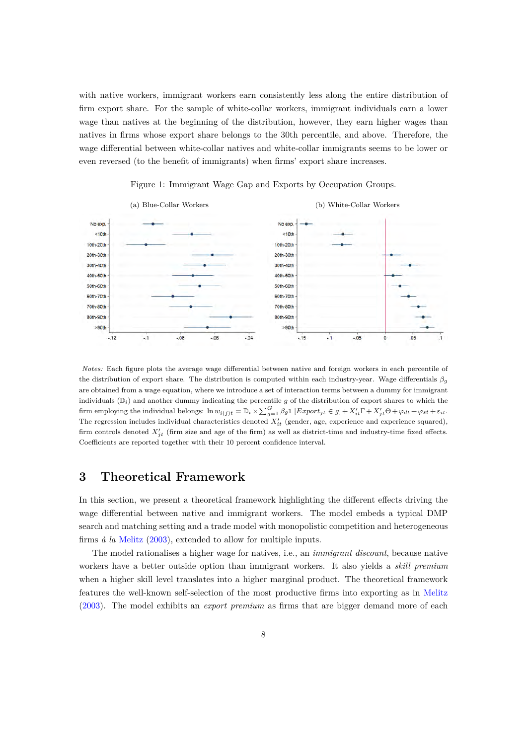with native workers, immigrant workers earn consistently less along the entire distribution of firm export share. For the sample of white-collar workers, immigrant individuals earn a lower wage than natives at the beginning of the distribution, however, they earn higher wages than natives in firms whose export share belongs to the 30th percentile, and above. Therefore, the wage differential between white-collar natives and white-collar immigrants seems to be lower or even reversed (to the benefit of immigrants) when firms' export share increases.

Figure 1: Immigrant Wage Gap and Exports by Occupation Groups.

(a) Blue-Collar Workers

(b) White-Collar Workers

*Notes:* Each figure plots the average wage differential between native and foreign workers in each percentile of the distribution of export share. The distribution is computed within each industry-year. Wage differentials $\beta_g$ are obtained from a wage equation, where we introduce a set of interaction terms between a dummy for immigrant individuals ($\mathbb{D}_i$) and another dummy indicating the percentile $g$ of the distribution of export shares to which the firm employing the individual belongs: $\ln w_{i(j)t} = \mathbb{D}_i \times \sum_{g=1}^{G} \beta_g \mathbb{1}\left[Export_{jt} \in g\right] + X'_{it}\Gamma + X'_{jt}\Theta + \varphi_{dt} + \varphi_{st} + \varepsilon_{it}$. The regression includes individual characteristics denoted $X'_{it}$ (gender, age, experience and experience squared), firm controls denoted $X'_{jt}$ (firm size and age of the firm) as well as district-time and industry-time fixed effects. Coefficients are reported together with their 10 percent confidence interval.

# 3 Theoretical Framework

In this section, we present a theoretical framework highlighting the different effects driving the wage differential between native and immigrant workers. The model embeds a typical DMP search and matching setting and a trade model with monopolistic competition and heterogeneous firms *à la* Melitz (2003), extended to allow for multiple inputs.

The model rationalises a higher wage for natives, i.e., an *immigrant discount*, because native workers have a better outside option than immigrant workers. It also yields a *skill premium* when a higher skill level translates into a higher marginal product. The theoretical framework features the well-known self-selection of the most productive firms into exporting as in Melitz (2003). The model exhibits an *export premium* as firms that are bigger demand more of each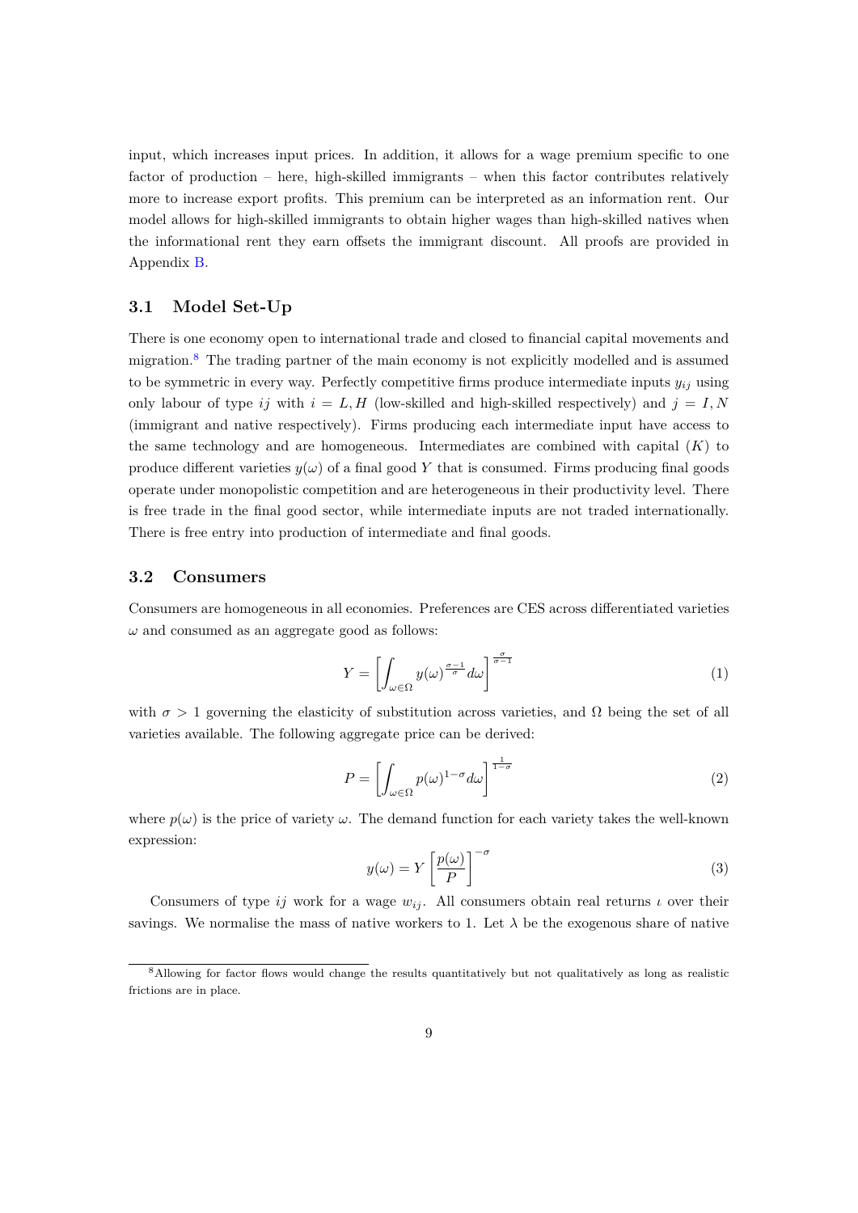input, which increases input prices. In addition, it allows for a wage premium specific to one factor of production – here, high-skilled immigrants – when this factor contributes relatively more to increase export profits. This premium can be interpreted as an information rent. Our model allows for high-skilled immigrants to obtain higher wages than high-skilled natives when the informational rent they earn offsets the immigrant discount. All proofs are provided in Appendix B.

## 3.1 Model Set-Up

There is one economy open to international trade and closed to financial capital movements and migration.[8] The trading partner of the main economy is not explicitly modelled and is assumed to be symmetric in every way. Perfectly competitive firms produce intermediate inputs $y_{ij}$ using only labour of type $ij$ with $i = L, H$ (low-skilled and high-skilled respectively) and $j = I, N$ (immigrant and native respectively). Firms producing each intermediate input have access to the same technology and are homogeneous. Intermediates are combined with capital ($K$) to produce different varieties $y(\omega)$ of a final good $Y$ that is consumed. Firms producing final goods operate under monopolistic competition and are heterogeneous in their productivity level. There is free trade in the final good sector, while intermediate inputs are not traded internationally. There is free entry into production of intermediate and final goods.

## 3.2 Consumers

Consumers are homogeneous in all economies. Preferences are CES across differentiated varieties $\omega$ and consumed as an aggregate good as follows:

$$Y = \left[ \int_{\omega \in \Omega} y(\omega)^{\frac{\sigma-1}{\sigma}} d\omega \right]^{\frac{\sigma}{\sigma-1}} \tag{1}$$

with $\sigma > 1$ governing the elasticity of substitution across varieties, and $\Omega$ being the set of all varieties available. The following aggregate price can be derived:

$$P = \left[ \int_{\omega \in \Omega} p(\omega)^{1-\sigma} d\omega \right]^{\frac{1}{1-\sigma}} \tag{2}$$

where $p(\omega)$ is the price of variety $\omega$. The demand function for each variety takes the well-known expression:

$$y(\omega) = Y \left[ \frac{p(\omega)}{P} \right]^{-\sigma} \tag{3}$$

Consumers of type $ij$ work for a wage $w_{ij}$. All consumers obtain real returns $\iota$ over their savings. We normalise the mass of native workers to 1. Let $\lambda$ be the exogenous share of native

[8] Allowing for factor flows would change the results quantitatively but not qualitatively as long as realistic frictions are in place.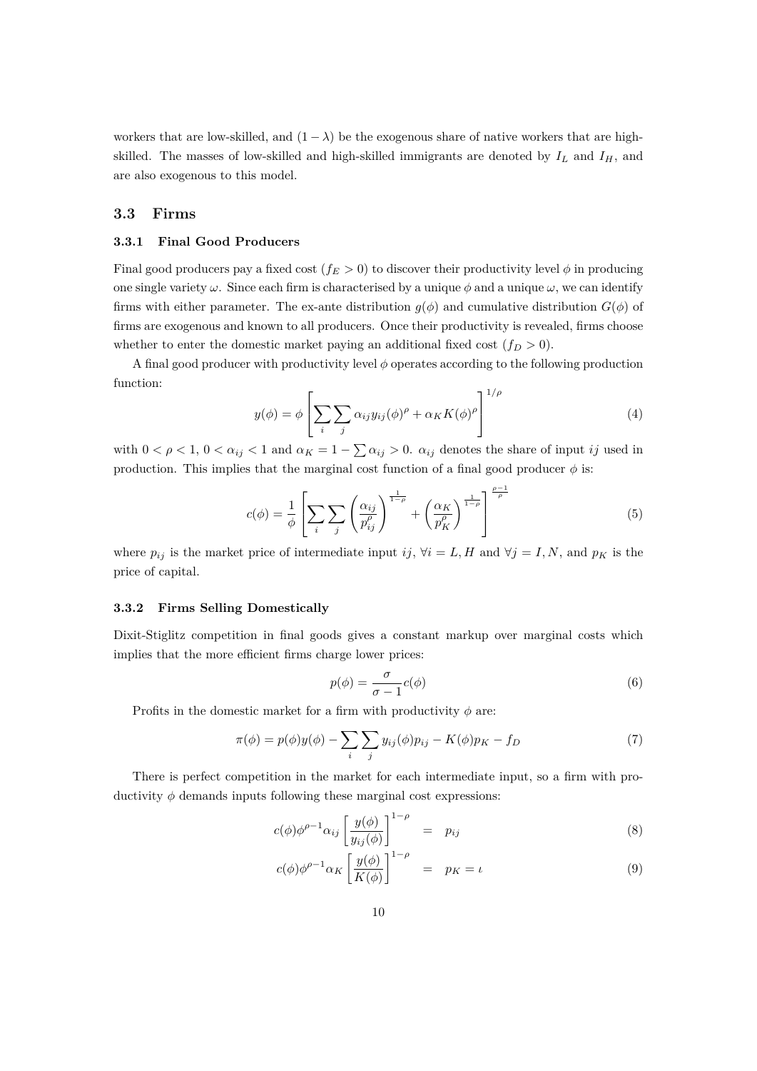workers that are low-skilled, and $(1-\lambda)$ be the exogenous share of native workers that are high-skilled. The masses of low-skilled and high-skilled immigrants are denoted by $I_L$ and $I_H$, and are also exogenous to this model.

## 3.3 Firms

### 3.3.1 Final Good Producers

Final good producers pay a fixed cost ($f_E > 0$) to discover their productivity level $\phi$ in producing one single variety $\omega$. Since each firm is characterised by a unique $\phi$ and a unique $\omega$, we can identify firms with either parameter. The ex-ante distribution $g(\phi)$ and cumulative distribution $G(\phi)$ of firms are exogenous and known to all producers. Once their productivity is revealed, firms choose whether to enter the domestic market paying an additional fixed cost ($f_D > 0$).

A final good producer with productivity level $\phi$ operates according to the following production function:

$$y(\phi) = \phi \left[ \sum_i \sum_j \alpha_{ij} y_{ij}(\phi)^{\rho} + \alpha_K K(\phi)^{\rho} \right]^{1/\rho} \tag{4}$$

with $0 < \rho < 1$, $0 < \alpha_{ij} < 1$ and $\alpha_K = 1 - \sum \alpha_{ij} > 0$. $\alpha_{ij}$ denotes the share of input $ij$ used in production. This implies that the marginal cost function of a final good producer $\phi$ is:

$$c(\phi) = \frac{1}{\phi} \left[ \sum_i \sum_j \left( \frac{\alpha_{ij}}{p_{ij}^{\rho}} \right)^{\frac{1}{1-\rho}} + \left( \frac{\alpha_K}{p_K^{\rho}} \right)^{\frac{1}{1-\rho}} \right]^{\frac{\rho-1}{\rho}} \tag{5}$$

where $p_{ij}$ is the market price of intermediate input $ij$, $\forall i = L, H$ and $\forall j = I, N$, and $p_K$ is the price of capital.

### 3.3.2 Firms Selling Domestically

Dixit-Stiglitz competition in final goods gives a constant markup over marginal costs which implies that the more efficient firms charge lower prices:

$$p(\phi) = \frac{\sigma}{\sigma - 1} c(\phi) \tag{6}$$

Profits in the domestic market for a firm with productivity $\phi$ are:

$$\pi(\phi) = p(\phi) y(\phi) - \sum_i \sum_j y_{ij}(\phi) p_{ij} - K(\phi) p_K - f_D \tag{7}$$

There is perfect competition in the market for each intermediate input, so a firm with productivity $\phi$ demands inputs following these marginal cost expressions:

$$c(\phi)\phi^{\rho-1}\alpha_{ij} \left[ \frac{y(\phi)}{y_{ij}(\phi)} \right]^{1-\rho} = p_{ij} \tag{8}$$

$$c(\phi)\phi^{\rho-1}\alpha_K \left[ \frac{y(\phi)}{K(\phi)} \right]^{1-\rho} = p_K = \iota \tag{9}$$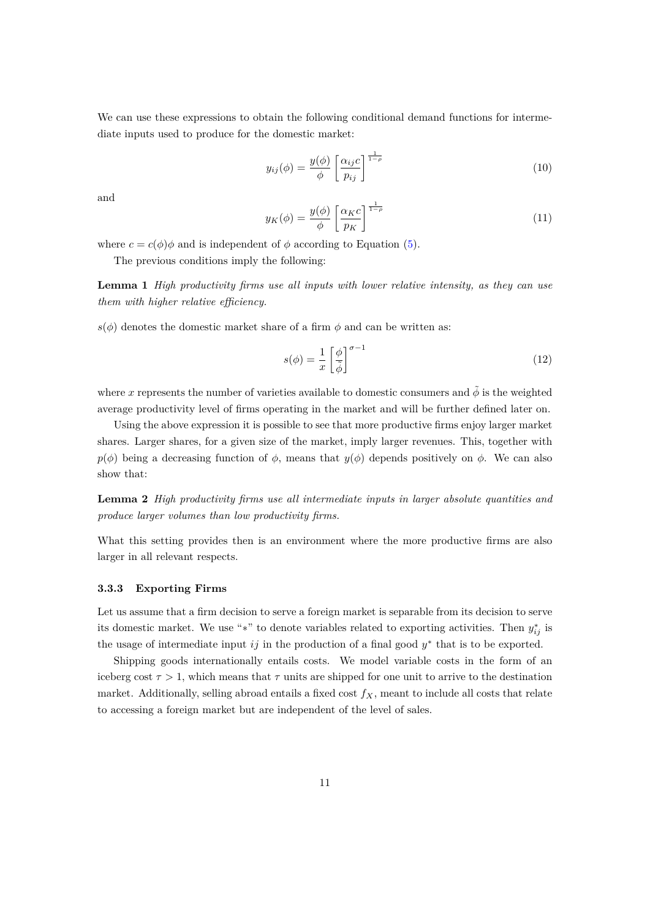We can use these expressions to obtain the following conditional demand functions for intermediate inputs used to produce for the domestic market:

$$y_{ij}(\phi) = \frac{y(\phi)}{\phi} \left[ \frac{\alpha_{ij} c}{p_{ij}} \right]^{\frac{1}{1-\rho}} \tag{10}$$

and

$$y_K(\phi) = \frac{y(\phi)}{\phi} \left[ \frac{\alpha_K c}{p_K} \right]^{\frac{1}{1-\rho}} \tag{11}$$

where $c = c(\phi)\phi$ and is independent of $\phi$ according to Equation (5).

The previous conditions imply the following:

**Lemma 1** *High productivity firms use all inputs with lower relative intensity, as they can use them with higher relative efficiency.*

$s(\phi)$ denotes the domestic market share of a firm $\phi$ and can be written as:

$$s(\phi) = \frac{1}{x} \left[ \frac{\phi}{\tilde{\phi}} \right]^{\sigma - 1} \tag{12}$$

where $x$ represents the number of varieties available to domestic consumers and $\tilde{\phi}$ is the weighted average productivity level of firms operating in the market and will be further defined later on.

Using the above expression it is possible to see that more productive firms enjoy larger market shares. Larger shares, for a given size of the market, imply larger revenues. This, together with $p(\phi)$ being a decreasing function of $\phi$, means that $y(\phi)$ depends positively on $\phi$. We can also show that:

**Lemma 2** *High productivity firms use all intermediate inputs in larger absolute quantities and produce larger volumes than low productivity firms.*

What this setting provides then is an environment where the more productive firms are also larger in all relevant respects.

#### 3.3.3 Exporting Firms

Let us assume that a firm decision to serve a foreign market is separable from its decision to serve its domestic market. We use "$*$" to denote variables related to exporting activities. Then $y^*_{ij}$ is the usage of intermediate input $ij$ in the production of a final good $y^*$ that is to be exported.

Shipping goods internationally entails costs. We model variable costs in the form of an iceberg cost $\tau > 1$, which means that $\tau$ units are shipped for one unit to arrive to the destination market. Additionally, selling abroad entails a fixed cost $f_X$, meant to include all costs that relate to accessing a foreign market but are independent of the level of sales.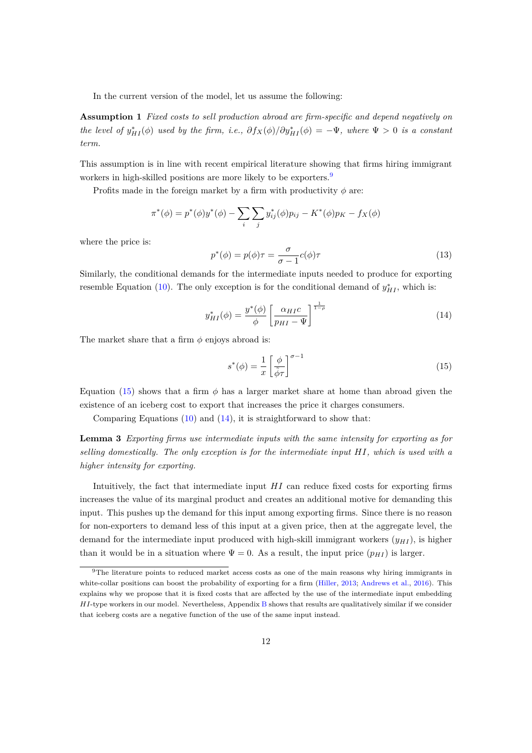In the current version of the model, let us assume the following:

**Assumption 1** *Fixed costs to sell production abroad are firm-specific and depend negatively on the level of $y^*_{HI}(\phi)$ used by the firm, i.e., $\partial f_X(\phi)/\partial y^*_{HI}(\phi) = -\Psi$, where $\Psi > 0$ is a constant term.*

This assumption is in line with recent empirical literature showing that firms hiring immigrant workers in high-skilled positions are more likely to be exporters.[9]

Profits made in the foreign market by a firm with productivity $\phi$ are:

$$\pi^*(\phi) = p^*(\phi)y^*(\phi) - \sum_i \sum_j y^*_{ij}(\phi)p_{ij} - K^*(\phi)p_K - f_X(\phi)$$

where the price is:

$$p^*(\phi) = p(\phi)\tau = \frac{\sigma}{\sigma - 1}c(\phi)\tau \tag{13}$$

Similarly, the conditional demands for the intermediate inputs needed to produce for exporting resemble Equation (10). The only exception is for the conditional demand of $y^*_{HI}$, which is:

$$y^*_{HI}(\phi) = \frac{y^*(\phi)}{\phi}\left[\frac{\alpha_{HI}c}{p_{HI} - \Psi}\right]^{\frac{1}{1-\rho}} \tag{14}$$

The market share that a firm $\phi$ enjoys abroad is:

$$s^*(\phi) = \frac{1}{x}\left[\frac{\phi}{\tilde{\phi}\tau}\right]^{\sigma-1} \tag{15}$$

Equation (15) shows that a firm $\phi$ has a larger market share at home than abroad given the existence of an iceberg cost to export that increases the price it charges consumers.

Comparing Equations (10) and (14), it is straightforward to show that:

**Lemma 3** *Exporting firms use intermediate inputs with the same intensity for exporting as for selling domestically. The only exception is for the intermediate input $HI$, which is used with a higher intensity for exporting.*

Intuitively, the fact that intermediate input $HI$ can reduce fixed costs for exporting firms increases the value of its marginal product and creates an additional motive for demanding this input. This pushes up the demand for this input among exporting firms. Since there is no reason for non-exporters to demand less of this input at a given price, then at the aggregate level, the demand for the intermediate input produced with high-skill immigrant workers ($y_{HI}$), is higher than it would be in a situation where $\Psi = 0$. As a result, the input price ($p_{HI}$) is larger.

[9] The literature points to reduced market access costs as one of the main reasons why hiring immigrants in white-collar positions can boost the probability of exporting for a firm (Hiller, 2013; Andrews et al., 2016). This explains why we propose that it is fixed costs that are affected by the use of the intermediate input embedding $HI$-type workers in our model. Nevertheless, Appendix B shows that results are qualitatively similar if we consider that iceberg costs are a negative function of the use of the same input instead.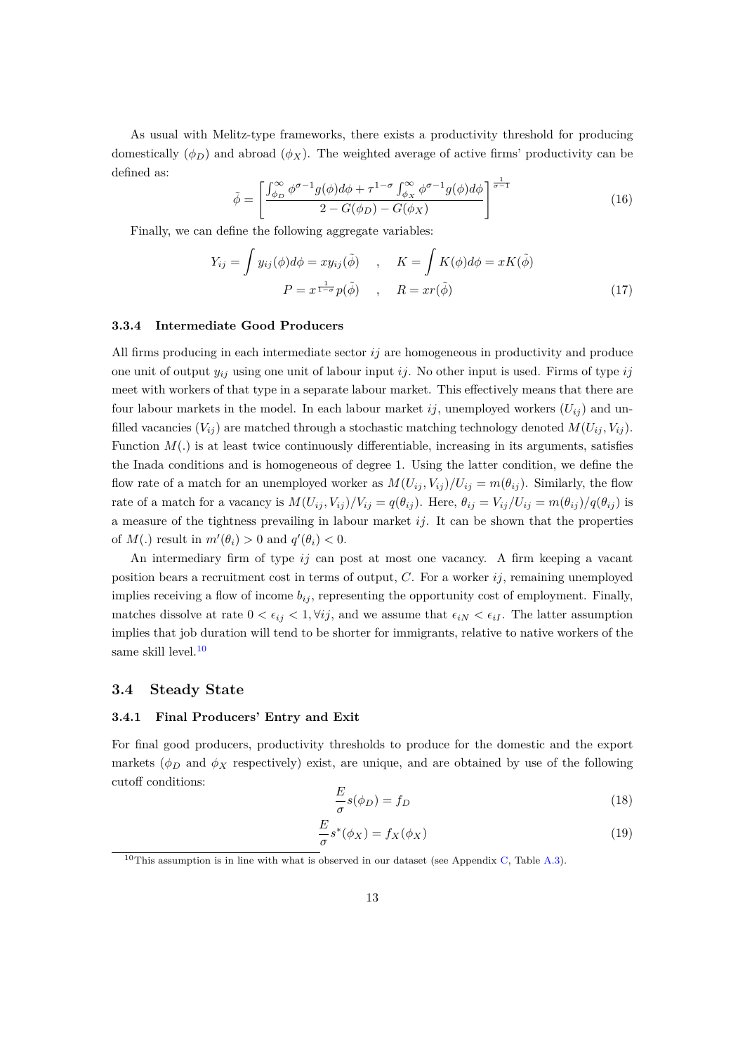As usual with Melitz-type frameworks, there exists a productivity threshold for producing domestically ($\phi_D$) and abroad ($\phi_X$). The weighted average of active firms' productivity can be defined as:

$$
\tilde{\phi} = \left[ \frac{\int_{\phi_D}^{\infty} \phi^{\sigma-1} g(\phi) d\phi + \tau^{1-\sigma} \int_{\phi_X}^{\infty} \phi^{\sigma-1} g(\phi) d\phi}{2 - G(\phi_D) - G(\phi_X)} \right]^{\frac{1}{\sigma-1}} \tag{16}
$$

Finally, we can define the following aggregate variables:

$$
Y_{ij} = \int y_{ij}(\phi) d\phi = x y_{ij}(\tilde{\phi}) \quad , \quad K = \int K(\phi) d\phi = x K(\tilde{\phi})
$$
$$
P = x^{\frac{1}{1-\sigma}} p(\tilde{\phi}) \quad , \quad R = x r(\tilde{\phi}) \tag{17}
$$

#### 3.3.4 Intermediate Good Producers

All firms producing in each intermediate sector $ij$ are homogeneous in productivity and produce one unit of output $y_{ij}$ using one unit of labour input $ij$. No other input is used. Firms of type $ij$ meet with workers of that type in a separate labour market. This effectively means that there are four labour markets in the model. In each labour market $ij$, unemployed workers ($U_{ij}$) and unfilled vacancies ($V_{ij}$) are matched through a stochastic matching technology denoted $M(U_{ij}, V_{ij})$. Function $M(.)$ is at least twice continuously differentiable, increasing in its arguments, satisfies the Inada conditions and is homogeneous of degree 1. Using the latter condition, we define the flow rate of a match for an unemployed worker as $M(U_{ij}, V_{ij})/U_{ij} = m(\theta_{ij})$. Similarly, the flow rate of a match for a vacancy is $M(U_{ij}, V_{ij})/V_{ij} = q(\theta_{ij})$. Here, $\theta_{ij} = V_{ij}/U_{ij} = m(\theta_{ij})/q(\theta_{ij})$ is a measure of the tightness prevailing in labour market $ij$. It can be shown that the properties of $M(.)$ result in $m'(\theta_i) > 0$ and $q'(\theta_i) < 0$.

An intermediary firm of type $ij$ can post at most one vacancy. A firm keeping a vacant position bears a recruitment cost in terms of output, $C$. For a worker $ij$, remaining unemployed implies receiving a flow of income $b_{ij}$, representing the opportunity cost of employment. Finally, matches dissolve at rate $0 < \epsilon_{ij} < 1, \forall ij$, and we assume that $\epsilon_{iN} < \epsilon_{iI}$. The latter assumption implies that job duration will tend to be shorter for immigrants, relative to native workers of the same skill level.[10]

## 3.4 Steady State

#### 3.4.1 Final Producers' Entry and Exit

For final good producers, productivity thresholds to produce for the domestic and the export markets ($\phi_D$ and $\phi_X$ respectively) exist, are unique, and are obtained by use of the following cutoff conditions:

$$
\frac{E}{\sigma} s(\phi_D) = f_D \tag{18}
$$

$$
\frac{E}{\sigma} s^*(\phi_X) = f_X(\phi_X) \tag{19}
$$

[10] This assumption is in line with what is observed in our dataset (see Appendix C, Table A.3).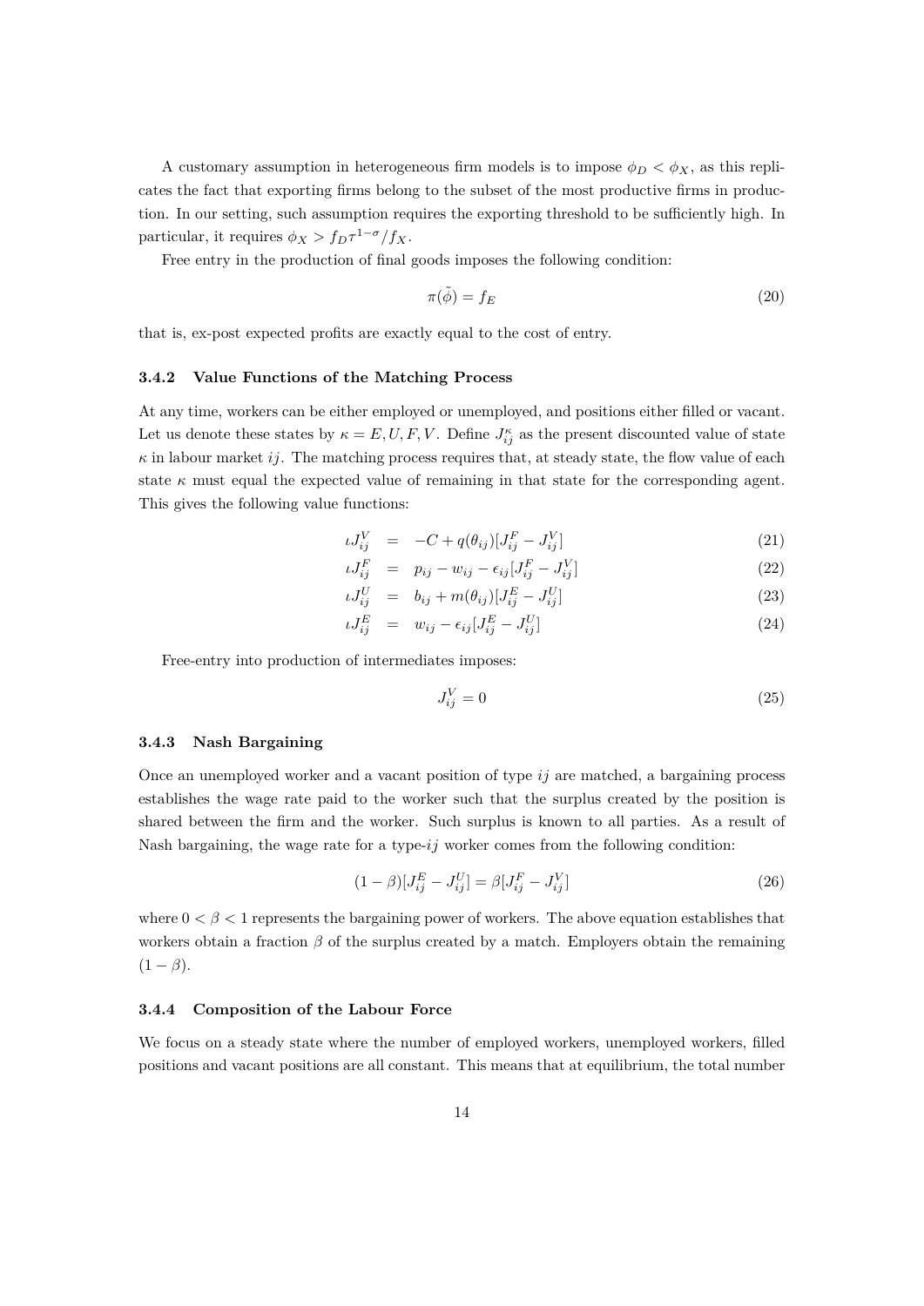A customary assumption in heterogeneous firm models is to impose $\phi_D < \phi_X$, as this replicates the fact that exporting firms belong to the subset of the most productive firms in production. In our setting, such assumption requires the exporting threshold to be sufficiently high. In particular, it requires $\phi_X > f_D \tau^{1-\sigma}/f_X$.

Free entry in the production of final goods imposes the following condition:

$$\pi(\tilde{\phi}) = f_E \tag{20}$$

that is, ex-post expected profits are exactly equal to the cost of entry.

### 3.4.2 Value Functions of the Matching Process

At any time, workers can be either employed or unemployed, and positions either filled or vacant. Let us denote these states by $\kappa = E, U, F, V$. Define $J_{ij}^{\kappa}$ as the present discounted value of state $\kappa$ in labour market $ij$. The matching process requires that, at steady state, the flow value of each state $\kappa$ must equal the expected value of remaining in that state for the corresponding agent. This gives the following value functions:

$$\iota J_{ij}^{V} = -C + q(\theta_{ij})[J_{ij}^{F} - J_{ij}^{V}] \tag{21}$$

$$\iota J_{ij}^{F} = p_{ij} - w_{ij} - \epsilon_{ij}[J_{ij}^{F} - J_{ij}^{V}] \tag{22}$$

$$\iota J_{ij}^{U} = b_{ij} + m(\theta_{ij})[J_{ij}^{E} - J_{ij}^{U}] \tag{23}$$

$$\iota J_{ij}^{E} = w_{ij} - \epsilon_{ij}[J_{ij}^{E} - J_{ij}^{U}] \tag{24}$$

Free-entry into production of intermediates imposes:

$$J_{ij}^{V} = 0 \tag{25}$$

### 3.4.3 Nash Bargaining

Once an unemployed worker and a vacant position of type $ij$ are matched, a bargaining process establishes the wage rate paid to the worker such that the surplus created by the position is shared between the firm and the worker. Such surplus is known to all parties. As a result of Nash bargaining, the wage rate for a type-$ij$ worker comes from the following condition:

$$(1-\beta)[J_{ij}^{E} - J_{ij}^{U}] = \beta[J_{ij}^{F} - J_{ij}^{V}] \tag{26}$$

where $0 < \beta < 1$ represents the bargaining power of workers. The above equation establishes that workers obtain a fraction $\beta$ of the surplus created by a match. Employers obtain the remaining $(1-\beta)$.

### 3.4.4 Composition of the Labour Force

We focus on a steady state where the number of employed workers, unemployed workers, filled positions and vacant positions are all constant. This means that at equilibrium, the total number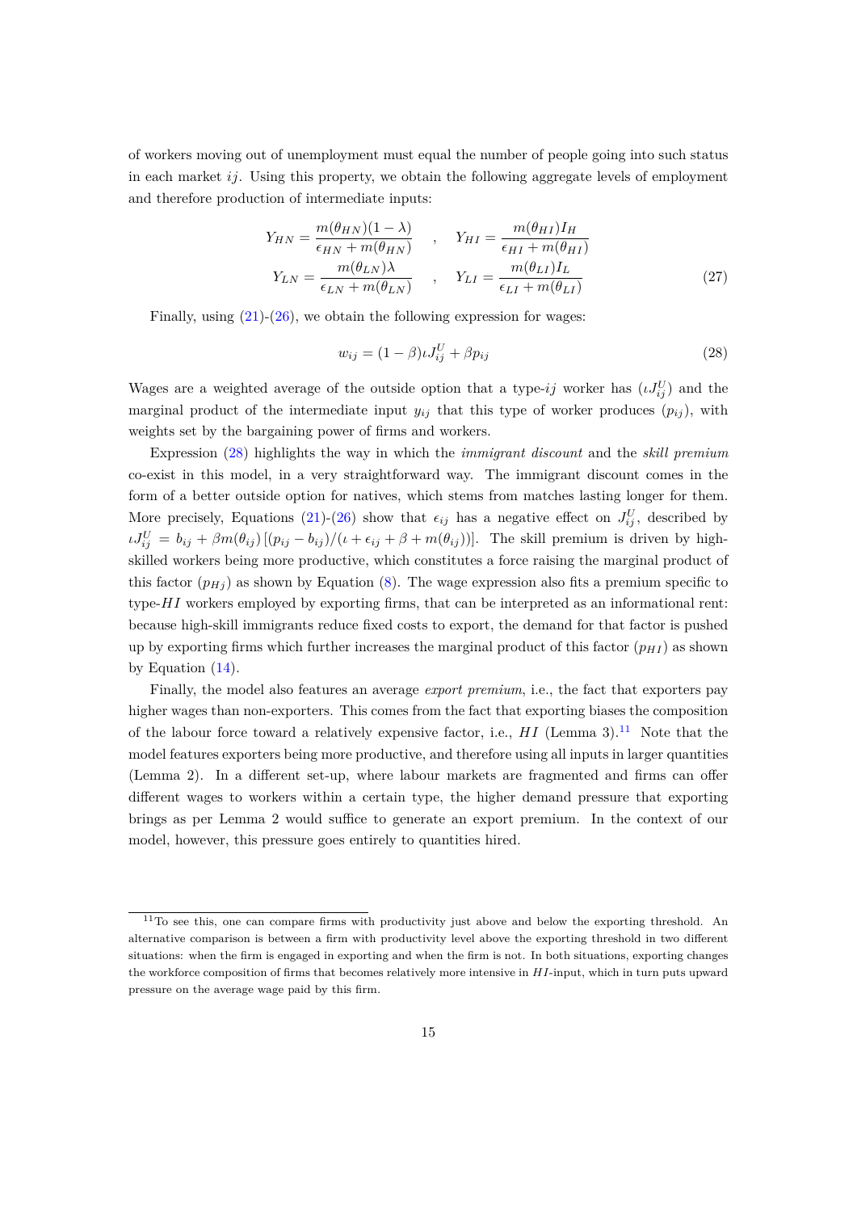of workers moving out of unemployment must equal the number of people going into such status in each market $ij$. Using this property, we obtain the following aggregate levels of employment and therefore production of intermediate inputs:

$$
\begin{aligned}
Y_{HN} &= \frac{m(\theta_{HN})(1-\lambda)}{\epsilon_{HN} + m(\theta_{HN})} \quad , \quad Y_{HI} = \frac{m(\theta_{HI}) I_H}{\epsilon_{HI} + m(\theta_{HI})} \\
Y_{LN} &= \frac{m(\theta_{LN})\lambda}{\epsilon_{LN} + m(\theta_{LN})} \quad , \quad Y_{LI} = \frac{m(\theta_{LI}) I_L}{\epsilon_{LI} + m(\theta_{LI})}
\end{aligned} \tag{27}
$$

Finally, using (21)-(26), we obtain the following expression for wages:

$$
w_{ij} = (1-\beta)\iota J^U_{ij} + \beta p_{ij} \tag{28}
$$

Wages are a weighted average of the outside option that a type-$ij$ worker has ($\iota J^U_{ij}$) and the marginal product of the intermediate input $y_{ij}$ that this type of worker produces ($p_{ij}$), with weights set by the bargaining power of firms and workers.

Expression (28) highlights the way in which the *immigrant discount* and the *skill premium* co-exist in this model, in a very straightforward way. The immigrant discount comes in the form of a better outside option for natives, which stems from matches lasting longer for them. More precisely, Equations (21)-(26) show that $\epsilon_{ij}$ has a negative effect on $J^U_{ij}$, described by $\iota J^U_{ij} = b_{ij} + \beta m(\theta_{ij}) \left[ (p_{ij} - b_{ij})/(\iota + \epsilon_{ij} + \beta + m(\theta_{ij})) \right]$. The skill premium is driven by high-skilled workers being more productive, which constitutes a force raising the marginal product of this factor ($p_{Hj}$) as shown by Equation (8). The wage expression also fits a premium specific to type-$HI$ workers employed by exporting firms, that can be interpreted as an informational rent: because high-skill immigrants reduce fixed costs to export, the demand for that factor is pushed up by exporting firms which further increases the marginal product of this factor ($p_{HI}$) as shown by Equation (14).

Finally, the model also features an average *export premium*, i.e., the fact that exporters pay higher wages than non-exporters. This comes from the fact that exporting biases the composition of the labour force toward a relatively expensive factor, i.e., $HI$ (Lemma 3).[11] Note that the model features exporters being more productive, and therefore using all inputs in larger quantities (Lemma 2). In a different set-up, where labour markets are fragmented and firms can offer different wages to workers within a certain type, the higher demand pressure that exporting brings as per Lemma 2 would suffice to generate an export premium. In the context of our model, however, this pressure goes entirely to quantities hired.

[11] To see this, one can compare firms with productivity just above and below the exporting threshold. An alternative comparison is between a firm with productivity level above the exporting threshold in two different situations: when the firm is engaged in exporting and when the firm is not. In both situations, exporting changes the workforce composition of firms that becomes relatively more intensive in $HI$-input, which in turn puts upward pressure on the average wage paid by this firm.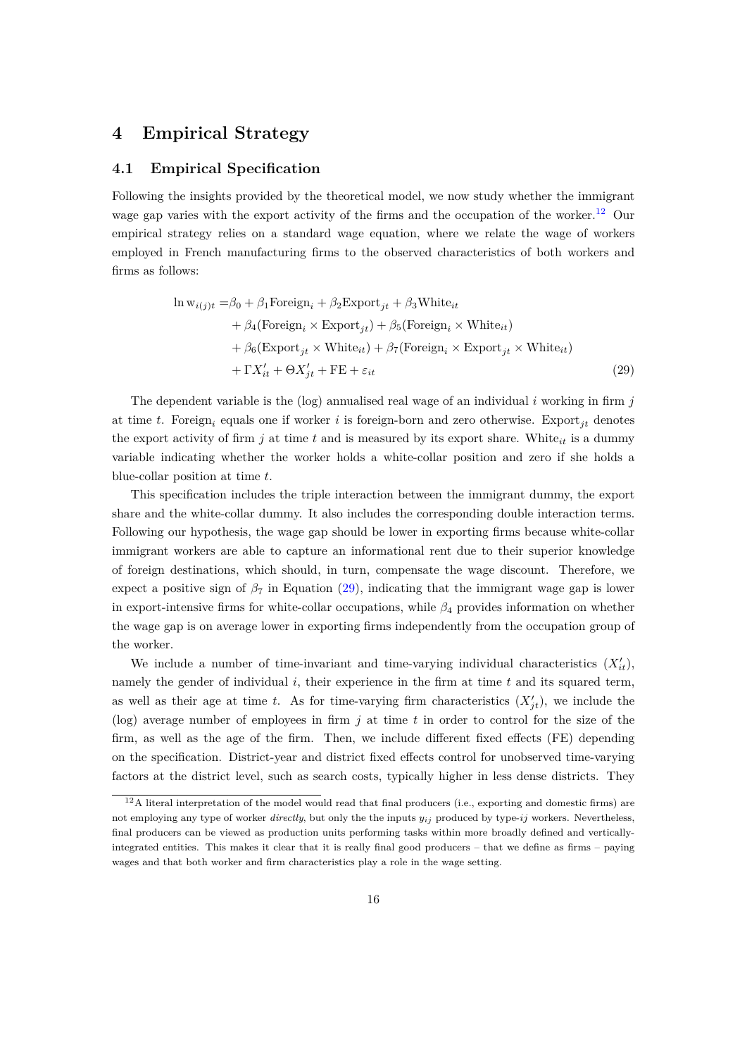# 4 Empirical Strategy

## 4.1 Empirical Specification

Following the insights provided by the theoretical model, we now study whether the immigrant wage gap varies with the export activity of the firms and the occupation of the worker.[12] Our empirical strategy relies on a standard wage equation, where we relate the wage of workers employed in French manufacturing firms to the observed characteristics of both workers and firms as follows:

$$
\begin{aligned}
\ln \mathrm{w}_{i(j)t} = &\beta_0 + \beta_1 \mathrm{Foreign}_i + \beta_2 \mathrm{Export}_{jt} + \beta_3 \mathrm{White}_{it} \\
&+ \beta_4 (\mathrm{Foreign}_i \times \mathrm{Export}_{jt}) + \beta_5 (\mathrm{Foreign}_i \times \mathrm{White}_{it}) \\
&+ \beta_6 (\mathrm{Export}_{jt} \times \mathrm{White}_{it}) + \beta_7 (\mathrm{Foreign}_i \times \mathrm{Export}_{jt} \times \mathrm{White}_{it}) \\
&+ \Gamma X'_{it} + \Theta X'_{jt} + \mathrm{FE} + \varepsilon_{it} \qquad (29)
\end{aligned}
$$

The dependent variable is the (log) annualised real wage of an individual $i$ working in firm $j$ at time $t$. $\mathrm{Foreign}_i$ equals one if worker $i$ is foreign-born and zero otherwise. $\mathrm{Export}_{jt}$ denotes the export activity of firm $j$ at time $t$ and is measured by its export share. $\mathrm{White}_{it}$ is a dummy variable indicating whether the worker holds a white-collar position and zero if she holds a blue-collar position at time $t$.

This specification includes the triple interaction between the immigrant dummy, the export share and the white-collar dummy. It also includes the corresponding double interaction terms. Following our hypothesis, the wage gap should be lower in exporting firms because white-collar immigrant workers are able to capture an informational rent due to their superior knowledge of foreign destinations, which should, in turn, compensate the wage discount. Therefore, we expect a positive sign of $\beta_7$ in Equation (29), indicating that the immigrant wage gap is lower in export-intensive firms for white-collar occupations, while $\beta_4$ provides information on whether the wage gap is on average lower in exporting firms independently from the occupation group of the worker.

We include a number of time-invariant and time-varying individual characteristics ($X'_{it}$), namely the gender of individual $i$, their experience in the firm at time $t$ and its squared term, as well as their age at time $t$. As for time-varying firm characteristics ($X'_{jt}$), we include the (log) average number of employees in firm $j$ at time $t$ in order to control for the size of the firm, as well as the age of the firm. Then, we include different fixed effects (FE) depending on the specification. District-year and district fixed effects control for unobserved time-varying factors at the district level, such as search costs, typically higher in less dense districts. They

[12] A literal interpretation of the model would read that final producers (i.e., exporting and domestic firms) are not employing any type of worker *directly*, but only the the inputs $y_{ij}$ produced by type-$ij$ workers. Nevertheless, final producers can be viewed as production units performing tasks within more broadly defined and vertically-integrated entities. This makes it clear that it is really final good producers – that we define as firms – paying wages and that both worker and firm characteristics play a role in the wage setting.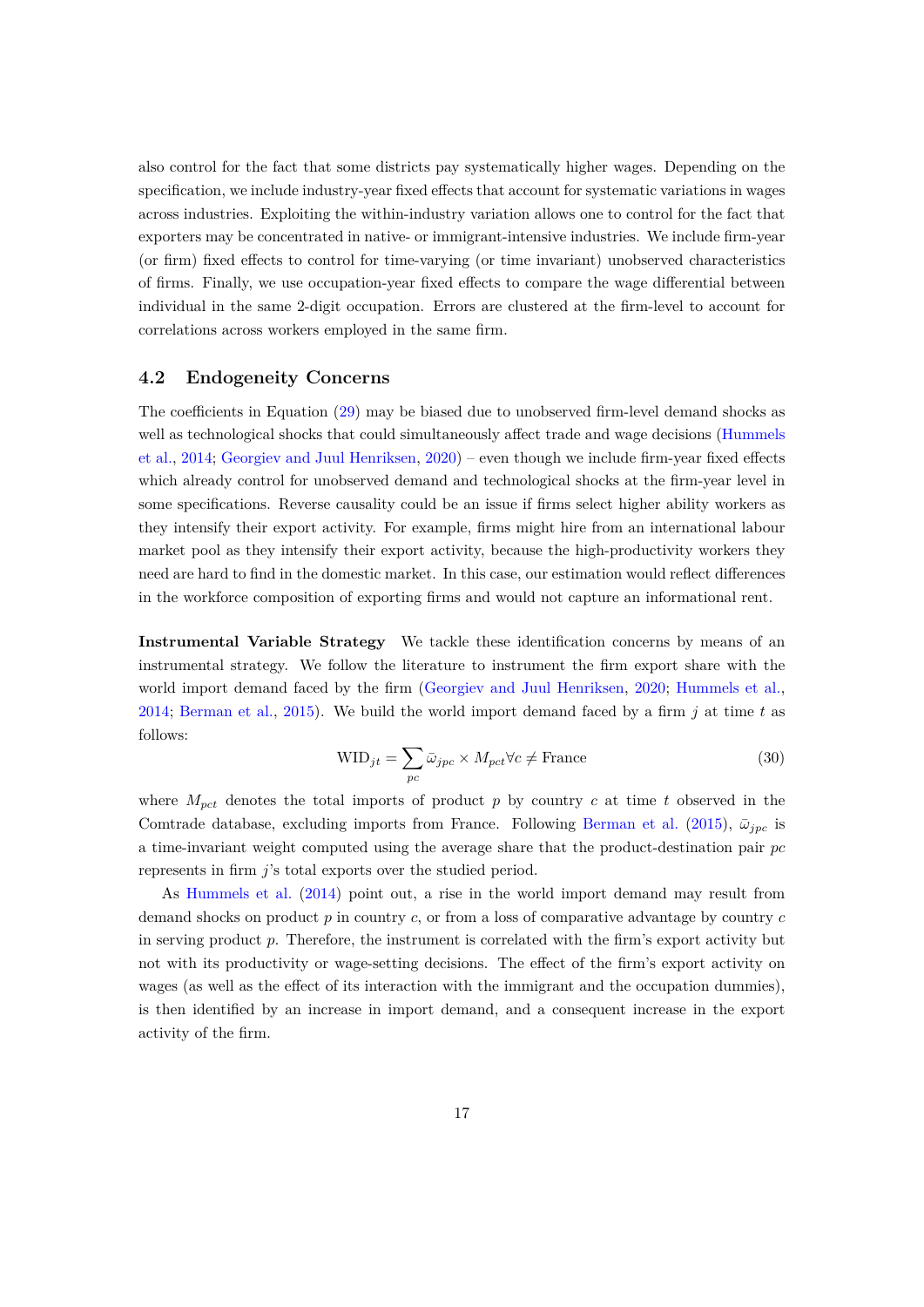also control for the fact that some districts pay systematically higher wages. Depending on the specification, we include industry-year fixed effects that account for systematic variations in wages across industries. Exploiting the within-industry variation allows one to control for the fact that exporters may be concentrated in native- or immigrant-intensive industries. We include firm-year (or firm) fixed effects to control for time-varying (or time invariant) unobserved characteristics of firms. Finally, we use occupation-year fixed effects to compare the wage differential between individual in the same 2-digit occupation. Errors are clustered at the firm-level to account for correlations across workers employed in the same firm.

## 4.2 Endogeneity Concerns

The coefficients in Equation (29) may be biased due to unobserved firm-level demand shocks as well as technological shocks that could simultaneously affect trade and wage decisions (Hummels et al., 2014; Georgiev and Juul Henriksen, 2020) – even though we include firm-year fixed effects which already control for unobserved demand and technological shocks at the firm-year level in some specifications. Reverse causality could be an issue if firms select higher ability workers as they intensify their export activity. For example, firms might hire from an international labour market pool as they intensify their export activity, because the high-productivity workers they need are hard to find in the domestic market. In this case, our estimation would reflect differences in the workforce composition of exporting firms and would not capture an informational rent.

**Instrumental Variable Strategy** We tackle these identification concerns by means of an instrumental strategy. We follow the literature to instrument the firm export share with the world import demand faced by the firm (Georgiev and Juul Henriksen, 2020; Hummels et al., 2014; Berman et al., 2015). We build the world import demand faced by a firm $j$ at time $t$ as follows:

$$\text{WID}_{jt} = \sum_{pc} \bar{\omega}_{jpc} \times M_{pct} \forall c \neq \text{France} \tag{30}$$

where $M_{pct}$ denotes the total imports of product $p$ by country $c$ at time $t$ observed in the Comtrade database, excluding imports from France. Following Berman et al. (2015), $\bar{\omega}_{jpc}$ is a time-invariant weight computed using the average share that the product-destination pair $pc$ represents in firm $j$'s total exports over the studied period.

As Hummels et al. (2014) point out, a rise in the world import demand may result from demand shocks on product $p$ in country $c$, or from a loss of comparative advantage by country $c$ in serving product $p$. Therefore, the instrument is correlated with the firm's export activity but not with its productivity or wage-setting decisions. The effect of the firm's export activity on wages (as well as the effect of its interaction with the immigrant and the occupation dummies), is then identified by an increase in import demand, and a consequent increase in the export activity of the firm.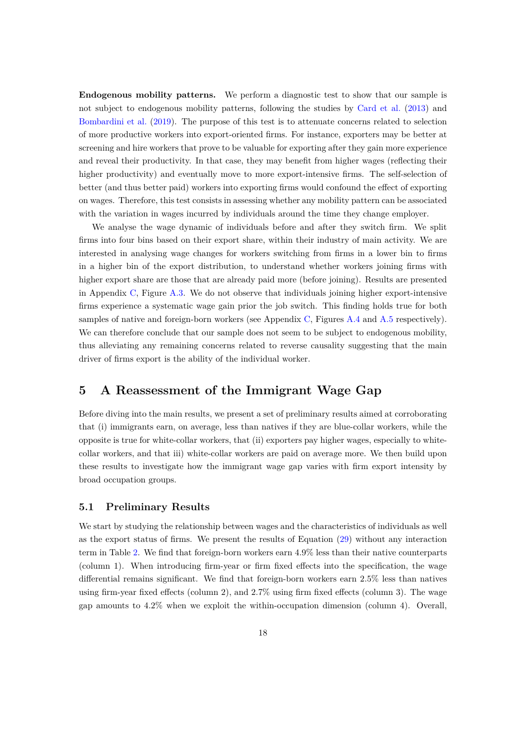**Endogenous mobility patterns.** We perform a diagnostic test to show that our sample is not subject to endogenous mobility patterns, following the studies by Card et al. (2013) and Bombardini et al. (2019). The purpose of this test is to attenuate concerns related to selection of more productive workers into export-oriented firms. For instance, exporters may be better at screening and hire workers that prove to be valuable for exporting after they gain more experience and reveal their productivity. In that case, they may benefit from higher wages (reflecting their higher productivity) and eventually move to more export-intensive firms. The self-selection of better (and thus better paid) workers into exporting firms would confound the effect of exporting on wages. Therefore, this test consists in assessing whether any mobility pattern can be associated with the variation in wages incurred by individuals around the time they change employer.

We analyse the wage dynamic of individuals before and after they switch firm. We split firms into four bins based on their export share, within their industry of main activity. We are interested in analysing wage changes for workers switching from firms in a lower bin to firms in a higher bin of the export distribution, to understand whether workers joining firms with higher export share are those that are already paid more (before joining). Results are presented in Appendix C, Figure A.3. We do not observe that individuals joining higher export-intensive firms experience a systematic wage gain prior the job switch. This finding holds true for both samples of native and foreign-born workers (see Appendix C, Figures A.4 and A.5 respectively). We can therefore conclude that our sample does not seem to be subject to endogenous mobility, thus alleviating any remaining concerns related to reverse causality suggesting that the main driver of firms export is the ability of the individual worker.

# 5 A Reassessment of the Immigrant Wage Gap

Before diving into the main results, we present a set of preliminary results aimed at corroborating that (i) immigrants earn, on average, less than natives if they are blue-collar workers, while the opposite is true for white-collar workers, that (ii) exporters pay higher wages, especially to white-collar workers, and that iii) white-collar workers are paid on average more. We then build upon these results to investigate how the immigrant wage gap varies with firm export intensity by broad occupation groups.

## 5.1 Preliminary Results

We start by studying the relationship between wages and the characteristics of individuals as well as the export status of firms. We present the results of Equation (29) without any interaction term in Table 2. We find that foreign-born workers earn 4.9% less than their native counterparts (column 1). When introducing firm-year or firm fixed effects into the specification, the wage differential remains significant. We find that foreign-born workers earn 2.5% less than natives using firm-year fixed effects (column 2), and 2.7% using firm fixed effects (column 3). The wage gap amounts to 4.2% when we exploit the within-occupation dimension (column 4). Overall,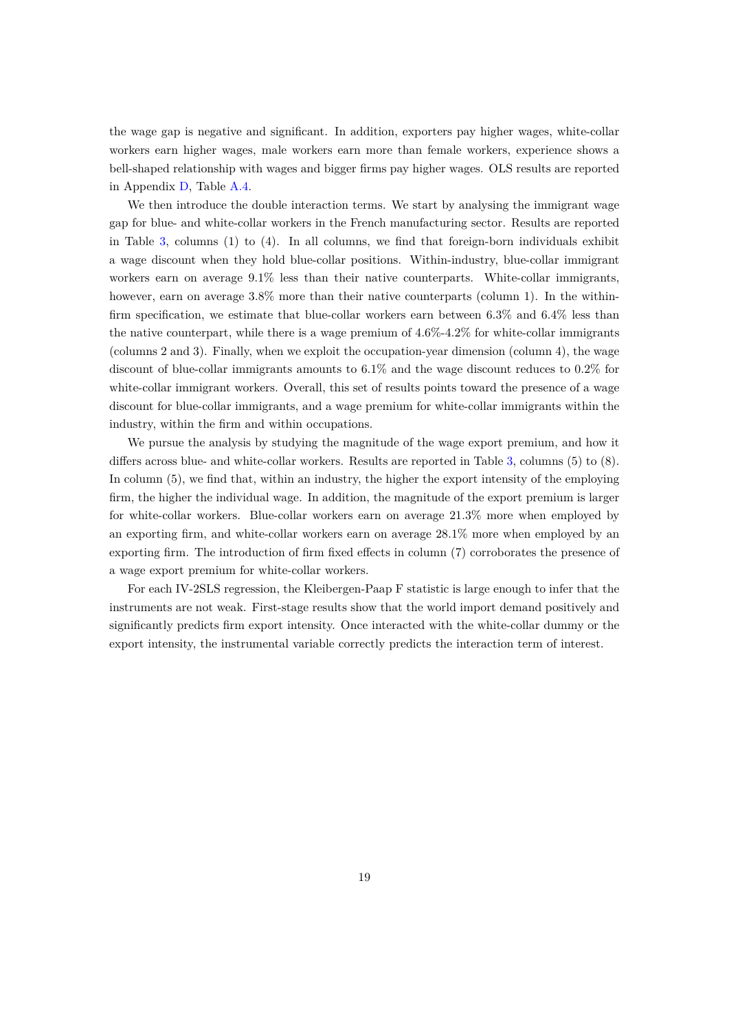the wage gap is negative and significant. In addition, exporters pay higher wages, white-collar workers earn higher wages, male workers earn more than female workers, experience shows a bell-shaped relationship with wages and bigger firms pay higher wages. OLS results are reported in Appendix D, Table A.4.

We then introduce the double interaction terms. We start by analysing the immigrant wage gap for blue- and white-collar workers in the French manufacturing sector. Results are reported in Table 3, columns (1) to (4). In all columns, we find that foreign-born individuals exhibit a wage discount when they hold blue-collar positions. Within-industry, blue-collar immigrant workers earn on average 9.1% less than their native counterparts. White-collar immigrants, however, earn on average 3.8% more than their native counterparts (column 1). In the within-firm specification, we estimate that blue-collar workers earn between 6.3% and 6.4% less than the native counterpart, while there is a wage premium of 4.6%-4.2% for white-collar immigrants (columns 2 and 3). Finally, when we exploit the occupation-year dimension (column 4), the wage discount of blue-collar immigrants amounts to 6.1% and the wage discount reduces to 0.2% for white-collar immigrant workers. Overall, this set of results points toward the presence of a wage discount for blue-collar immigrants, and a wage premium for white-collar immigrants within the industry, within the firm and within occupations.

We pursue the analysis by studying the magnitude of the wage export premium, and how it differs across blue- and white-collar workers. Results are reported in Table 3, columns (5) to (8). In column (5), we find that, within an industry, the higher the export intensity of the employing firm, the higher the individual wage. In addition, the magnitude of the export premium is larger for white-collar workers. Blue-collar workers earn on average 21.3% more when employed by an exporting firm, and white-collar workers earn on average 28.1% more when employed by an exporting firm. The introduction of firm fixed effects in column (7) corroborates the presence of a wage export premium for white-collar workers.

For each IV-2SLS regression, the Kleibergen-Paap F statistic is large enough to infer that the instruments are not weak. First-stage results show that the world import demand positively and significantly predicts firm export intensity. Once interacted with the white-collar dummy or the export intensity, the instrumental variable correctly predicts the interaction term of interest.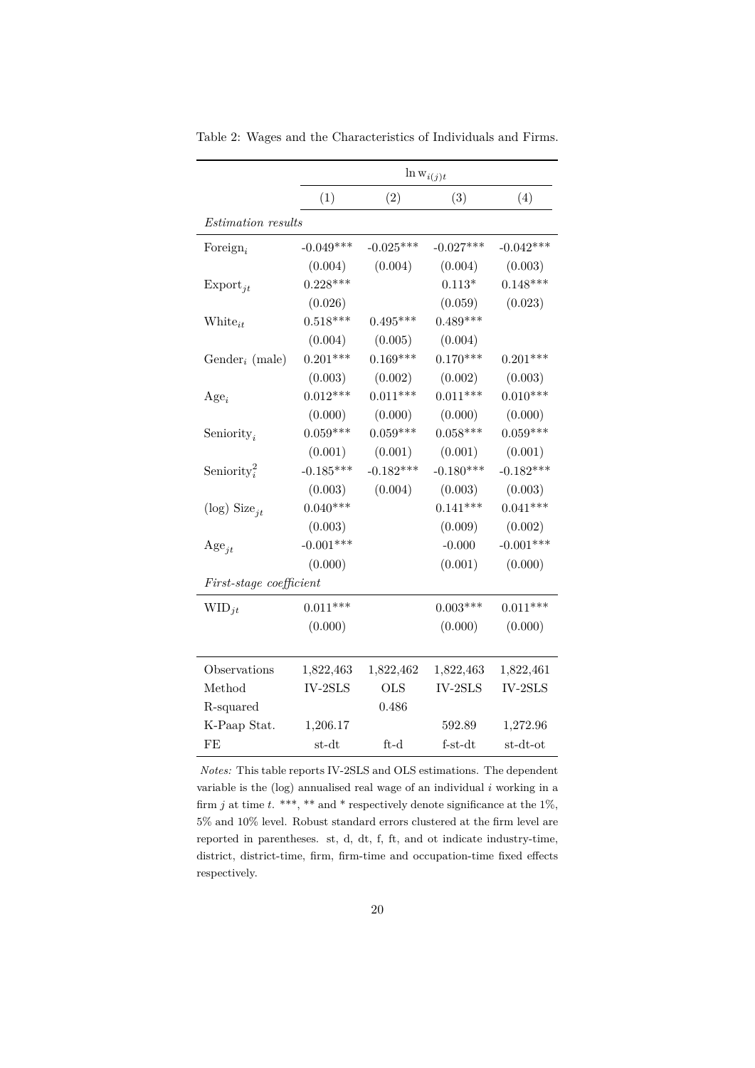Table 2: Wages and the Characteristics of Individuals and Firms.

| | $\ln w_{i(j)t}$ | | | |
|---|---|---|---|---|
| | (1) | (2) | (3) | (4) |
| *Estimation results* | | | | |
| $\text{Foreign}_i$ | -0.049*** | -0.025*** | -0.027*** | -0.042*** |
| | (0.004) | (0.004) | (0.004) | (0.003) |
| $\text{Export}_{jt}$ | 0.228*** | | 0.113* | 0.148*** |
| | (0.026) | | (0.059) | (0.023) |
| $\text{White}_{it}$ | 0.518*** | 0.495*** | 0.489*** | |
| | (0.004) | (0.005) | (0.004) | |
| $\text{Gender}_i$ (male) | 0.201*** | 0.169*** | 0.170*** | 0.201*** |
| | (0.003) | (0.002) | (0.002) | (0.003) |
| $\text{Age}_i$ | 0.012*** | 0.011*** | 0.011*** | 0.010*** |
| | (0.000) | (0.000) | (0.000) | (0.000) |
| $\text{Seniority}_i$ | 0.059*** | 0.059*** | 0.058*** | 0.059*** |
| | (0.001) | (0.001) | (0.001) | (0.001) |
| $\text{Seniority}_i^2$ | -0.185*** | -0.182*** | -0.180*** | -0.182*** |
| | (0.003) | (0.004) | (0.003) | (0.003) |
| (log) $\text{Size}_{jt}$ | 0.040*** | | 0.141*** | 0.041*** |
| | (0.003) | | (0.009) | (0.002) |
| $\text{Age}_{jt}$ | -0.001*** | | -0.000 | -0.001*** |
| | (0.000) | | (0.001) | (0.000) |
| *First-stage coefficient* | | | | |
| $\text{WID}_{jt}$ | 0.011*** | | 0.003*** | 0.011*** |
| | (0.000) | | (0.000) | (0.000) |
| Observations | 1,822,463 | 1,822,462 | 1,822,463 | 1,822,461 |
| Method | IV-2SLS | OLS | IV-2SLS | IV-2SLS |
| R-squared | | 0.486 | | |
| K-Paap Stat. | 1,206.17 | | 592.89 | 1,272.96 |
| FE | st-dt | ft-d | f-st-dt | st-dt-ot |

*Notes:* This table reports IV-2SLS and OLS estimations. The dependent variable is the (log) annualised real wage of an individual $i$ working in a firm $j$ at time $t$. ***, ** and * respectively denote significance at the 1%, 5% and 10% level. Robust standard errors clustered at the firm level are reported in parentheses. st, d, dt, f, ft, and ot indicate industry-time, district, district-time, firm, firm-time and occupation-time fixed effects respectively.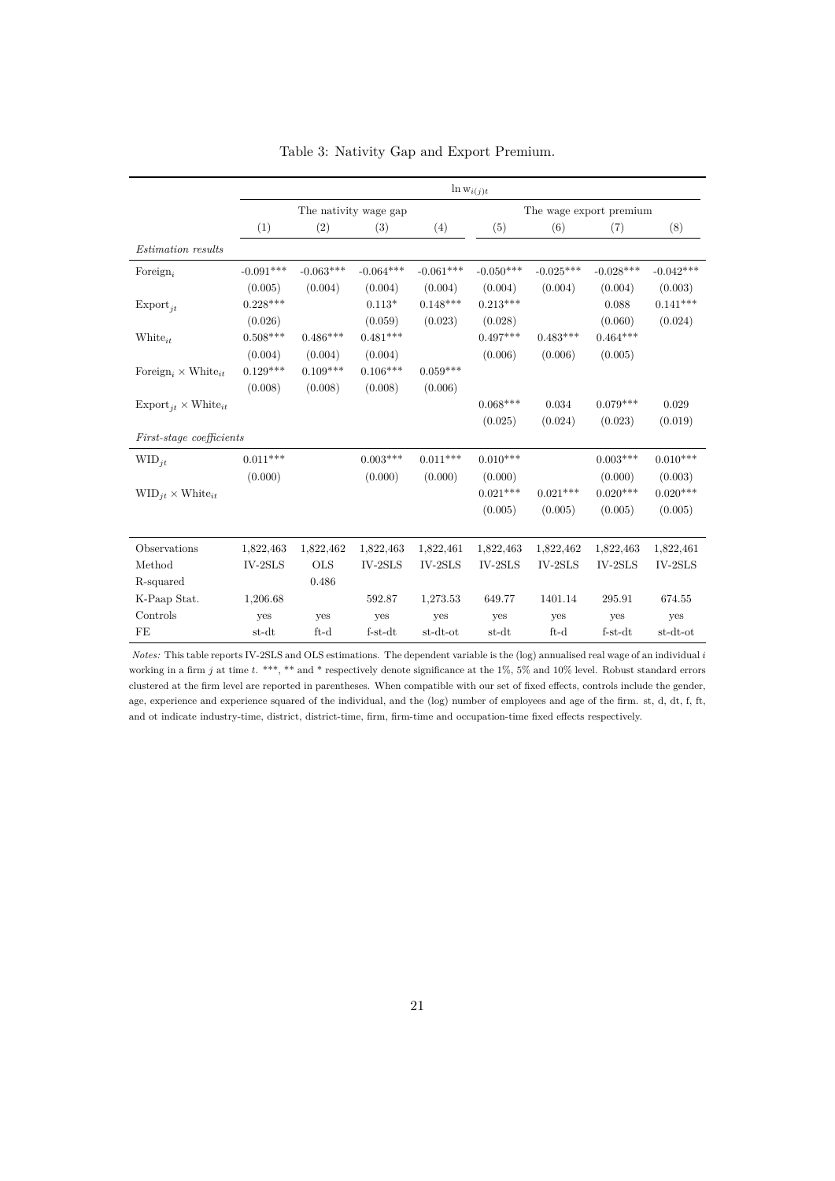Table 3: Nativity Gap and Export Premium.

| | $\ln w_{i(j)t}$ | | | | | | | |
|---|---|---|---|---|---|---|---|---|
| | The nativity wage gap | | | | The wage export premium | | | |
| | (1) | (2) | (3) | (4) | (5) | (6) | (7) | (8) |
| *Estimation results* | | | | | | | | |
| $\text{Foreign}_i$ | -0.091*** | -0.063*** | -0.064*** | -0.061*** | -0.050*** | -0.025*** | -0.028*** | -0.042*** |
| | (0.005) | (0.004) | (0.004) | (0.004) | (0.004) | (0.004) | (0.004) | (0.003) |
| $\text{Export}_{jt}$ | 0.228*** | | 0.113* | 0.148*** | 0.213*** | | 0.088 | 0.141*** |
| | (0.026) | | (0.059) | (0.023) | (0.028) | | (0.060) | (0.024) |
| $\text{White}_{it}$ | 0.508*** | 0.486*** | 0.481*** | | 0.497*** | 0.483*** | 0.464*** | |
| | (0.004) | (0.004) | (0.004) | | (0.006) | (0.006) | (0.005) | |
| $\text{Foreign}_i \times \text{White}_{it}$ | 0.129*** | 0.109*** | 0.106*** | 0.059*** | | | | |
| | (0.008) | (0.008) | (0.008) | (0.006) | | | | |
| $\text{Export}_{jt} \times \text{White}_{it}$ | | | | | 0.068*** | 0.034 | 0.079*** | 0.029 |
| | | | | | (0.025) | (0.024) | (0.023) | (0.019) |
| *First-stage coefficients* | | | | | | | | |
| $\text{WID}_{jt}$ | 0.011*** | | 0.003*** | 0.011*** | 0.010*** | | 0.003*** | 0.010*** |
| | (0.000) | | (0.000) | (0.000) | (0.000) | | (0.000) | (0.003) |
| $\text{WID}_{jt} \times \text{White}_{it}$ | | | | | 0.021*** | 0.021*** | 0.020*** | 0.020*** |
| | | | | | (0.005) | (0.005) | (0.005) | (0.005) |
| Observations | 1,822,463 | 1,822,462 | 1,822,463 | 1,822,461 | 1,822,463 | 1,822,462 | 1,822,463 | 1,822,461 |
| Method | IV-2SLS | OLS | IV-2SLS | IV-2SLS | IV-2SLS | IV-2SLS | IV-2SLS | IV-2SLS |
| R-squared | | 0.486 | | | | | | |
| K-Paap Stat. | 1,206.68 | | 592.87 | 1,273.53 | 649.77 | 1401.14 | 295.91 | 674.55 |
| Controls | yes | yes | yes | yes | yes | yes | yes | yes |
| FE | st-dt | ft-d | f-st-dt | st-dt-ot | st-dt | ft-d | f-st-dt | st-dt-ot |

*Notes:* This table reports IV-2SLS and OLS estimations. The dependent variable is the (log) annualised real wage of an individual $i$ working in a firm $j$ at time $t$. ***, ** and * respectively denote significance at the 1%, 5% and 10% level. Robust standard errors clustered at the firm level are reported in parentheses. When compatible with our set of fixed effects, controls include the gender, age, experience and experience squared of the individual, and the (log) number of employees and age of the firm. st, d, dt, f, ft, and ot indicate industry-time, district, district-time, firm, firm-time and occupation-time fixed effects respectively.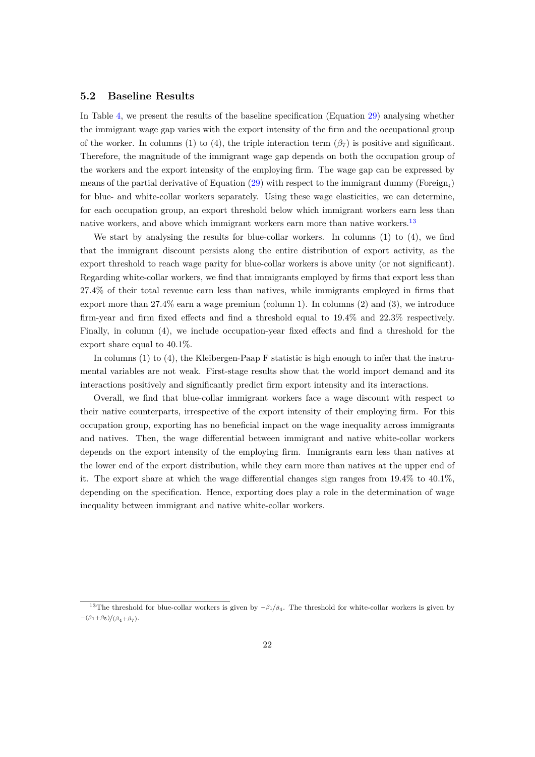### 5.2 Baseline Results

In Table 4, we present the results of the baseline specification (Equation 29) analysing whether the immigrant wage gap varies with the export intensity of the firm and the occupational group of the worker. In columns (1) to (4), the triple interaction term ($\beta_7$) is positive and significant. Therefore, the magnitude of the immigrant wage gap depends on both the occupation group of the workers and the export intensity of the employing firm. The wage gap can be expressed by means of the partial derivative of Equation (29) with respect to the immigrant dummy ($\text{Foreign}_i$) for blue- and white-collar workers separately. Using these wage elasticities, we can determine, for each occupation group, an export threshold below which immigrant workers earn less than native workers, and above which immigrant workers earn more than native workers.[13]

We start by analysing the results for blue-collar workers. In columns (1) to (4), we find that the immigrant discount persists along the entire distribution of export activity, as the export threshold to reach wage parity for blue-collar workers is above unity (or not significant). Regarding white-collar workers, we find that immigrants employed by firms that export less than 27.4% of their total revenue earn less than natives, while immigrants employed in firms that export more than 27.4% earn a wage premium (column 1). In columns (2) and (3), we introduce firm-year and firm fixed effects and find a threshold equal to 19.4% and 22.3% respectively. Finally, in column (4), we include occupation-year fixed effects and find a threshold for the export share equal to 40.1%.

In columns (1) to (4), the Kleibergen-Paap F statistic is high enough to infer that the instrumental variables are not weak. First-stage results show that the world import demand and its interactions positively and significantly predict firm export intensity and its interactions.

Overall, we find that blue-collar immigrant workers face a wage discount with respect to their native counterparts, irrespective of the export intensity of their employing firm. For this occupation group, exporting has no beneficial impact on the wage inequality across immigrants and natives. Then, the wage differential between immigrant and native white-collar workers depends on the export intensity of the employing firm. Immigrants earn less than natives at the lower end of the export distribution, while they earn more than natives at the upper end of it. The export share at which the wage differential changes sign ranges from 19.4% to 40.1%, depending on the specification. Hence, exporting does play a role in the determination of wage inequality between immigrant and native white-collar workers.

[13] The threshold for blue-collar workers is given by $-\beta_1/\beta_4$. The threshold for white-collar workers is given by $-(\beta_1+\beta_5)/(\beta_4+\beta_7)$.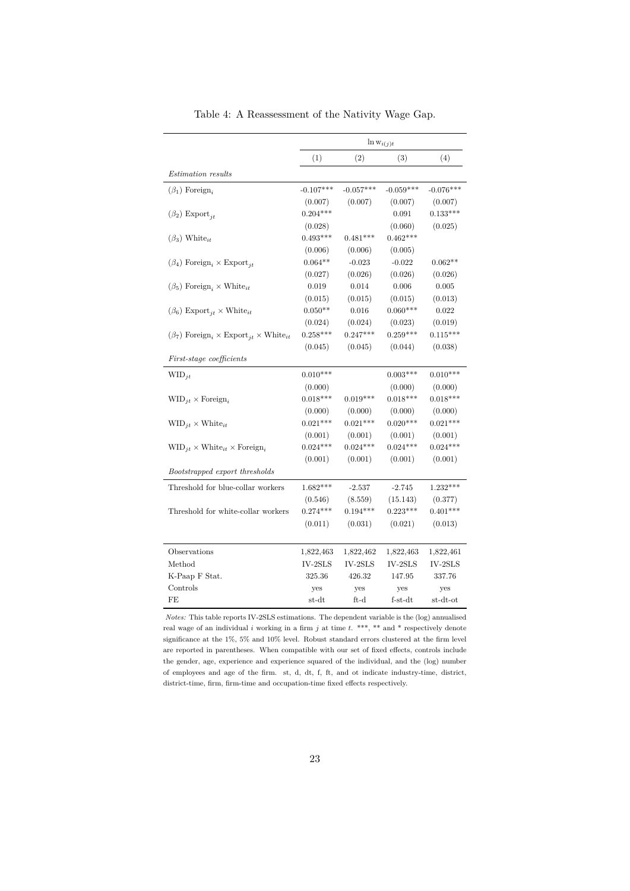Table 4: A Reassessment of the Nativity Wage Gap.

| | $\ln w_{i(j)t}$ | | | |
|---|---|---|---|---|
| | (1) | (2) | (3) | (4) |
| *Estimation results* | | | | |
| ($\beta_1$) Foreign$_i$ | -0.107*** | -0.057*** | -0.059*** | -0.076*** |
| | (0.007) | (0.007) | (0.007) | (0.007) |
| ($\beta_2$) Export$_{jt}$ | 0.204*** | | 0.091 | 0.133*** |
| | (0.028) | | (0.060) | (0.025) |
| ($\beta_3$) White$_{it}$ | 0.493*** | 0.481*** | 0.462*** | |
| | (0.006) | (0.006) | (0.005) | |
| ($\beta_4$) Foreign$_i$ × Export$_{jt}$ | 0.064** | -0.023 | -0.022 | 0.062** |
| | (0.027) | (0.026) | (0.026) | (0.026) |
| ($\beta_5$) Foreign$_i$ × White$_{it}$ | 0.019 | 0.014 | 0.006 | 0.005 |
| | (0.015) | (0.015) | (0.015) | (0.013) |
| ($\beta_6$) Export$_{jt}$ × White$_{it}$ | 0.050** | 0.016 | 0.060*** | 0.022 |
| | (0.024) | (0.024) | (0.023) | (0.019) |
| ($\beta_7$) Foreign$_i$ × Export$_{jt}$ × White$_{it}$ | 0.258*** | 0.247*** | 0.259*** | 0.115*** |
| | (0.045) | (0.045) | (0.044) | (0.038) |
| *First-stage coefficients* | | | | |
| WID$_{jt}$ | 0.010*** | | 0.003*** | 0.010*** |
| | (0.000) | | (0.000) | (0.000) |
| WID$_{jt}$ × Foreign$_i$ | 0.018*** | 0.019*** | 0.018*** | 0.018*** |
| | (0.000) | (0.000) | (0.000) | (0.000) |
| WID$_{jt}$ × White$_{it}$ | 0.021*** | 0.021*** | 0.020*** | 0.021*** |
| | (0.001) | (0.001) | (0.001) | (0.001) |
| WID$_{jt}$ × White$_{it}$ × Foreign$_i$ | 0.024*** | 0.024*** | 0.024*** | 0.024*** |
| | (0.001) | (0.001) | (0.001) | (0.001) |
| *Bootstrapped export thresholds* | | | | |
| Threshold for blue-collar workers | 1.682*** | -2.537 | -2.745 | 1.232*** |
| | (0.546) | (8.559) | (15.143) | (0.377) |
| Threshold for white-collar workers | 0.274*** | 0.194*** | 0.223*** | 0.401*** |
| | (0.011) | (0.031) | (0.021) | (0.013) |
| Observations | 1,822,463 | 1,822,462 | 1,822,463 | 1,822,461 |
| Method | IV-2SLS | IV-2SLS | IV-2SLS | IV-2SLS |
| K-Paap F Stat. | 325.36 | 426.32 | 147.95 | 337.76 |
| Controls | yes | yes | yes | yes |
| FE | st-dt | ft-d | f-st-dt | st-dt-ot |

*Notes:* This table reports IV-2SLS estimations. The dependent variable is the (log) annualised real wage of an individual $i$ working in a firm $j$ at time $t$. ***, ** and * respectively denote significance at the 1%, 5% and 10% level. Robust standard errors clustered at the firm level are reported in parentheses. When compatible with our set of fixed effects, controls include the gender, age, experience and experience squared of the individual, and the (log) number of employees and age of the firm. st, d, dt, f, ft, and ot indicate industry-time, district, district-time, firm, firm-time and occupation-time fixed effects respectively.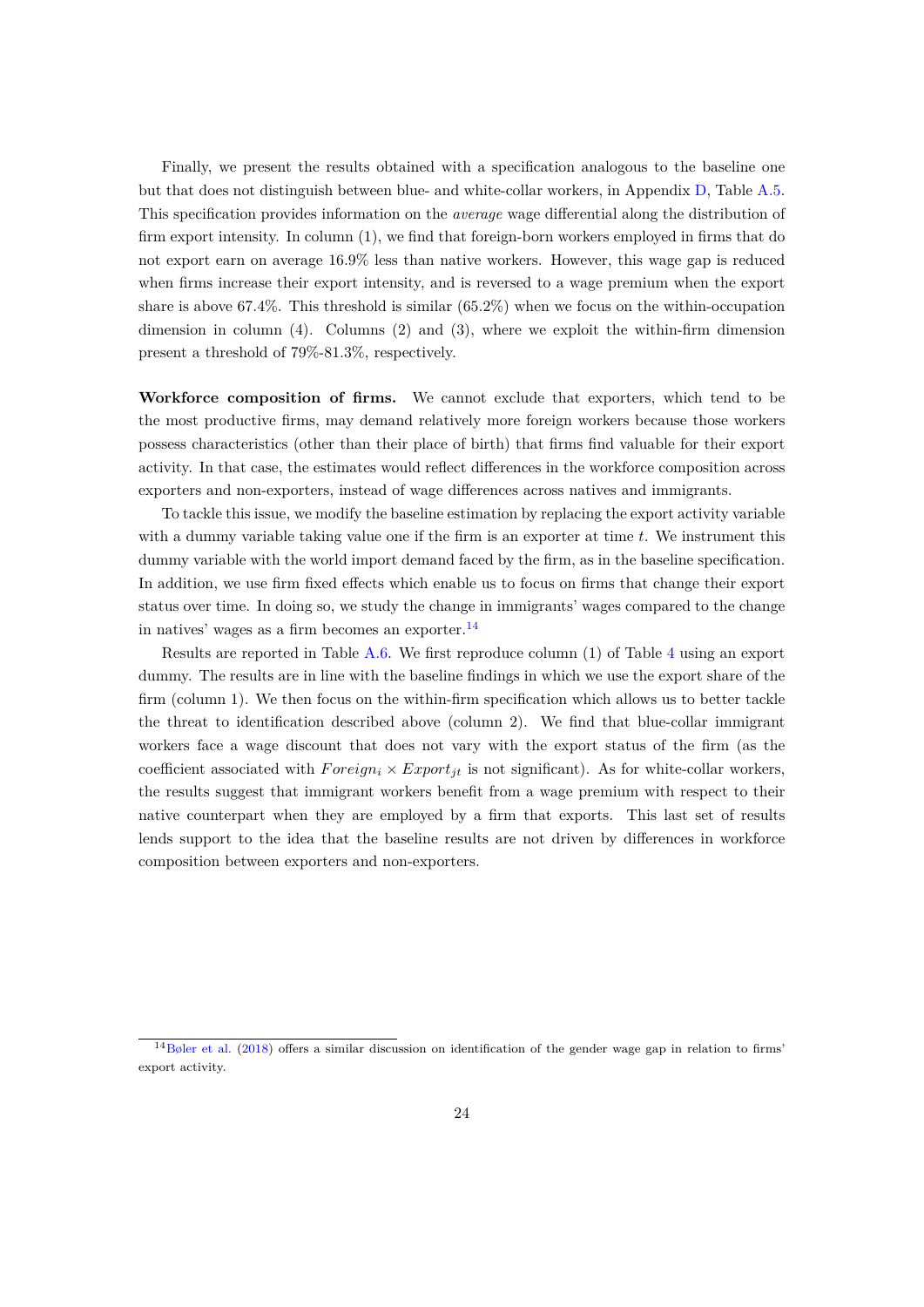Finally, we present the results obtained with a specification analogous to the baseline one but that does not distinguish between blue- and white-collar workers, in Appendix D, Table A.5. This specification provides information on the *average* wage differential along the distribution of firm export intensity. In column (1), we find that foreign-born workers employed in firms that do not export earn on average 16.9% less than native workers. However, this wage gap is reduced when firms increase their export intensity, and is reversed to a wage premium when the export share is above 67.4%. This threshold is similar (65.2%) when we focus on the within-occupation dimension in column (4). Columns (2) and (3), where we exploit the within-firm dimension present a threshold of 79%-81.3%, respectively.

**Workforce composition of firms.** We cannot exclude that exporters, which tend to be the most productive firms, may demand relatively more foreign workers because those workers possess characteristics (other than their place of birth) that firms find valuable for their export activity. In that case, the estimates would reflect differences in the workforce composition across exporters and non-exporters, instead of wage differences across natives and immigrants.

To tackle this issue, we modify the baseline estimation by replacing the export activity variable with a dummy variable taking value one if the firm is an exporter at time $t$. We instrument this dummy variable with the world import demand faced by the firm, as in the baseline specification. In addition, we use firm fixed effects which enable us to focus on firms that change their export status over time. In doing so, we study the change in immigrants' wages compared to the change in natives' wages as a firm becomes an exporter.[14]

Results are reported in Table A.6. We first reproduce column (1) of Table 4 using an export dummy. The results are in line with the baseline findings in which we use the export share of the firm (column 1). We then focus on the within-firm specification which allows us to better tackle the threat to identification described above (column 2). We find that blue-collar immigrant workers face a wage discount that does not vary with the export status of the firm (as the coefficient associated with $Foreign_i \times Export_{jt}$ is not significant). As for white-collar workers, the results suggest that immigrant workers benefit from a wage premium with respect to their native counterpart when they are employed by a firm that exports. This last set of results lends support to the idea that the baseline results are not driven by differences in workforce composition between exporters and non-exporters.

[14] Bøler et al. (2018) offers a similar discussion on identification of the gender wage gap in relation to firms' export activity.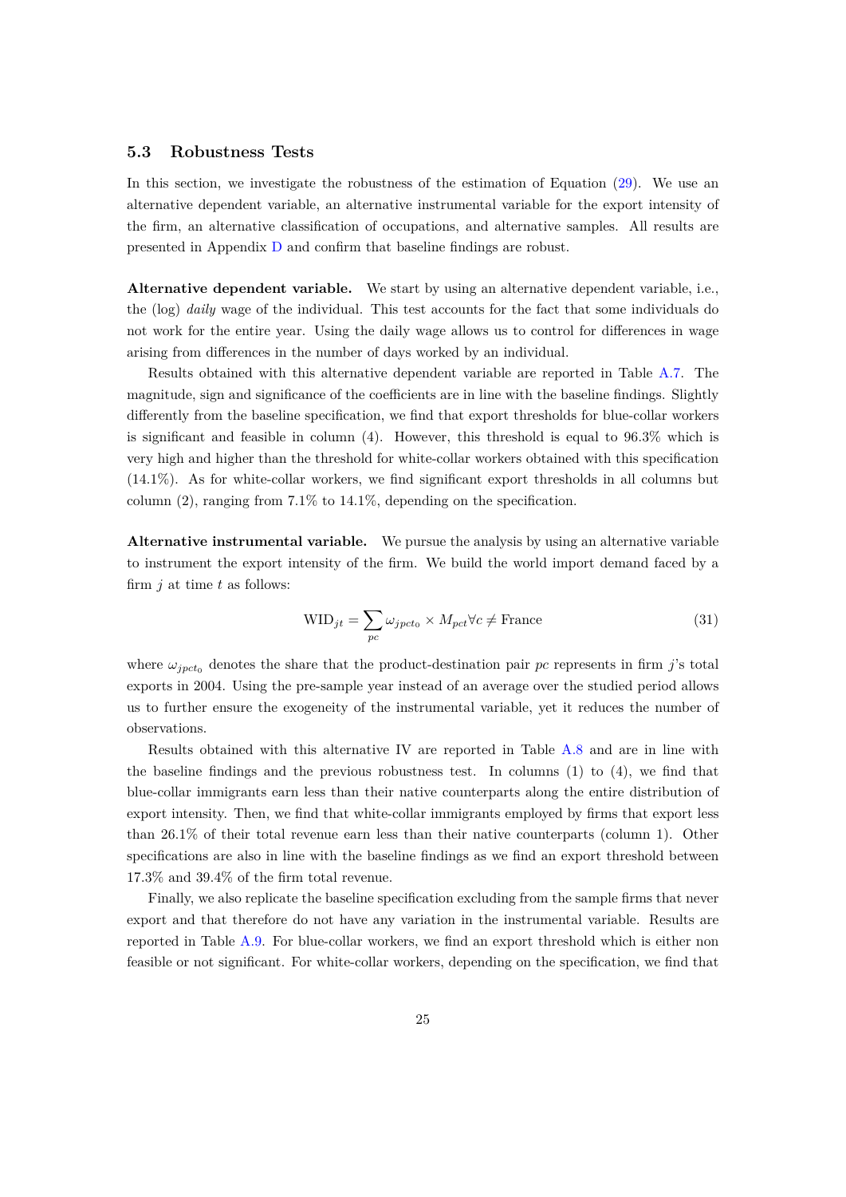### 5.3 Robustness Tests

In this section, we investigate the robustness of the estimation of Equation (29). We use an alternative dependent variable, an alternative instrumental variable for the export intensity of the firm, an alternative classification of occupations, and alternative samples. All results are presented in Appendix D and confirm that baseline findings are robust.

**Alternative dependent variable.** We start by using an alternative dependent variable, i.e., the (log) *daily* wage of the individual. This test accounts for the fact that some individuals do not work for the entire year. Using the daily wage allows us to control for differences in wage arising from differences in the number of days worked by an individual.

Results obtained with this alternative dependent variable are reported in Table A.7. The magnitude, sign and significance of the coefficients are in line with the baseline findings. Slightly differently from the baseline specification, we find that export thresholds for blue-collar workers is significant and feasible in column (4). However, this threshold is equal to 96.3% which is very high and higher than the threshold for white-collar workers obtained with this specification (14.1%). As for white-collar workers, we find significant export thresholds in all columns but column (2), ranging from 7.1% to 14.1%, depending on the specification.

**Alternative instrumental variable.** We pursue the analysis by using an alternative variable to instrument the export intensity of the firm. We build the world import demand faced by a firm $j$ at time $t$ as follows:

$$\text{WID}_{jt} = \sum_{pc} \omega_{jpct_0} \times M_{pct} \forall c \neq \text{France} \tag{31}$$

where $\omega_{jpct_0}$ denotes the share that the product-destination pair $pc$ represents in firm $j$'s total exports in 2004. Using the pre-sample year instead of an average over the studied period allows us to further ensure the exogeneity of the instrumental variable, yet it reduces the number of observations.

Results obtained with this alternative IV are reported in Table A.8 and are in line with the baseline findings and the previous robustness test. In columns (1) to (4), we find that blue-collar immigrants earn less than their native counterparts along the entire distribution of export intensity. Then, we find that white-collar immigrants employed by firms that export less than 26.1% of their total revenue earn less than their native counterparts (column 1). Other specifications are also in line with the baseline findings as we find an export threshold between 17.3% and 39.4% of the firm total revenue.

Finally, we also replicate the baseline specification excluding from the sample firms that never export and that therefore do not have any variation in the instrumental variable. Results are reported in Table A.9. For blue-collar workers, we find an export threshold which is either non feasible or not significant. For white-collar workers, depending on the specification, we find that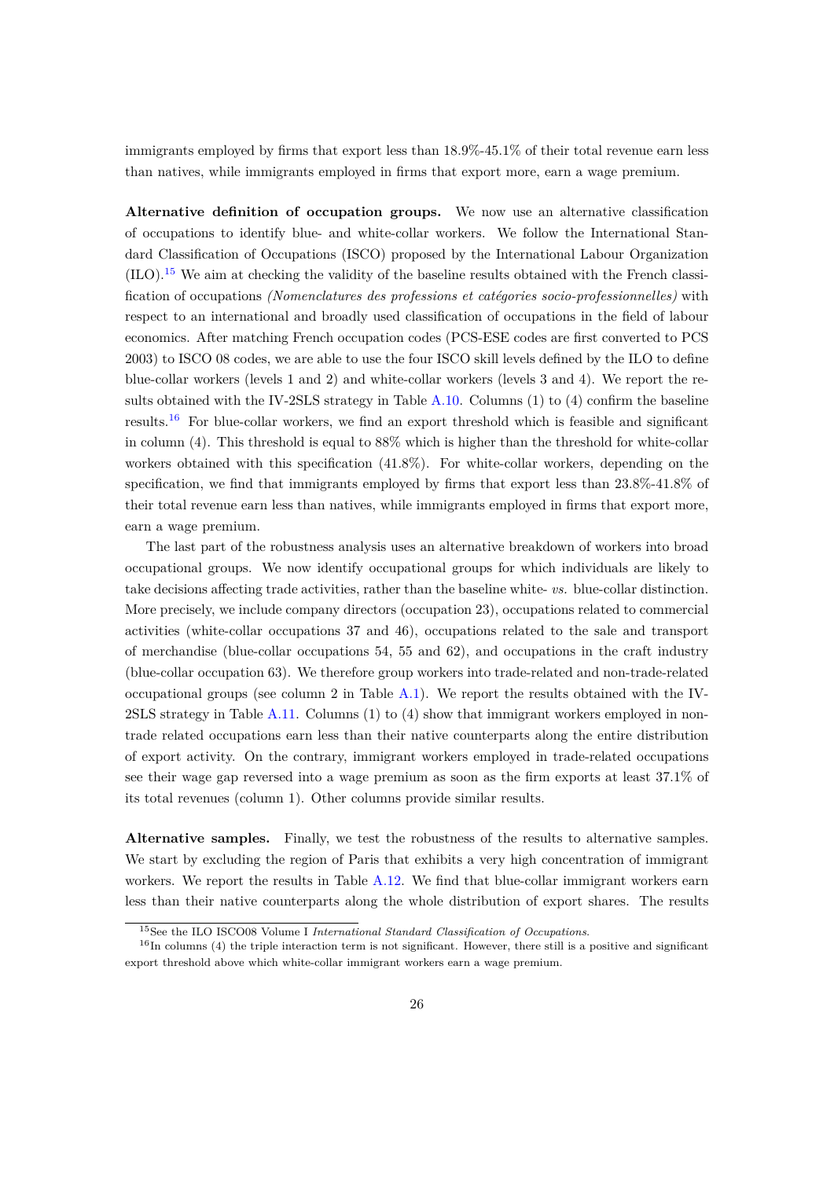immigrants employed by firms that export less than 18.9%-45.1% of their total revenue earn less than natives, while immigrants employed in firms that export more, earn a wage premium.

**Alternative definition of occupation groups.** We now use an alternative classification of occupations to identify blue- and white-collar workers. We follow the International Standard Classification of Occupations (ISCO) proposed by the International Labour Organization (ILO).[15] We aim at checking the validity of the baseline results obtained with the French classification of occupations *(Nomenclatures des professions et catégories socio-professionnelles)* with respect to an international and broadly used classification of occupations in the field of labour economics. After matching French occupation codes (PCS-ESE codes are first converted to PCS 2003) to ISCO 08 codes, we are able to use the four ISCO skill levels defined by the ILO to define blue-collar workers (levels 1 and 2) and white-collar workers (levels 3 and 4). We report the results obtained with the IV-2SLS strategy in Table A.10. Columns (1) to (4) confirm the baseline results.[16] For blue-collar workers, we find an export threshold which is feasible and significant in column (4). This threshold is equal to 88% which is higher than the threshold for white-collar workers obtained with this specification (41.8%). For white-collar workers, depending on the specification, we find that immigrants employed by firms that export less than 23.8%-41.8% of their total revenue earn less than natives, while immigrants employed in firms that export more, earn a wage premium.

The last part of the robustness analysis uses an alternative breakdown of workers into broad occupational groups. We now identify occupational groups for which individuals are likely to take decisions affecting trade activities, rather than the baseline white- *vs.* blue-collar distinction. More precisely, we include company directors (occupation 23), occupations related to commercial activities (white-collar occupations 37 and 46), occupations related to the sale and transport of merchandise (blue-collar occupations 54, 55 and 62), and occupations in the craft industry (blue-collar occupation 63). We therefore group workers into trade-related and non-trade-related occupational groups (see column 2 in Table A.1). We report the results obtained with the IV-2SLS strategy in Table A.11. Columns (1) to (4) show that immigrant workers employed in non-trade related occupations earn less than their native counterparts along the entire distribution of export activity. On the contrary, immigrant workers employed in trade-related occupations see their wage gap reversed into a wage premium as soon as the firm exports at least 37.1% of its total revenues (column 1). Other columns provide similar results.

**Alternative samples.** Finally, we test the robustness of the results to alternative samples. We start by excluding the region of Paris that exhibits a very high concentration of immigrant workers. We report the results in Table A.12. We find that blue-collar immigrant workers earn less than their native counterparts along the whole distribution of export shares. The results

[15] See the ILO ISCO08 Volume I *International Standard Classification of Occupations*.

[16] In columns (4) the triple interaction term is not significant. However, there still is a positive and significant export threshold above which white-collar immigrant workers earn a wage premium.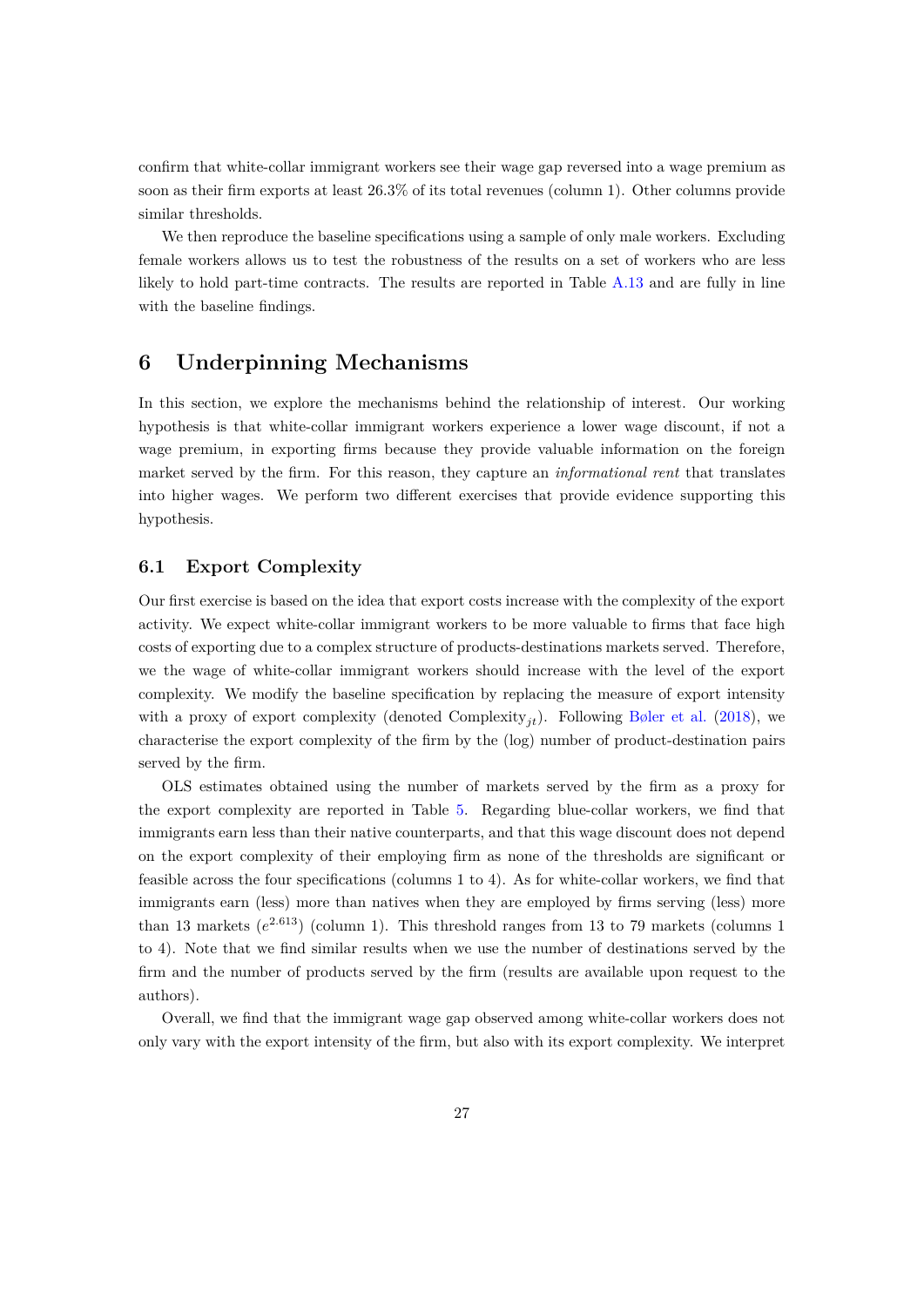confirm that white-collar immigrant workers see their wage gap reversed into a wage premium as soon as their firm exports at least 26.3% of its total revenues (column 1). Other columns provide similar thresholds.

We then reproduce the baseline specifications using a sample of only male workers. Excluding female workers allows us to test the robustness of the results on a set of workers who are less likely to hold part-time contracts. The results are reported in Table A.13 and are fully in line with the baseline findings.

# 6 Underpinning Mechanisms

In this section, we explore the mechanisms behind the relationship of interest. Our working hypothesis is that white-collar immigrant workers experience a lower wage discount, if not a wage premium, in exporting firms because they provide valuable information on the foreign market served by the firm. For this reason, they capture an *informational rent* that translates into higher wages. We perform two different exercises that provide evidence supporting this hypothesis.

## 6.1 Export Complexity

Our first exercise is based on the idea that export costs increase with the complexity of the export activity. We expect white-collar immigrant workers to be more valuable to firms that face high costs of exporting due to a complex structure of products-destinations markets served. Therefore, we the wage of white-collar immigrant workers should increase with the level of the export complexity. We modify the baseline specification by replacing the measure of export intensity with a proxy of export complexity (denoted $\text{Complexity}_{jt}$). Following Bøler et al. (2018), we characterise the export complexity of the firm by the (log) number of product-destination pairs served by the firm.

OLS estimates obtained using the number of markets served by the firm as a proxy for the export complexity are reported in Table 5. Regarding blue-collar workers, we find that immigrants earn less than their native counterparts, and that this wage discount does not depend on the export complexity of their employing firm as none of the thresholds are significant or feasible across the four specifications (columns 1 to 4). As for white-collar workers, we find that immigrants earn (less) more than natives when they are employed by firms serving (less) more than 13 markets ($e^{2.613}$) (column 1). This threshold ranges from 13 to 79 markets (columns 1 to 4). Note that we find similar results when we use the number of destinations served by the firm and the number of products served by the firm (results are available upon request to the authors).

Overall, we find that the immigrant wage gap observed among white-collar workers does not only vary with the export intensity of the firm, but also with its export complexity. We interpret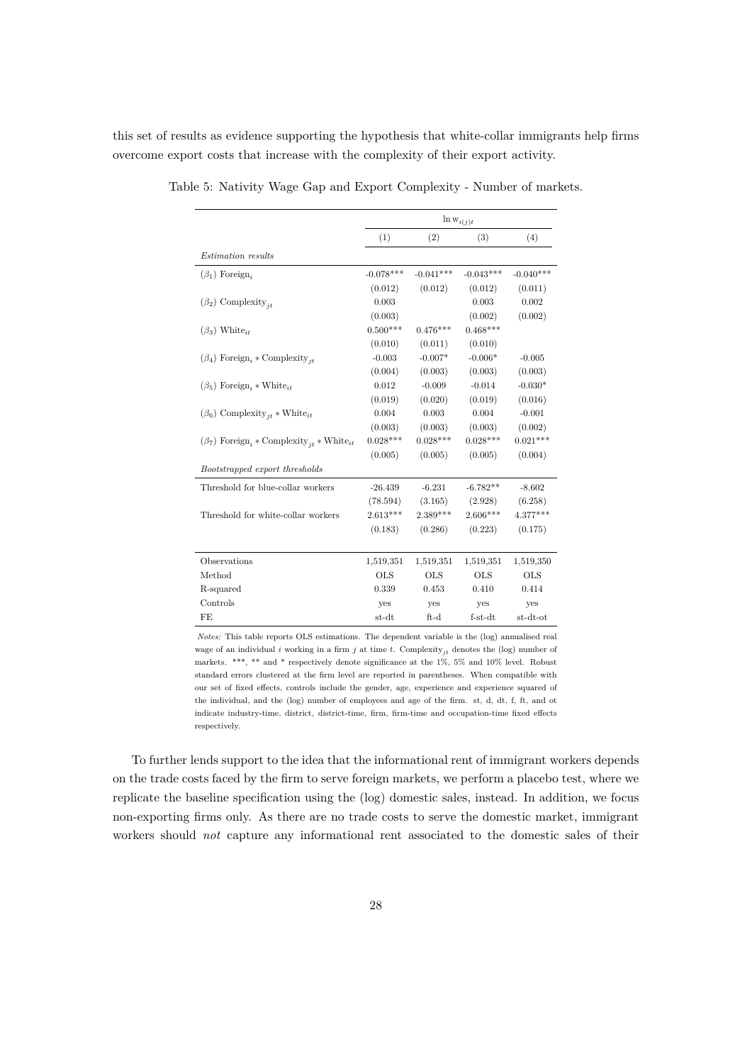this set of results as evidence supporting the hypothesis that white-collar immigrants help firms overcome export costs that increase with the complexity of their export activity.

Table 5: Nativity Wage Gap and Export Complexity - Number of markets.

| | $\ln w_{i(j)t}$ | | | |
|---|---|---|---|---|
| | (1) | (2) | (3) | (4) |
| *Estimation results* | | | | |
| $(\beta_1)$ Foreign$_i$ | -0.078*** | -0.041*** | -0.043*** | -0.040*** |
| | (0.012) | (0.012) | (0.012) | (0.011) |
| $(\beta_2)$ Complexity$_{jt}$ | 0.003 | | 0.003 | 0.002 |
| | (0.003) | | (0.002) | (0.002) |
| $(\beta_3)$ White$_{it}$ | 0.500*** | 0.476*** | 0.468*** | |
| | (0.010) | (0.011) | (0.010) | |
| $(\beta_4)$ Foreign$_i$ * Complexity$_{jt}$ | -0.003 | -0.007* | -0.006* | -0.005 |
| | (0.004) | (0.003) | (0.003) | (0.003) |
| $(\beta_5)$ Foreign$_i$ * White$_{it}$ | 0.012 | -0.009 | -0.014 | -0.030* |
| | (0.019) | (0.020) | (0.019) | (0.016) |
| $(\beta_6)$ Complexity$_{jt}$ * White$_{it}$ | 0.004 | 0.003 | 0.004 | -0.001 |
| | (0.003) | (0.003) | (0.003) | (0.002) |
| $(\beta_7)$ Foreign$_i$ * Complexity$_{jt}$ * White$_{it}$ | 0.028*** | 0.028*** | 0.028*** | 0.021*** |
| | (0.005) | (0.005) | (0.005) | (0.004) |
| *Bootstrapped export thresholds* | | | | |
| Threshold for blue-collar workers | -26.439 | -6.231 | -6.782** | -8.602 |
| | (78.594) | (3.165) | (2.928) | (6.258) |
| Threshold for white-collar workers | 2.613*** | 2.389*** | 2.606*** | 4.377*** |
| | (0.183) | (0.286) | (0.223) | (0.175) |
| Observations | 1,519,351 | 1,519,351 | 1,519,351 | 1,519,350 |
| Method | OLS | OLS | OLS | OLS |
| R-squared | 0.339 | 0.453 | 0.410 | 0.414 |
| Controls | yes | yes | yes | yes |
| FE | st-dt | ft-d | f-st-dt | st-dt-ot |

*Notes:* This table reports OLS estimations. The dependent variable is the (log) annualised real wage of an individual $i$ working in a firm $j$ at time $t$. Complexity$_{jt}$ denotes the (log) number of markets. ***, ** and * respectively denote significance at the 1%, 5% and 10% level. Robust standard errors clustered at the firm level are reported in parentheses. When compatible with our set of fixed effects, controls include the gender, age, experience and experience squared of the individual, and the (log) number of employees and age of the firm. st, d, dt, f, ft, and ot indicate industry-time, district, district-time, firm, firm-time and occupation-time fixed effects respectively.

To further lends support to the idea that the informational rent of immigrant workers depends on the trade costs faced by the firm to serve foreign markets, we perform a placebo test, where we replicate the baseline specification using the (log) domestic sales, instead. In addition, we focus non-exporting firms only. As there are no trade costs to serve the domestic market, immigrant workers should *not* capture any informational rent associated to the domestic sales of their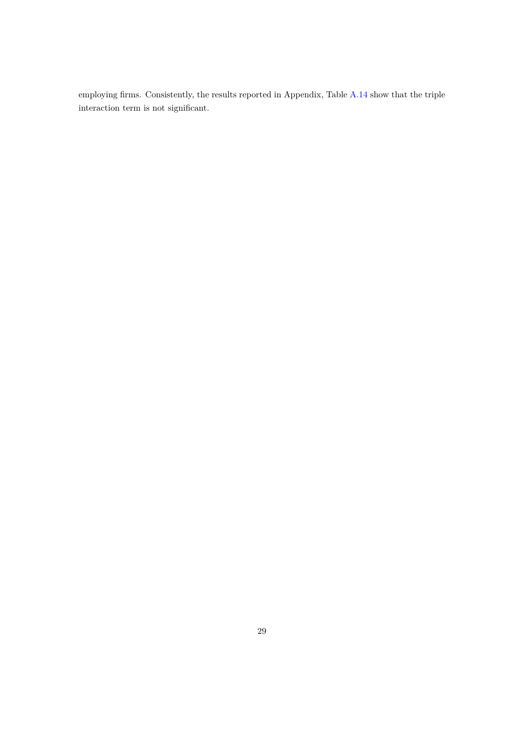employing firms. Consistently, the results reported in Appendix, Table A.14 show that the triple interaction term is not significant.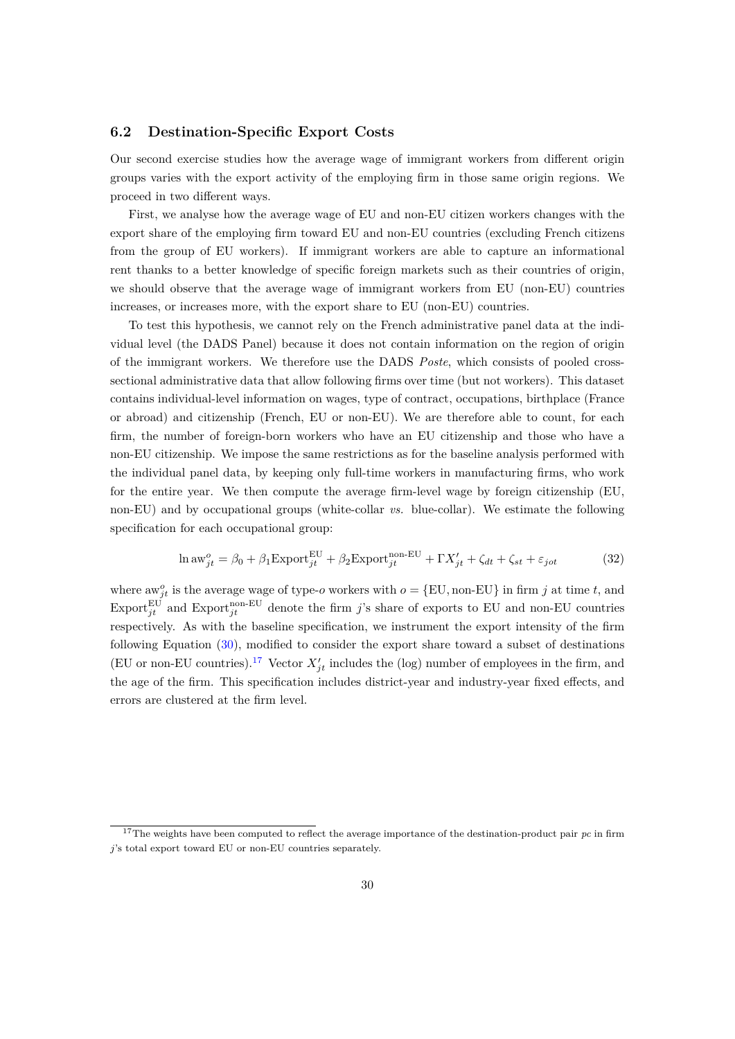### 6.2 Destination-Specific Export Costs

Our second exercise studies how the average wage of immigrant workers from different origin groups varies with the export activity of the employing firm in those same origin regions. We proceed in two different ways.

First, we analyse how the average wage of EU and non-EU citizen workers changes with the export share of the employing firm toward EU and non-EU countries (excluding French citizens from the group of EU workers). If immigrant workers are able to capture an informational rent thanks to a better knowledge of specific foreign markets such as their countries of origin, we should observe that the average wage of immigrant workers from EU (non-EU) countries increases, or increases more, with the export share to EU (non-EU) countries.

To test this hypothesis, we cannot rely on the French administrative panel data at the individual level (the DADS Panel) because it does not contain information on the region of origin of the immigrant workers. We therefore use the DADS *Poste*, which consists of pooled cross-sectional administrative data that allow following firms over time (but not workers). This dataset contains individual-level information on wages, type of contract, occupations, birthplace (France or abroad) and citizenship (French, EU or non-EU). We are therefore able to count, for each firm, the number of foreign-born workers who have an EU citizenship and those who have a non-EU citizenship. We impose the same restrictions as for the baseline analysis performed with the individual panel data, by keeping only full-time workers in manufacturing firms, who work for the entire year. We then compute the average firm-level wage by foreign citizenship (EU, non-EU) and by occupational groups (white-collar *vs.* blue-collar). We estimate the following specification for each occupational group:

$$\ln \text{aw}^{o}_{jt} = \beta_0 + \beta_1 \text{Export}^{\text{EU}}_{jt} + \beta_2 \text{Export}^{\text{non-EU}}_{jt} + \Gamma X'_{jt} + \zeta_{dt} + \zeta_{st} + \varepsilon_{jot} \tag{32}$$

where $\text{aw}^{o}_{jt}$ is the average wage of type-$o$ workers with $o = \{\text{EU}, \text{non-EU}\}$ in firm $j$ at time $t$, and $\text{Export}^{\text{EU}}_{jt}$ and $\text{Export}^{\text{non-EU}}_{jt}$ denote the firm $j$'s share of exports to EU and non-EU countries respectively. As with the baseline specification, we instrument the export intensity of the firm following Equation (30), modified to consider the export share toward a subset of destinations (EU or non-EU countries).[17] Vector $X'_{jt}$ includes the (log) number of employees in the firm, and the age of the firm. This specification includes district-year and industry-year fixed effects, and errors are clustered at the firm level.

[17] The weights have been computed to reflect the average importance of the destination-product pair $pc$ in firm $j$'s total export toward EU or non-EU countries separately.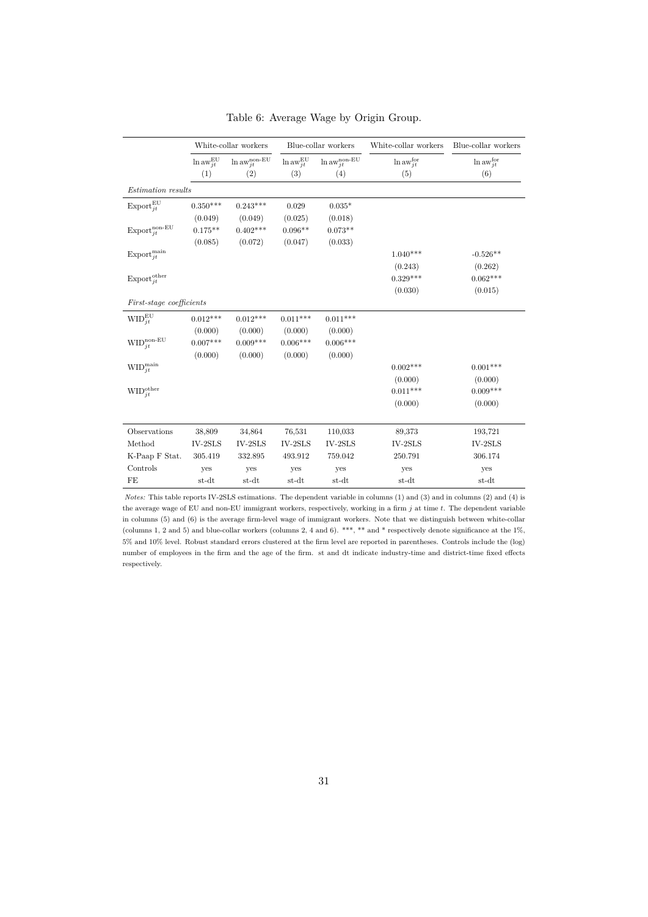Table 6: Average Wage by Origin Group.

| | White-collar workers | | Blue-collar workers | | White-collar workers | Blue-collar workers |
|---|---|---|---|---|---|---|
| | $\ln \text{aw}_{jt}^{\text{EU}}$ | $\ln \text{aw}_{jt}^{\text{non-EU}}$ | $\ln \text{aw}_{jt}^{\text{EU}}$ | $\ln \text{aw}_{jt}^{\text{non-EU}}$ | $\ln \text{aw}_{jt}^{\text{for}}$ | $\ln \text{aw}_{jt}^{\text{for}}$ |
| | (1) | (2) | (3) | (4) | (5) | (6) |
| *Estimation results* | | | | | | |
| $\text{Export}_{jt}^{\text{EU}}$ | 0.350*** | 0.243*** | 0.029 | 0.035* | | |
| | (0.049) | (0.049) | (0.025) | (0.018) | | |
| $\text{Export}_{jt}^{\text{non-EU}}$ | 0.175** | 0.402*** | 0.096** | 0.073** | | |
| | (0.085) | (0.072) | (0.047) | (0.033) | | |
| $\text{Export}_{jt}^{\text{main}}$ | | | | | 1.040*** | -0.526** |
| | | | | | (0.243) | (0.262) |
| $\text{Export}_{jt}^{\text{other}}$ | | | | | 0.329*** | 0.062*** |
| | | | | | (0.030) | (0.015) |
| *First-stage coefficients* | | | | | | |
| $\text{WID}_{jt}^{\text{EU}}$ | 0.012*** | 0.012*** | 0.011*** | 0.011*** | | |
| | (0.000) | (0.000) | (0.000) | (0.000) | | |
| $\text{WID}_{jt}^{\text{non-EU}}$ | 0.007*** | 0.009*** | 0.006*** | 0.006*** | | |
| | (0.000) | (0.000) | (0.000) | (0.000) | | |
| $\text{WID}_{jt}^{\text{main}}$ | | | | | 0.002*** | 0.001*** |
| | | | | | (0.000) | (0.000) |
| $\text{WID}_{jt}^{\text{other}}$ | | | | | 0.011*** | 0.009*** |
| | | | | | (0.000) | (0.000) |
| Observations | 38,809 | 34,864 | 76,531 | 110,033 | 89,373 | 193,721 |
| Method | IV-2SLS | IV-2SLS | IV-2SLS | IV-2SLS | IV-2SLS | IV-2SLS |
| K-Paap F Stat. | 305.419 | 332.895 | 493.912 | 759.042 | 250.791 | 306.174 |
| Controls | yes | yes | yes | yes | yes | yes |
| FE | st-dt | st-dt | st-dt | st-dt | st-dt | st-dt |

*Notes:* This table reports IV-2SLS estimations. The dependent variable in columns (1) and (3) and in columns (2) and (4) is the average wage of EU and non-EU immigrant workers, respectively, working in a firm $j$ at time $t$. The dependent variable in columns (5) and (6) is the average firm-level wage of immigrant workers. Note that we distinguish between white-collar (columns 1, 2 and 5) and blue-collar workers (columns 2, 4 and 6). ***, ** and * respectively denote significance at the 1%, 5% and 10% level. Robust standard errors clustered at the firm level are reported in parentheses. Controls include the (log) number of employees in the firm and the age of the firm. st and dt indicate industry-time and district-time fixed effects respectively.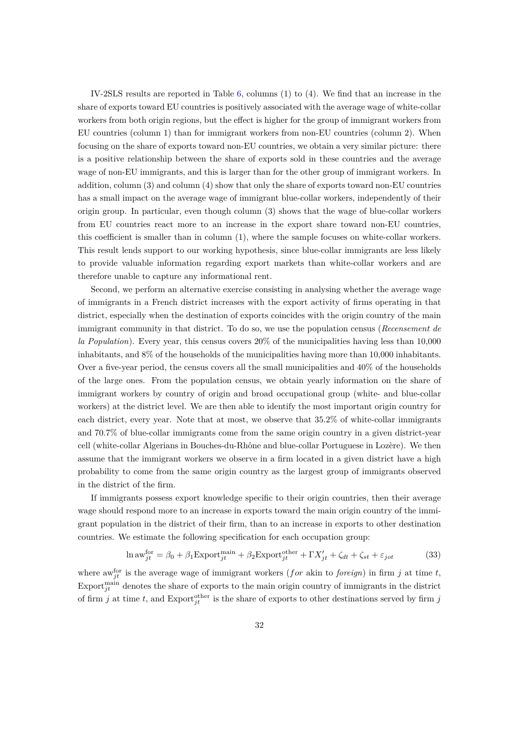IV-2SLS results are reported in Table 6, columns (1) to (4). We find that an increase in the share of exports toward EU countries is positively associated with the average wage of white-collar workers from both origin regions, but the effect is higher for the group of immigrant workers from EU countries (column 1) than for immigrant workers from non-EU countries (column 2). When focusing on the share of exports toward non-EU countries, we obtain a very similar picture: there is a positive relationship between the share of exports sold in these countries and the average wage of non-EU immigrants, and this is larger than for the other group of immigrant workers. In addition, column (3) and column (4) show that only the share of exports toward non-EU countries has a small impact on the average wage of immigrant blue-collar workers, independently of their origin group. In particular, even though column (3) shows that the wage of blue-collar workers from EU countries react more to an increase in the export share toward non-EU countries, this coefficient is smaller than in column (1), where the sample focuses on white-collar workers. This result lends support to our working hypothesis, since blue-collar immigrants are less likely to provide valuable information regarding export markets than white-collar workers and are therefore unable to capture any informational rent.

Second, we perform an alternative exercise consisting in analysing whether the average wage of immigrants in a French district increases with the export activity of firms operating in that district, especially when the destination of exports coincides with the origin country of the main immigrant community in that district. To do so, we use the population census (*Recensement de la Population*). Every year, this census covers 20% of the municipalities having less than 10,000 inhabitants, and 8% of the households of the municipalities having more than 10,000 inhabitants. Over a five-year period, the census covers all the small municipalities and 40% of the households of the large ones. From the population census, we obtain yearly information on the share of immigrant workers by country of origin and broad occupational group (white- and blue-collar workers) at the district level. We are then able to identify the most important origin country for each district, every year. Note that at most, we observe that 35.2% of white-collar immigrants and 70.7% of blue-collar immigrants come from the same origin country in a given district-year cell (white-collar Algerians in Bouches-du-Rhône and blue-collar Portuguese in Lozère). We then assume that the immigrant workers we observe in a firm located in a given district have a high probability to come from the same origin country as the largest group of immigrants observed in the district of the firm.

If immigrants possess export knowledge specific to their origin countries, then their average wage should respond more to an increase in exports toward the main origin country of the immigrant population in the district of their firm, than to an increase in exports to other destination countries. We estimate the following specification for each occupation group:

$$\ln \text{aw}_{jt}^{\text{for}} = \beta_0 + \beta_1 \text{Export}_{jt}^{\text{main}} + \beta_2 \text{Export}_{jt}^{\text{other}} + \Gamma X_{jt}' + \zeta_{dt} + \zeta_{st} + \varepsilon_{jot} \tag{33}$$

where $\text{aw}_{jt}^{\text{for}}$ is the average wage of immigrant workers ($for$ akin to *foreign*) in firm $j$ at time $t$, $\text{Export}_{jt}^{\text{main}}$ denotes the share of exports to the main origin country of immigrants in the district of firm $j$ at time $t$, and $\text{Export}_{jt}^{\text{other}}$ is the share of exports to other destinations served by firm $j$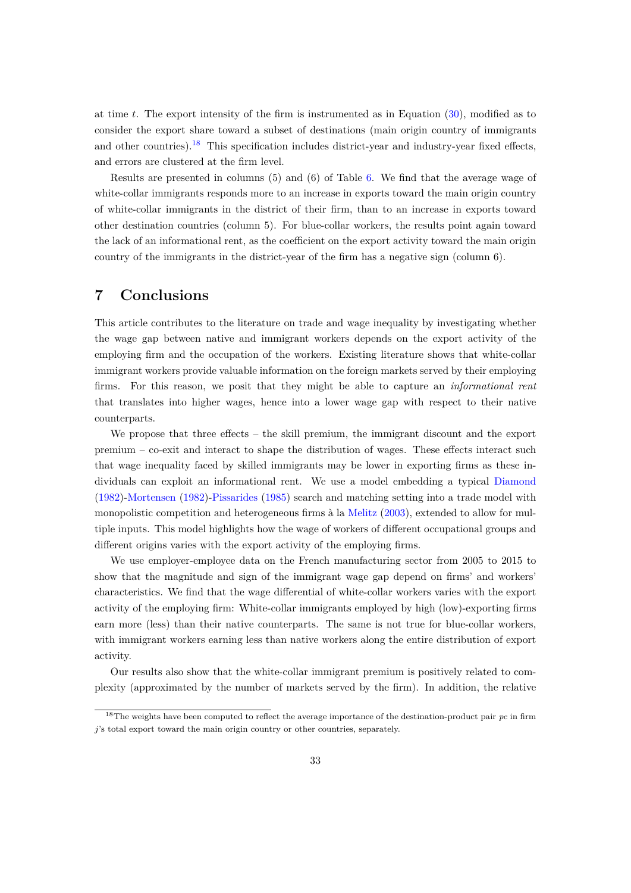at time $t$. The export intensity of the firm is instrumented as in Equation (30), modified as to consider the export share toward a subset of destinations (main origin country of immigrants and other countries).[18] This specification includes district-year and industry-year fixed effects, and errors are clustered at the firm level.

Results are presented in columns (5) and (6) of Table 6. We find that the average wage of white-collar immigrants responds more to an increase in exports toward the main origin country of white-collar immigrants in the district of their firm, than to an increase in exports toward other destination countries (column 5). For blue-collar workers, the results point again toward the lack of an informational rent, as the coefficient on the export activity toward the main origin country of the immigrants in the district-year of the firm has a negative sign (column 6).

## 7 Conclusions

This article contributes to the literature on trade and wage inequality by investigating whether the wage gap between native and immigrant workers depends on the export activity of the employing firm and the occupation of the workers. Existing literature shows that white-collar immigrant workers provide valuable information on the foreign markets served by their employing firms. For this reason, we posit that they might be able to capture an *informational rent* that translates into higher wages, hence into a lower wage gap with respect to their native counterparts.

We propose that three effects – the skill premium, the immigrant discount and the export premium – co-exit and interact to shape the distribution of wages. These effects interact such that wage inequality faced by skilled immigrants may be lower in exporting firms as these individuals can exploit an informational rent. We use a model embedding a typical Diamond (1982)-Mortensen (1982)-Pissarides (1985) search and matching setting into a trade model with monopolistic competition and heterogeneous firms à la Melitz (2003), extended to allow for multiple inputs. This model highlights how the wage of workers of different occupational groups and different origins varies with the export activity of the employing firms.

We use employer-employee data on the French manufacturing sector from 2005 to 2015 to show that the magnitude and sign of the immigrant wage gap depend on firms' and workers' characteristics. We find that the wage differential of white-collar workers varies with the export activity of the employing firm: White-collar immigrants employed by high (low)-exporting firms earn more (less) than their native counterparts. The same is not true for blue-collar workers, with immigrant workers earning less than native workers along the entire distribution of export activity.

Our results also show that the white-collar immigrant premium is positively related to complexity (approximated by the number of markets served by the firm). In addition, the relative

[18] The weights have been computed to reflect the average importance of the destination-product pair $pc$ in firm $j$'s total export toward the main origin country or other countries, separately.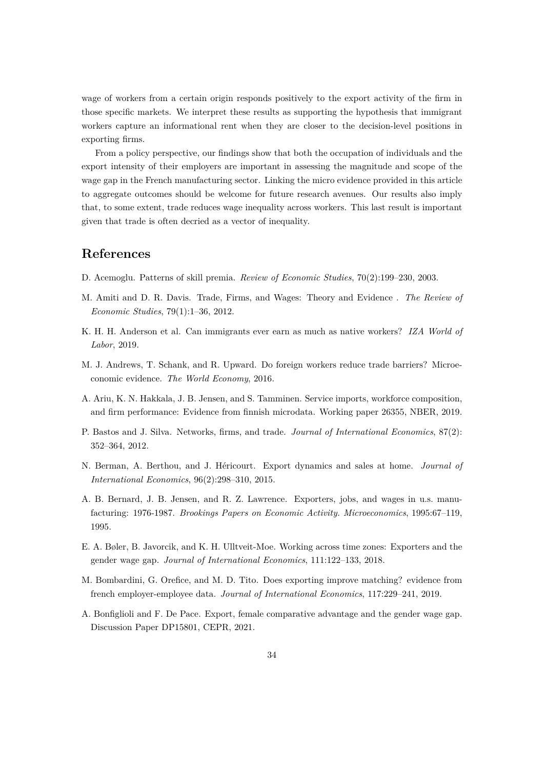wage of workers from a certain origin responds positively to the export activity of the firm in those specific markets. We interpret these results as supporting the hypothesis that immigrant workers capture an informational rent when they are closer to the decision-level positions in exporting firms.

From a policy perspective, our findings show that both the occupation of individuals and the export intensity of their employers are important in assessing the magnitude and scope of the wage gap in the French manufacturing sector. Linking the micro evidence provided in this article to aggregate outcomes should be welcome for future research avenues. Our results also imply that, to some extent, trade reduces wage inequality across workers. This last result is important given that trade is often decried as a vector of inequality.

## References

D. Acemoglu. Patterns of skill premia. *Review of Economic Studies*, 70(2):199–230, 2003.

M. Amiti and D. R. Davis. Trade, Firms, and Wages: Theory and Evidence . *The Review of Economic Studies*, 79(1):1–36, 2012.

K. H. H. Anderson et al. Can immigrants ever earn as much as native workers? *IZA World of Labor*, 2019.

M. J. Andrews, T. Schank, and R. Upward. Do foreign workers reduce trade barriers? Microeconomic evidence. *The World Economy*, 2016.

A. Ariu, K. N. Hakkala, J. B. Jensen, and S. Tamminen. Service imports, workforce composition, and firm performance: Evidence from finnish microdata. Working paper 26355, NBER, 2019.

P. Bastos and J. Silva. Networks, firms, and trade. *Journal of International Economics*, 87(2): 352–364, 2012.

N. Berman, A. Berthou, and J. Héricourt. Export dynamics and sales at home. *Journal of International Economics*, 96(2):298–310, 2015.

A. B. Bernard, J. B. Jensen, and R. Z. Lawrence. Exporters, jobs, and wages in u.s. manufacturing: 1976-1987. *Brookings Papers on Economic Activity. Microeconomics*, 1995:67–119, 1995.

E. A. Bøler, B. Javorcik, and K. H. Ulltveit-Moe. Working across time zones: Exporters and the gender wage gap. *Journal of International Economics*, 111:122–133, 2018.

M. Bombardini, G. Orefice, and M. D. Tito. Does exporting improve matching? evidence from french employer-employee data. *Journal of International Economics*, 117:229–241, 2019.

A. Bonfiglioli and F. De Pace. Export, female comparative advantage and the gender wage gap. Discussion Paper DP15801, CEPR, 2021.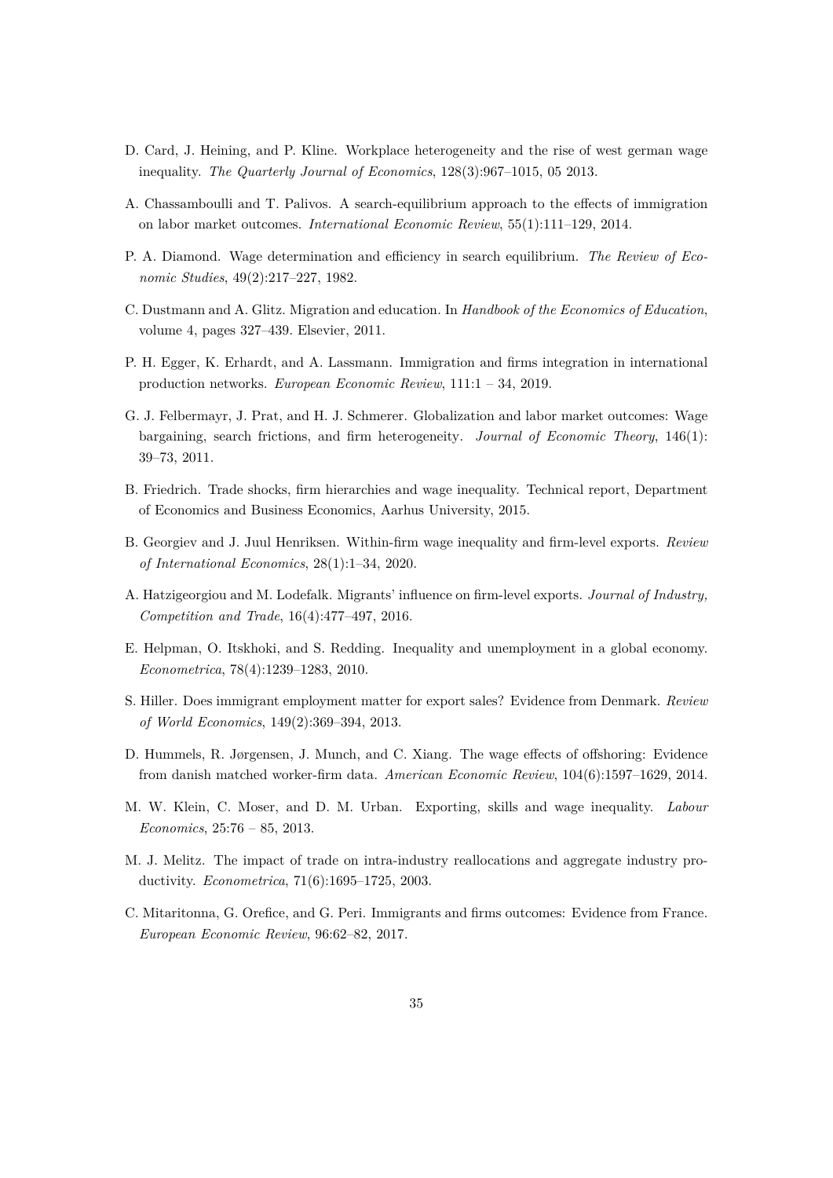D. Card, J. Heining, and P. Kline. Workplace heterogeneity and the rise of west german wage inequality. *The Quarterly Journal of Economics*, 128(3):967–1015, 05 2013.

A. Chassamboulli and T. Palivos. A search-equilibrium approach to the effects of immigration on labor market outcomes. *International Economic Review*, 55(1):111–129, 2014.

P. A. Diamond. Wage determination and efficiency in search equilibrium. *The Review of Economic Studies*, 49(2):217–227, 1982.

C. Dustmann and A. Glitz. Migration and education. In *Handbook of the Economics of Education*, volume 4, pages 327–439. Elsevier, 2011.

P. H. Egger, K. Erhardt, and A. Lassmann. Immigration and firms integration in international production networks. *European Economic Review*, 111:1 – 34, 2019.

G. J. Felbermayr, J. Prat, and H. J. Schmerer. Globalization and labor market outcomes: Wage bargaining, search frictions, and firm heterogeneity. *Journal of Economic Theory*, 146(1): 39–73, 2011.

B. Friedrich. Trade shocks, firm hierarchies and wage inequality. Technical report, Department of Economics and Business Economics, Aarhus University, 2015.

B. Georgiev and J. Juul Henriksen. Within-firm wage inequality and firm-level exports. *Review of International Economics*, 28(1):1–34, 2020.

A. Hatzigeorgiou and M. Lodefalk. Migrants' influence on firm-level exports. *Journal of Industry, Competition and Trade*, 16(4):477–497, 2016.

E. Helpman, O. Itskhoki, and S. Redding. Inequality and unemployment in a global economy. *Econometrica*, 78(4):1239–1283, 2010.

S. Hiller. Does immigrant employment matter for export sales? Evidence from Denmark. *Review of World Economics*, 149(2):369–394, 2013.

D. Hummels, R. Jørgensen, J. Munch, and C. Xiang. The wage effects of offshoring: Evidence from danish matched worker-firm data. *American Economic Review*, 104(6):1597–1629, 2014.

M. W. Klein, C. Moser, and D. M. Urban. Exporting, skills and wage inequality. *Labour Economics*, 25:76 – 85, 2013.

M. J. Melitz. The impact of trade on intra-industry reallocations and aggregate industry productivity. *Econometrica*, 71(6):1695–1725, 2003.

C. Mitaritonna, G. Orefice, and G. Peri. Immigrants and firms outcomes: Evidence from France. *European Economic Review*, 96:62–82, 2017.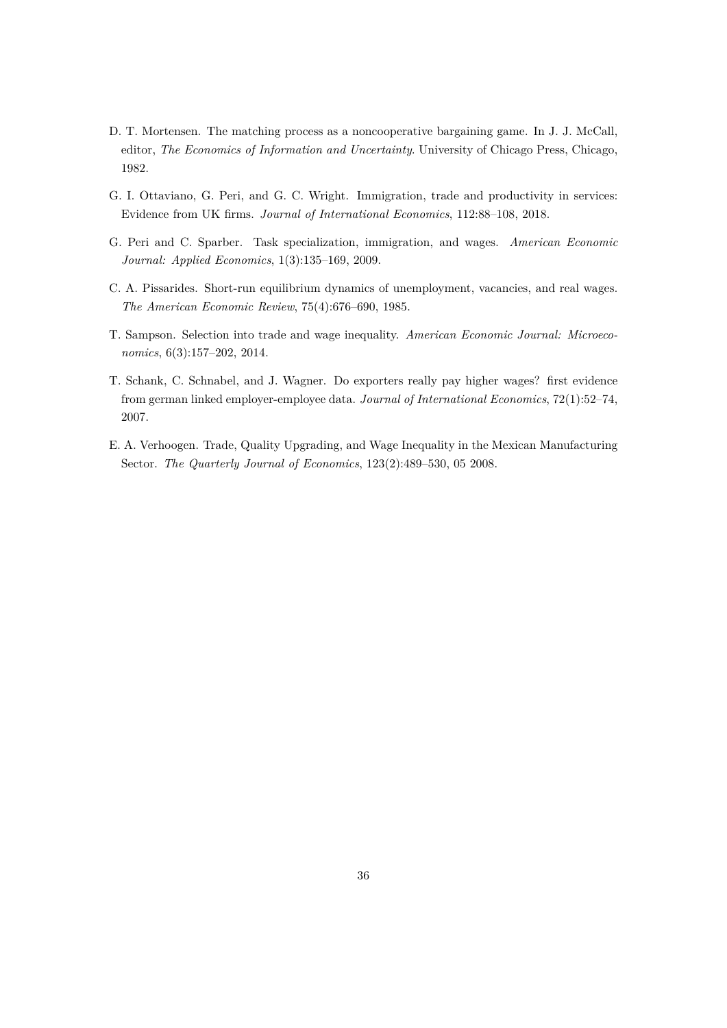D. T. Mortensen. The matching process as a noncooperative bargaining game. In J. J. McCall, editor, *The Economics of Information and Uncertainty*. University of Chicago Press, Chicago, 1982.

G. I. Ottaviano, G. Peri, and G. C. Wright. Immigration, trade and productivity in services: Evidence from UK firms. *Journal of International Economics*, 112:88–108, 2018.

G. Peri and C. Sparber. Task specialization, immigration, and wages. *American Economic Journal: Applied Economics*, 1(3):135–169, 2009.

C. A. Pissarides. Short-run equilibrium dynamics of unemployment, vacancies, and real wages. *The American Economic Review*, 75(4):676–690, 1985.

T. Sampson. Selection into trade and wage inequality. *American Economic Journal: Microeconomics*, 6(3):157–202, 2014.

T. Schank, C. Schnabel, and J. Wagner. Do exporters really pay higher wages? first evidence from german linked employer-employee data. *Journal of International Economics*, 72(1):52–74, 2007.

E. A. Verhoogen. Trade, Quality Upgrading, and Wage Inequality in the Mexican Manufacturing Sector. *The Quarterly Journal of Economics*, 123(2):489–530, 05 2008.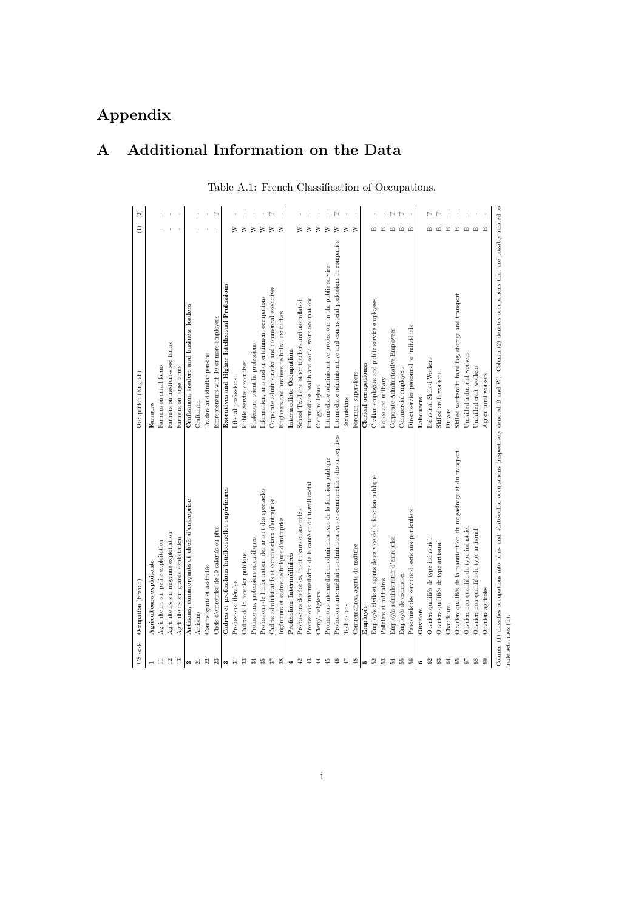# Appendix

## A Additional Information on the Data

Table A.1: French Classification of Occupations.

| CS code | Occupation (French) | Occupation (English) | (1) | (2) |
|---|---|---|---|---|
| **1** | **Agriculteurs exploitants** | **Farmers** | | |
| 11 | Agriculteurs sur petite exploitation | Farmers on small farms | - | - |
| 12 | Agriculteurs sur moyenne exploitation | Farmers on medium-sized farms | - | - |
| 13 | Agriculteurs sur grande exploitation | Farmers on large farms | - | - |
| **2** | **Artisans, commerçants et chefs d'entreprise** | **Craftsmen, traders and business leaders** | | |
| 21 | Artisans | Craftsmen | - | - |
| 22 | Commerçants et assimilés | Traders and similar persons | - | - |
| 23 | Chefs d'entreprise de 10 salariés ou plus | Entrepreneurs with 10 or more employees | - | T |
| **3** | **Cadres et professions intellectuelles supérieures** | **Executives and Higher Intellectual Professions** | | |
| 31 | Professions libérales | Liberal professions | W | - |
| 33 | Cadres de la fonction publique | Public Service executives | W | - |
| 34 | Professeurs, professions scientifiques | Professors, scientific professions | W | - |
| 35 | Professions de l'information, des arts et des spectacles | Information, arts and entertainment occupations | W | - |
| 37 | Cadres administratifs et commerciaux d'entreprise | Corporate administrative and commercial executives | W | T |
| 38 | Ingénieurs et cadres techniques d'entreprise | Engineers and business technical executives | W | - |
| **4** | **Professions Intermédiaires** | **Intermediate Occupations** | | |
| 42 | Professeurs des écoles, instituteurs et assimilés | School Teachers, other teachers and assimilated | W | - |
| 43 | Professions intermédiaires de la santé et du travail social | Intermediate health and social work occupations | W | - |
| 44 | Clergé, religieux | Clergy, religious | W | - |
| 45 | Professions intermédiaires administratives de la fonction publique | Intermediate administrative professions in the public service | W | - |
| 46 | Professions intermédiaires administratives et commerciales des entreprises | Intermediate administrative and commercial professions in companies | W | T |
| 47 | Techniciens | Technicians | W | - |
| 48 | Contremaîtres, agents de maîtrise | Foremen, supervisors | W | - |
| **5** | **Employés** | **Clerical occupationss** | | |
| 52 | Employés civils et agents de service de la fonction publique | Civilian employees and public service employees | B | - |
| 53 | Policiers et militaires | Police and military | B | - |
| 54 | Employés administratifs d'entreprise | Corporate Administrative Employees | B | T |
| 55 | Employés de commerce | Commercial employees | B | T |
| 56 | Personnels des services directs aux particuliers | Direct service personnel to individuals | B | - |
| **6** | **Ouvriers** | **Labourers** | | |
| 62 | Ouvriers qualifiés de type industriel | Industrial Skilled Workers | B | T |
| 63 | Ouvriers qualifiés de type artisanal | Skilled craft workers | B | T |
| 64 | Chauffeurs | Drivers | B | - |
| 65 | Ouvriers qualifiés de la manutention, du magasinage et du transport | Skilled workers in handling, storage and transport | B | - |
| 67 | Ouvriers non qualifiés de type industriel | Unskilled industrial workers | B | - |
| 68 | Ouvriers non qualifiés de type artisanal | Unskilled craft workers | B | - |
| 69 | Ouvriers agricoles | Agricultural workers | B | - |

Column (1) classifies occupations into blue- and white-collar occupations (respectively denoted B and W). Column (2) denotes occupations that are possibly related to trade activities (T).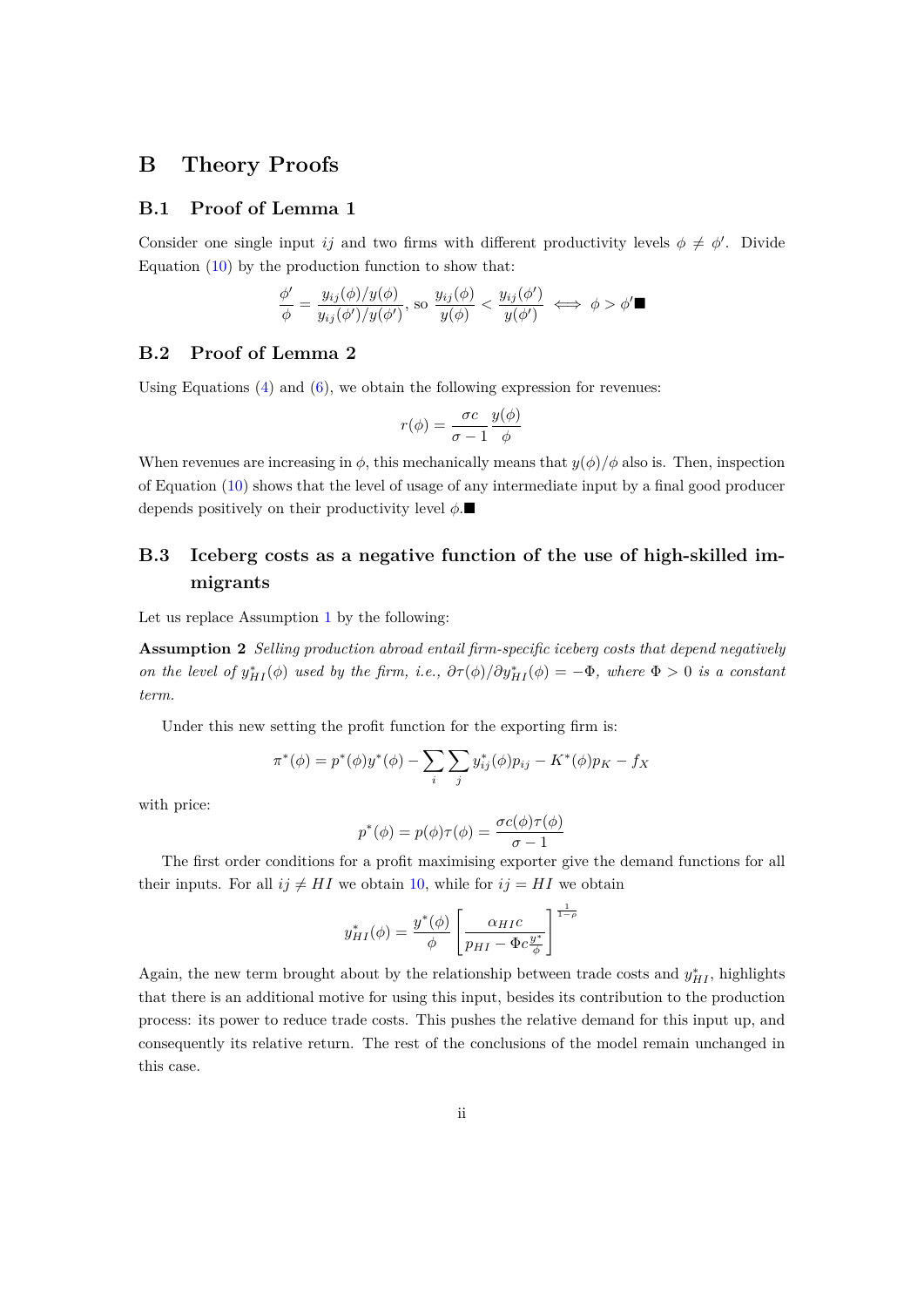# B Theory Proofs

## B.1 Proof of Lemma 1

Consider one single input $ij$ and two firms with different productivity levels $\phi \neq \phi'$. Divide Equation (10) by the production function to show that:

$$\frac{\phi'}{\phi} = \frac{y_{ij}(\phi)/y(\phi)}{y_{ij}(\phi')/y(\phi')}, \text{ so } \frac{y_{ij}(\phi)}{y(\phi)} < \frac{y_{ij}(\phi')}{y(\phi')} \iff \phi > \phi' \blacksquare$$

## B.2 Proof of Lemma 2

Using Equations (4) and (6), we obtain the following expression for revenues:

$$r(\phi) = \frac{\sigma c}{\sigma - 1} \frac{y(\phi)}{\phi}$$

When revenues are increasing in $\phi$, this mechanically means that $y(\phi)/\phi$ also is. Then, inspection of Equation (10) shows that the level of usage of any intermediate input by a final good producer depends positively on their productivity level $\phi$. $\blacksquare$

## B.3 Iceberg costs as a negative function of the use of high-skilled immigrants

Let us replace Assumption 1 by the following:

**Assumption 2** *Selling production abroad entail firm-specific iceberg costs that depend negatively on the level of $y^*_{HI}(\phi)$ used by the firm, i.e., $\partial\tau(\phi)/\partial y^*_{HI}(\phi) = -\Phi$, where $\Phi > 0$ is a constant term.*

Under this new setting the profit function for the exporting firm is:

$$\pi^*(\phi) = p^*(\phi)y^*(\phi) - \sum_i \sum_j y^*_{ij}(\phi)p_{ij} - K^*(\phi)p_K - f_X$$

with price:

$$p^*(\phi) = p(\phi)\tau(\phi) = \frac{\sigma c(\phi)\tau(\phi)}{\sigma - 1}$$

The first order conditions for a profit maximising exporter give the demand functions for all their inputs. For all $ij \neq HI$ we obtain 10, while for $ij = HI$ we obtain

$$y^*_{HI}(\phi) = \frac{y^*(\phi)}{\phi} \left[ \frac{\alpha_{HI} c}{p_{HI} - \Phi c \frac{y^*}{\phi}} \right]^{\frac{1}{1-\rho}}$$

Again, the new term brought about by the relationship between trade costs and $y^*_{HI}$, highlights that there is an additional motive for using this input, besides its contribution to the production process: its power to reduce trade costs. This pushes the relative demand for this input up, and consequently its relative return. The rest of the conclusions of the model remain unchanged in this case.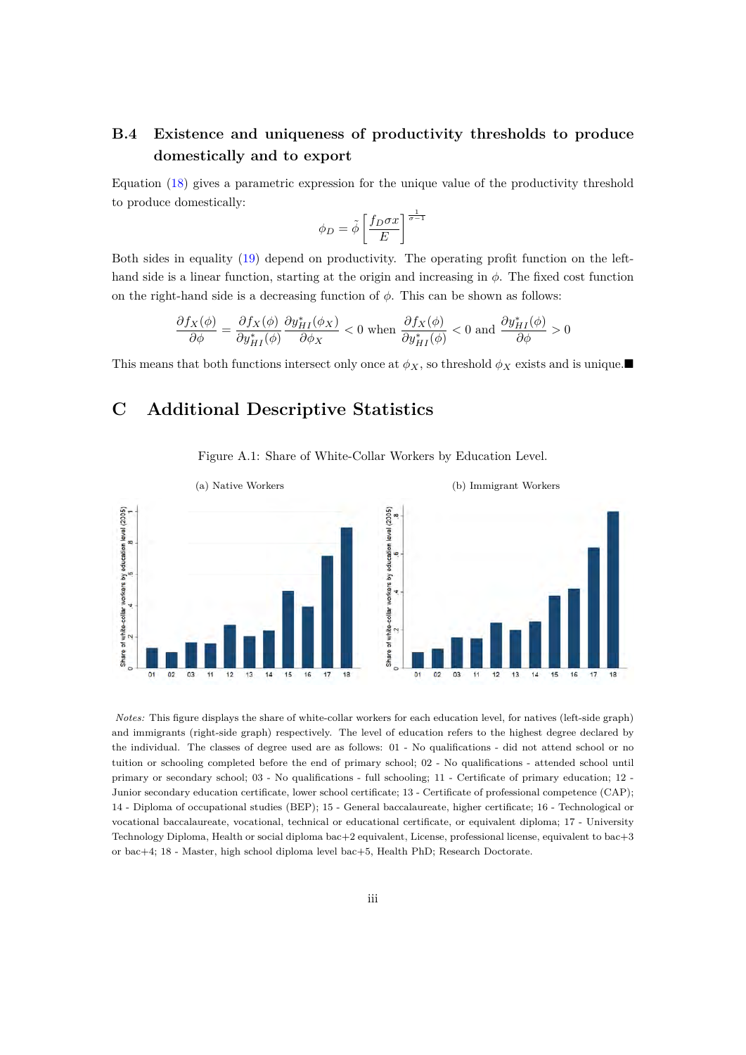## B.4 Existence and uniqueness of productivity thresholds to produce domestically and to export

Equation (18) gives a parametric expression for the unique value of the productivity threshold to produce domestically:

$$\phi_D = \tilde{\phi}\left[\frac{f_D \sigma x}{E}\right]^{\frac{1}{\sigma-1}}$$

Both sides in equality (19) depend on productivity. The operating profit function on the left-hand side is a linear function, starting at the origin and increasing in $\phi$. The fixed cost function on the right-hand side is a decreasing function of $\phi$. This can be shown as follows:

$$\frac{\partial f_X(\phi)}{\partial \phi} = \frac{\partial f_X(\phi)}{\partial y^*_{HI}(\phi)} \frac{\partial y^*_{HI}(\phi_X)}{\partial \phi_X} < 0 \text{ when } \frac{\partial f_X(\phi)}{\partial y^*_{HI}(\phi)} < 0 \text{ and } \frac{\partial y^*_{HI}(\phi)}{\partial \phi} > 0$$

This means that both functions intersect only once at $\phi_X$, so threshold $\phi_X$ exists and is unique.■

# C Additional Descriptive Statistics

Figure A.1: Share of White-Collar Workers by Education Level.

(a) Native Workers

(b) Immigrant Workers

*Notes:* This figure displays the share of white-collar workers for each education level, for natives (left-side graph) and immigrants (right-side graph) respectively. The level of education refers to the highest degree declared by the individual. The classes of degree used are as follows: 01 - No qualifications - did not attend school or no tuition or schooling completed before the end of primary school; 02 - No qualifications - attended school until primary or secondary school; 03 - No qualifications - full schooling; 11 - Certificate of primary education; 12 - Junior secondary education certificate, lower school certificate; 13 - Certificate of professional competence (CAP); 14 - Diploma of occupational studies (BEP); 15 - General baccalaureate, higher certificate; 16 - Technological or vocational baccalaureate, vocational, technical or educational certificate, or equivalent diploma; 17 - University Technology Diploma, Health or social diploma bac+2 equivalent, License, professional license, equivalent to bac+3 or bac+4; 18 - Master, high school diploma level bac+5, Health PhD; Research Doctorate.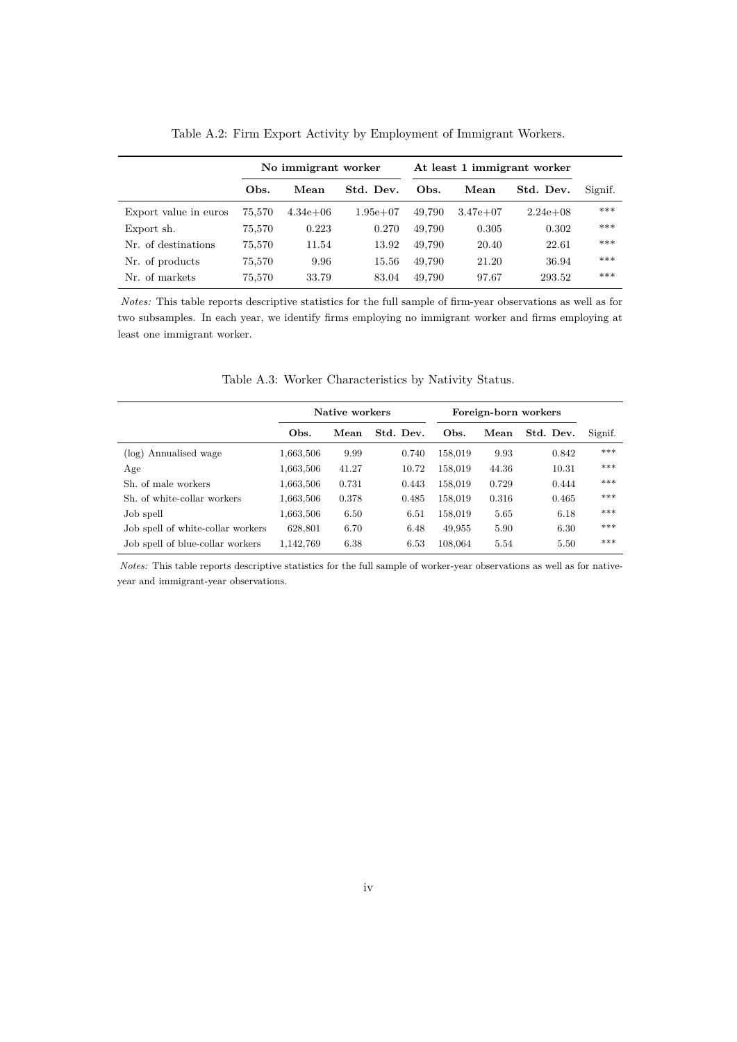Table A.2: Firm Export Activity by Employment of Immigrant Workers.

| | No immigrant worker | | | At least 1 immigrant worker | | | |
|---|---|---|---|---|---|---|---|
| | **Obs.** | **Mean** | **Std. Dev.** | **Obs.** | **Mean** | **Std. Dev.** | Signif. |
| Export value in euros | 75,570 | 4.34e+06 | 1.95e+07 | 49,790 | 3.47e+07 | 2.24e+08 | *** |
| Export sh. | 75,570 | 0.223 | 0.270 | 49,790 | 0.305 | 0.302 | *** |
| Nr. of destinations | 75,570 | 11.54 | 13.92 | 49,790 | 20.40 | 22.61 | *** |
| Nr. of products | 75,570 | 9.96 | 15.56 | 49,790 | 21.20 | 36.94 | *** |
| Nr. of markets | 75,570 | 33.79 | 83.04 | 49,790 | 97.67 | 293.52 | *** |

*Notes:* This table reports descriptive statistics for the full sample of firm-year observations as well as for two subsamples. In each year, we identify firms employing no immigrant worker and firms employing at least one immigrant worker.

Table A.3: Worker Characteristics by Nativity Status.

| | Native workers | | | Foreign-born workers | | | |
|---|---|---|---|---|---|---|---|
| | **Obs.** | **Mean** | **Std. Dev.** | **Obs.** | **Mean** | **Std. Dev.** | Signif. |
| (log) Annualised wage | 1,663,506 | 9.99 | 0.740 | 158,019 | 9.93 | 0.842 | *** |
| Age | 1,663,506 | 41.27 | 10.72 | 158,019 | 44.36 | 10.31 | *** |
| Sh. of male workers | 1,663,506 | 0.731 | 0.443 | 158,019 | 0.729 | 0.444 | *** |
| Sh. of white-collar workers | 1,663,506 | 0.378 | 0.485 | 158,019 | 0.316 | 0.465 | *** |
| Job spell | 1,663,506 | 6.50 | 6.51 | 158,019 | 5.65 | 6.18 | *** |
| Job spell of white-collar workers | 628,801 | 6.70 | 6.48 | 49,955 | 5.90 | 6.30 | *** |
| Job spell of blue-collar workers | 1,142,769 | 6.38 | 6.53 | 108,064 | 5.54 | 5.50 | *** |

*Notes:* This table reports descriptive statistics for the full sample of worker-year observations as well as for native-year and immigrant-year observations.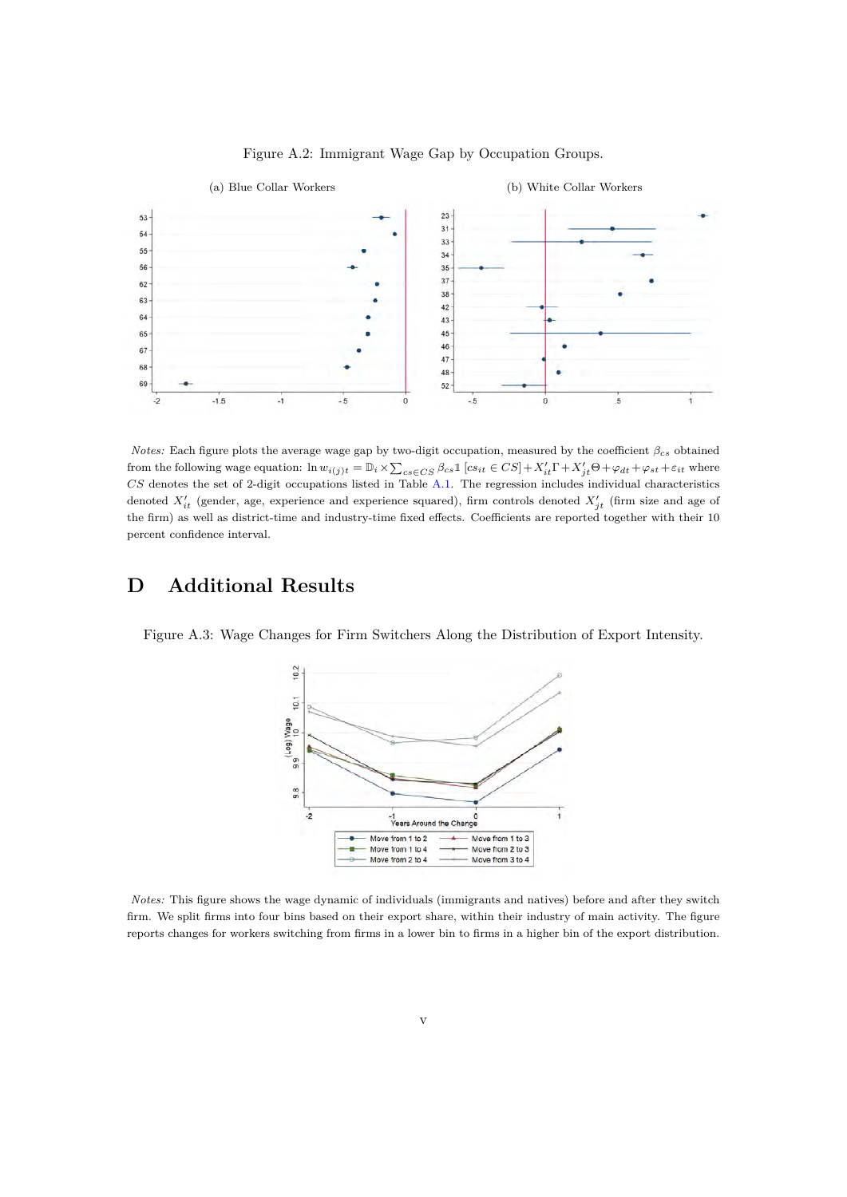Figure A.2: Immigrant Wage Gap by Occupation Groups.

(a) Blue Collar Workers

(b) White Collar Workers

*Notes:* Each figure plots the average wage gap by two-digit occupation, measured by the coefficient $\beta_{cs}$ obtained from the following wage equation: $\ln w_{i(j)t} = \mathbb{D}_i \times \sum_{cs \in CS} \beta_{cs} \mathbb{1}\left[cs_{it} \in CS\right] + X_{it}'\Gamma + X_{jt}'\Theta + \varphi_{dt} + \varphi_{st} + \varepsilon_{it}$ where $CS$ denotes the set of 2-digit occupations listed in Table A.1. The regression includes individual characteristics denoted $X_{it}'$ (gender, age, experience and experience squared), firm controls denoted $X_{jt}'$ (firm size and age of the firm) as well as district-time and industry-time fixed effects. Coefficients are reported together with their 10 percent confidence interval.

# D Additional Results

Figure A.3: Wage Changes for Firm Switchers Along the Distribution of Export Intensity.

*Notes:* This figure shows the wage dynamic of individuals (immigrants and natives) before and after they switch firm. We split firms into four bins based on their export share, within their industry of main activity. The figure reports changes for workers switching from firms in a lower bin to firms in a higher bin of the export distribution.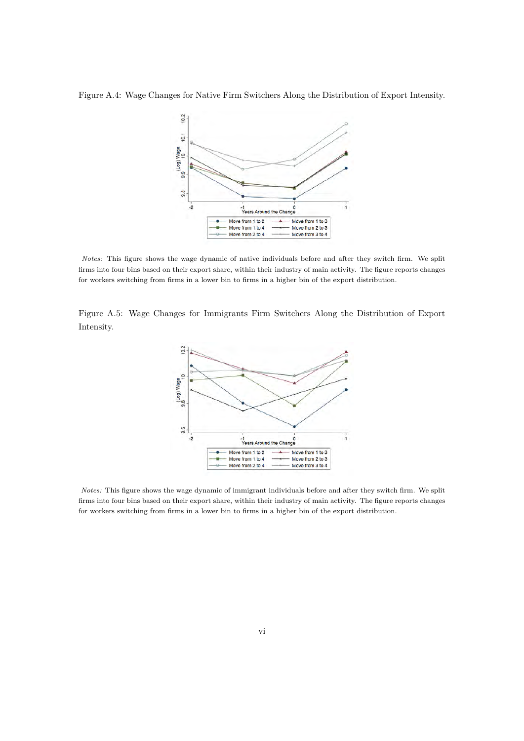Figure A.4: Wage Changes for Native Firm Switchers Along the Distribution of Export Intensity.

*Notes:* This figure shows the wage dynamic of native individuals before and after they switch firm. We split firms into four bins based on their export share, within their industry of main activity. The figure reports changes for workers switching from firms in a lower bin to firms in a higher bin of the export distribution.

Figure A.5: Wage Changes for Immigrants Firm Switchers Along the Distribution of Export Intensity.

*Notes:* This figure shows the wage dynamic of immigrant individuals before and after they switch firm. We split firms into four bins based on their export share, within their industry of main activity. The figure reports changes for workers switching from firms in a lower bin to firms in a higher bin of the export distribution.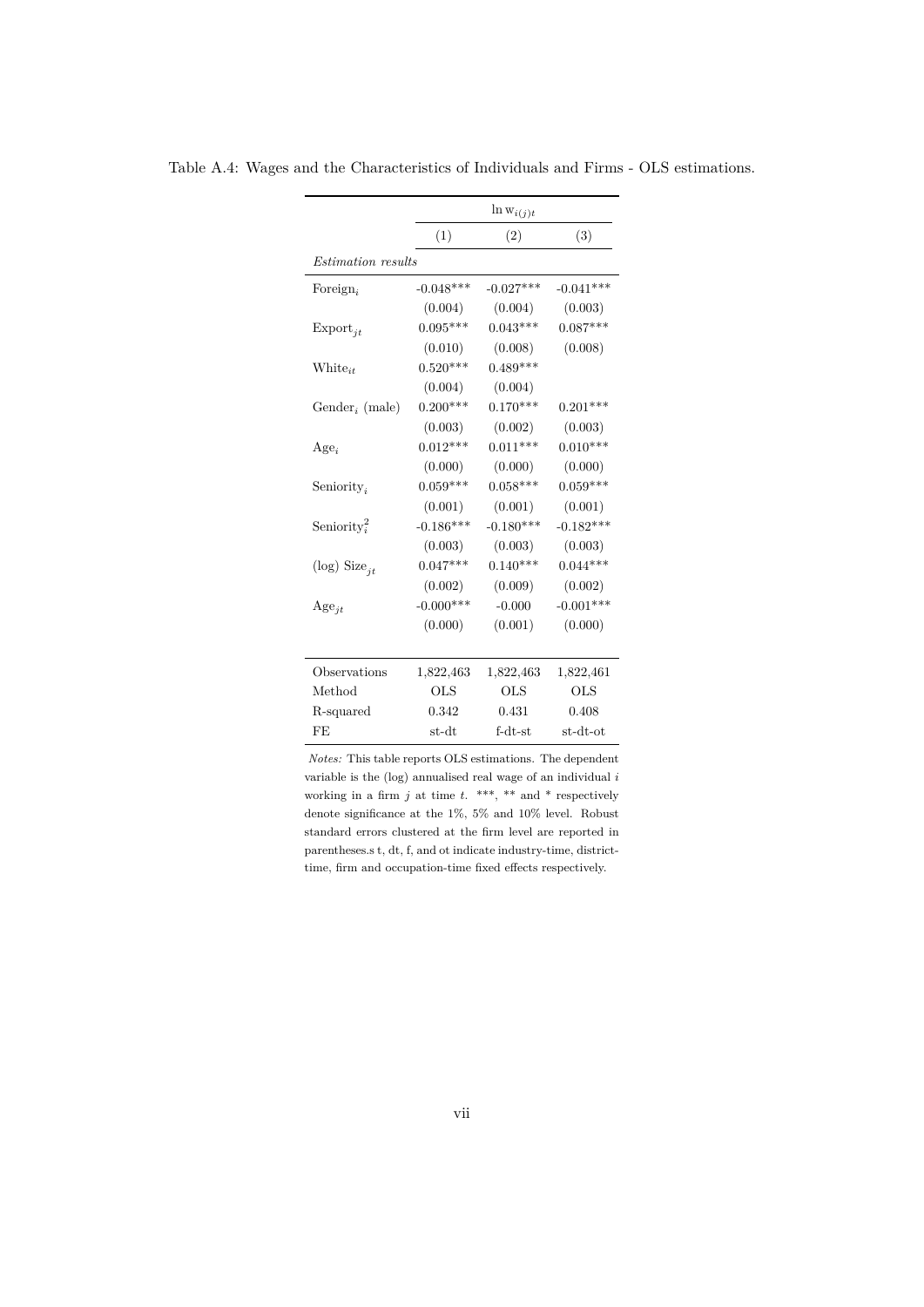Table A.4: Wages and the Characteristics of Individuals and Firms - OLS estimations.

| | $\ln \mathrm{w}_{i(j)t}$ | | |
|---|---|---|---|
| | (1) | (2) | (3) |
| *Estimation results* | | | |
| $\text{Foreign}_i$ | -0.048*** | -0.027*** | -0.041*** |
| | (0.004) | (0.004) | (0.003) |
| $\text{Export}_{jt}$ | 0.095*** | 0.043*** | 0.087*** |
| | (0.010) | (0.008) | (0.008) |
| $\text{White}_{it}$ | 0.520*** | 0.489*** | |
| | (0.004) | (0.004) | |
| $\text{Gender}_i$ (male) | 0.200*** | 0.170*** | 0.201*** |
| | (0.003) | (0.002) | (0.003) |
| $\text{Age}_i$ | 0.012*** | 0.011*** | 0.010*** |
| | (0.000) | (0.000) | (0.000) |
| $\text{Seniority}_i$ | 0.059*** | 0.058*** | 0.059*** |
| | (0.001) | (0.001) | (0.001) |
| $\text{Seniority}_i^2$ | -0.186*** | -0.180*** | -0.182*** |
| | (0.003) | (0.003) | (0.003) |
| (log) $\text{Size}_{jt}$ | 0.047*** | 0.140*** | 0.044*** |
| | (0.002) | (0.009) | (0.002) |
| $\text{Age}_{jt}$ | -0.000*** | -0.000 | -0.001*** |
| | (0.000) | (0.001) | (0.000) |
| Observations | 1,822,463 | 1,822,463 | 1,822,461 |
| Method | OLS | OLS | OLS |
| R-squared | 0.342 | 0.431 | 0.408 |
| FE | st-dt | f-dt-st | st-dt-ot |

*Notes:* This table reports OLS estimations. The dependent variable is the (log) annualised real wage of an individual $i$ working in a firm $j$ at time $t$. ***, ** and * respectively denote significance at the 1%, 5% and 10% level. Robust standard errors clustered at the firm level are reported in parentheses.s t, dt, f, and ot indicate industry-time, district-time, firm and occupation-time fixed effects respectively.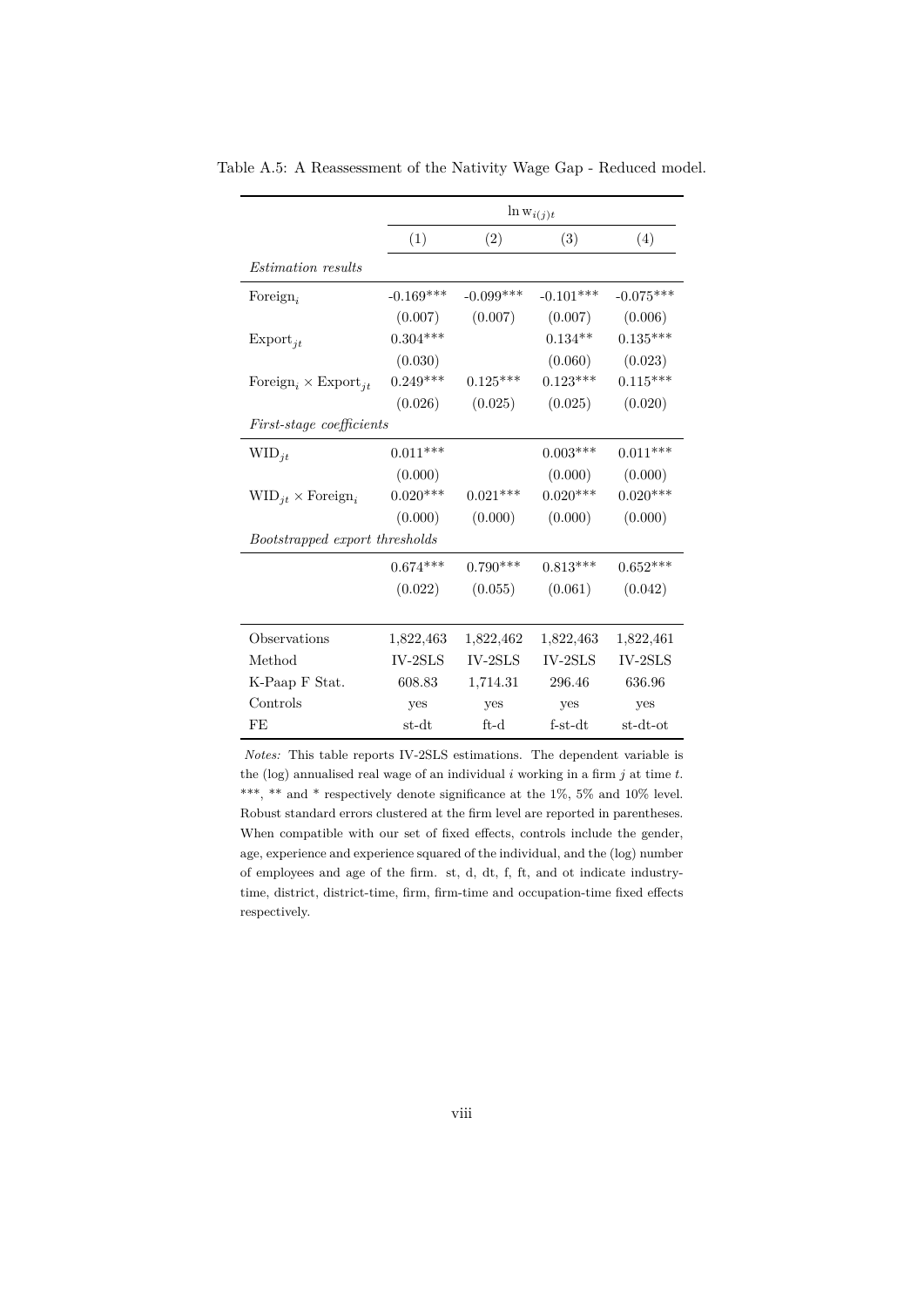Table A.5: A Reassessment of the Nativity Wage Gap - Reduced model.

| | $\ln \mathrm{w}_{i(j)t}$ | | | |
|---|---|---|---|---|
| | (1) | (2) | (3) | (4) |
| *Estimation results* | | | | |
| $\text{Foreign}_i$ | -0.169*** | -0.099*** | -0.101*** | -0.075*** |
| | (0.007) | (0.007) | (0.007) | (0.006) |
| $\text{Export}_{jt}$ | 0.304*** | | 0.134** | 0.135*** |
| | (0.030) | | (0.060) | (0.023) |
| $\text{Foreign}_i \times \text{Export}_{jt}$ | 0.249*** | 0.125*** | 0.123*** | 0.115*** |
| | (0.026) | (0.025) | (0.025) | (0.020) |
| *First-stage coefficients* | | | | |
| $\text{WID}_{jt}$ | 0.011*** | | 0.003*** | 0.011*** |
| | (0.000) | | (0.000) | (0.000) |
| $\text{WID}_{jt} \times \text{Foreign}_i$ | 0.020*** | 0.021*** | 0.020*** | 0.020*** |
| | (0.000) | (0.000) | (0.000) | (0.000) |
| *Bootstrapped export thresholds* | | | | |
| | 0.674*** | 0.790*** | 0.813*** | 0.652*** |
| | (0.022) | (0.055) | (0.061) | (0.042) |
| Observations | 1,822,463 | 1,822,462 | 1,822,463 | 1,822,461 |
| Method | IV-2SLS | IV-2SLS | IV-2SLS | IV-2SLS |
| K-Paap F Stat. | 608.83 | 1,714.31 | 296.46 | 636.96 |
| Controls | yes | yes | yes | yes |
| FE | st-dt | ft-d | f-st-dt | st-dt-ot |

*Notes:* This table reports IV-2SLS estimations. The dependent variable is the (log) annualised real wage of an individual $i$ working in a firm $j$ at time $t$. ***, ** and * respectively denote significance at the 1%, 5% and 10% level. Robust standard errors clustered at the firm level are reported in parentheses. When compatible with our set of fixed effects, controls include the gender, age, experience and experience squared of the individual, and the (log) number of employees and age of the firm. st, d, dt, f, ft, and ot indicate industry-time, district, district-time, firm, firm-time and occupation-time fixed effects respectively.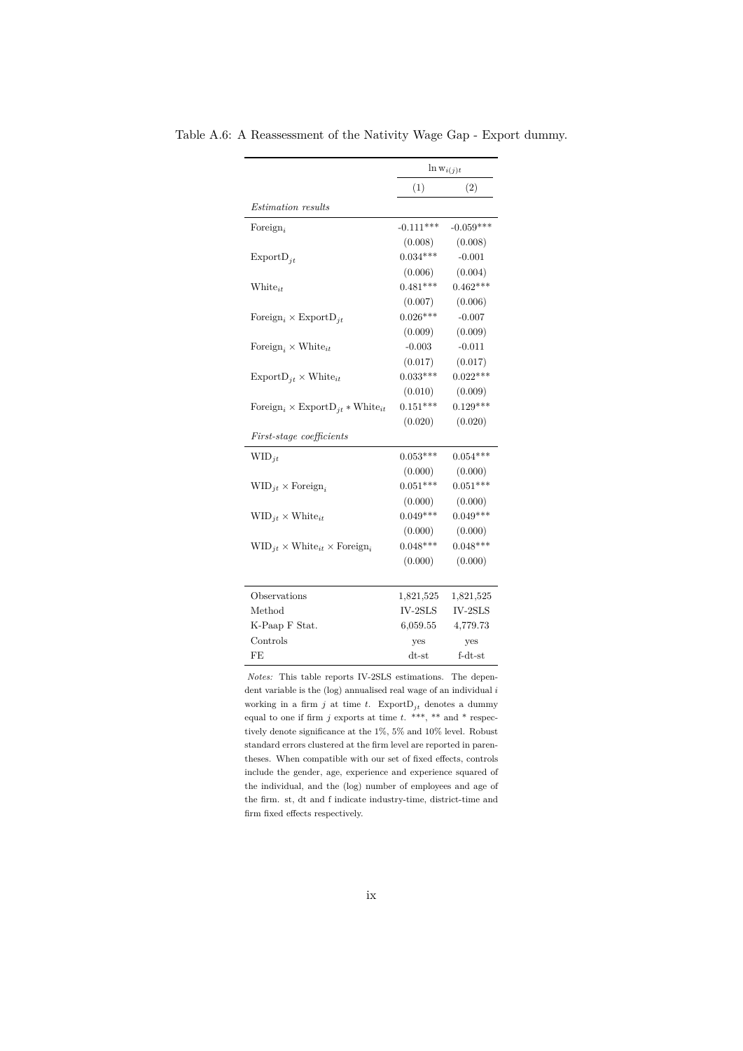Table A.6: A Reassessment of the Nativity Wage Gap - Export dummy.

| | $\ln w_{i(j)t}$ | |
|---|---|---|
| | (1) | (2) |
| *Estimation results* | | |
| $\text{Foreign}_i$ | -0.111*** | -0.059*** |
| | (0.008) | (0.008) |
| $\text{ExportD}_{jt}$ | 0.034*** | -0.001 |
| | (0.006) | (0.004) |
| $\text{White}_{it}$ | 0.481*** | 0.462*** |
| | (0.007) | (0.006) |
| $\text{Foreign}_i \times \text{ExportD}_{jt}$ | 0.026*** | -0.007 |
| | (0.009) | (0.009) |
| $\text{Foreign}_i \times \text{White}_{it}$ | -0.003 | -0.011 |
| | (0.017) | (0.017) |
| $\text{ExportD}_{jt} \times \text{White}_{it}$ | 0.033*** | 0.022*** |
| | (0.010) | (0.009) |
| $\text{Foreign}_i \times \text{ExportD}_{jt} * \text{White}_{it}$ | 0.151*** | 0.129*** |
| | (0.020) | (0.020) |
| *First-stage coefficients* | | |
| $\text{WID}_{jt}$ | 0.053*** | 0.054*** |
| | (0.000) | (0.000) |
| $\text{WID}_{jt} \times \text{Foreign}_i$ | 0.051*** | 0.051*** |
| | (0.000) | (0.000) |
| $\text{WID}_{jt} \times \text{White}_{it}$ | 0.049*** | 0.049*** |
| | (0.000) | (0.000) |
| $\text{WID}_{jt} \times \text{White}_{it} \times \text{Foreign}_i$ | 0.048*** | 0.048*** |
| | (0.000) | (0.000) |
| Observations | 1,821,525 | 1,821,525 |
| Method | IV-2SLS | IV-2SLS |
| K-Paap F Stat. | 6,059.55 | 4,779.73 |
| Controls | yes | yes |
| FE | dt-st | f-dt-st |

*Notes:* This table reports IV-2SLS estimations. The dependent variable is the (log) annualised real wage of an individual $i$ working in a firm $j$ at time $t$. $\text{ExportD}_{jt}$ denotes a dummy equal to one if firm $j$ exports at time $t$. ***, ** and * respectively denote significance at the 1%, 5% and 10% level. Robust standard errors clustered at the firm level are reported in parentheses. When compatible with our set of fixed effects, controls include the gender, age, experience and experience squared of the individual, and the (log) number of employees and age of the firm. st, dt and f indicate industry-time, district-time and firm fixed effects respectively.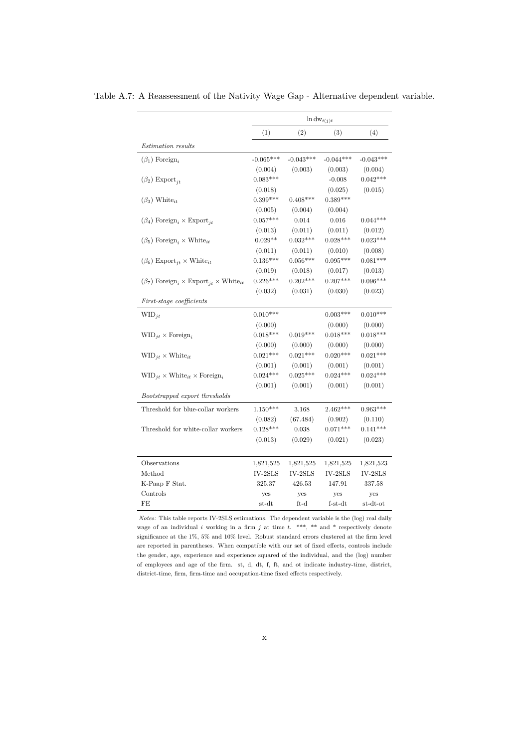Table A.7: A Reassessment of the Nativity Wage Gap - Alternative dependent variable.

| | $\ln \text{dw}_{i(j)t}$ | | | |
|---|---|---|---|---|
| | (1) | (2) | (3) | (4) |
| *Estimation results* | | | | |
| ($\beta_1$) $\text{Foreign}_i$ | -0.065*** | -0.043*** | -0.044*** | -0.043*** |
| | (0.004) | (0.003) | (0.003) | (0.004) |
| ($\beta_2$) $\text{Export}_{jt}$ | 0.083*** | | -0.008 | 0.042*** |
| | (0.018) | | (0.025) | (0.015) |
| ($\beta_3$) $\text{White}_{it}$ | 0.399*** | 0.408*** | 0.389*** | |
| | (0.005) | (0.004) | (0.004) | |
| ($\beta_4$) $\text{Foreign}_i \times \text{Export}_{jt}$ | 0.057*** | 0.014 | 0.016 | 0.044*** |
| | (0.013) | (0.011) | (0.011) | (0.012) |
| ($\beta_5$) $\text{Foreign}_i \times \text{White}_{it}$ | 0.029** | 0.032*** | 0.028*** | 0.023*** |
| | (0.011) | (0.011) | (0.010) | (0.008) |
| ($\beta_6$) $\text{Export}_{jt} \times \text{White}_{it}$ | 0.136*** | 0.056*** | 0.095*** | 0.081*** |
| | (0.019) | (0.018) | (0.017) | (0.013) |
| ($\beta_7$) $\text{Foreign}_i \times \text{Export}_{jt} \times \text{White}_{it}$ | 0.226*** | 0.202*** | 0.207*** | 0.096*** |
| | (0.032) | (0.031) | (0.030) | (0.023) |
| *First-stage coefficients* | | | | |
| $\text{WID}_{jt}$ | 0.010*** | | 0.003*** | 0.010*** |
| | (0.000) | | (0.000) | (0.000) |
| $\text{WID}_{jt} \times \text{Foreign}_i$ | 0.018*** | 0.019*** | 0.018*** | 0.018*** |
| | (0.000) | (0.000) | (0.000) | (0.000) |
| $\text{WID}_{jt} \times \text{White}_{it}$ | 0.021*** | 0.021*** | 0.020*** | 0.021*** |
| | (0.001) | (0.001) | (0.001) | (0.001) |
| $\text{WID}_{jt} \times \text{White}_{it} \times \text{Foreign}_i$ | 0.024*** | 0.025*** | 0.024*** | 0.024*** |
| | (0.001) | (0.001) | (0.001) | (0.001) |
| *Bootstrapped export thresholds* | | | | |
| Threshold for blue-collar workers | 1.150*** | 3.168 | 2.462*** | 0.963*** |
| | (0.082) | (67.484) | (0.902) | (0.110) |
| Threshold for white-collar workers | 0.128*** | 0.038 | 0.071*** | 0.141*** |
| | (0.013) | (0.029) | (0.021) | (0.023) |
| Observations | 1,821,525 | 1,821,525 | 1,821,525 | 1,821,523 |
| Method | IV-2SLS | IV-2SLS | IV-2SLS | IV-2SLS |
| K-Paap F Stat. | 325.37 | 426.53 | 147.91 | 337.58 |
| Controls | yes | yes | yes | yes |
| FE | st-dt | ft-d | f-st-dt | st-dt-ot |

*Notes:* This table reports IV-2SLS estimations. The dependent variable is the (log) real daily wage of an individual $i$ working in a firm $j$ at time $t$. ***, ** and * respectively denote significance at the 1%, 5% and 10% level. Robust standard errors clustered at the firm level are reported in parentheses. When compatible with our set of fixed effects, controls include the gender, age, experience and experience squared of the individual, and the (log) number of employees and age of the firm. st, d, dt, f, ft, and ot indicate industry-time, district, district-time, firm, firm-time and occupation-time fixed effects respectively.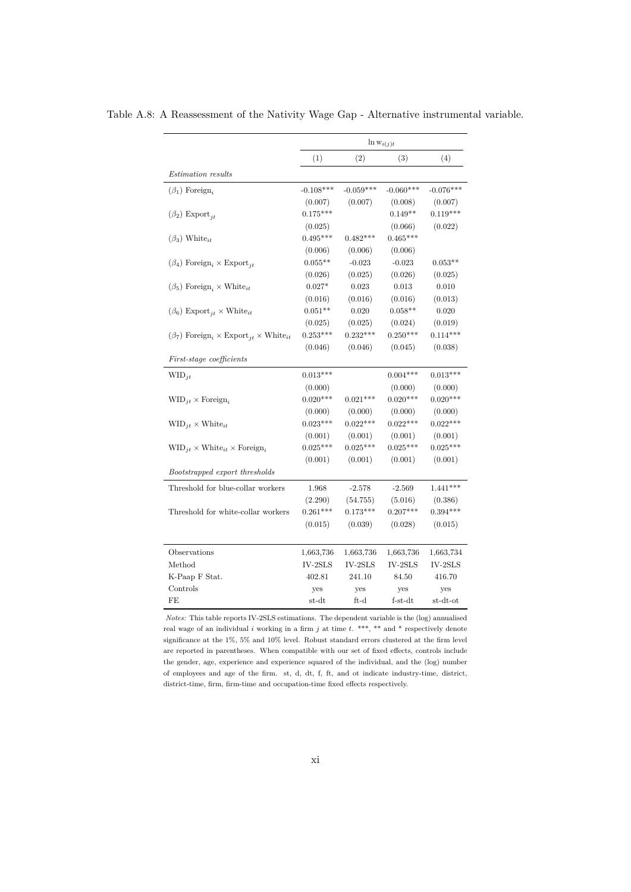Table A.8: A Reassessment of the Nativity Wage Gap - Alternative instrumental variable.

| | $\ln w_{i(j)t}$ | | | |
|---|---|---|---|---|
| | (1) | (2) | (3) | (4) |
| *Estimation results* | | | | |
| ($\beta_1$) Foreign$_i$ | -0.108*** | -0.059*** | -0.060*** | -0.076*** |
| | (0.007) | (0.007) | (0.008) | (0.007) |
| ($\beta_2$) Export$_{jt}$ | 0.175*** | | 0.149** | 0.119*** |
| | (0.025) | | (0.066) | (0.022) |
| ($\beta_3$) White$_{it}$ | 0.495*** | 0.482*** | 0.465*** | |
| | (0.006) | (0.006) | (0.006) | |
| ($\beta_4$) Foreign$_i$ × Export$_{jt}$ | 0.055** | -0.023 | -0.023 | 0.053** |
| | (0.026) | (0.025) | (0.026) | (0.025) |
| ($\beta_5$) Foreign$_i$ × White$_{it}$ | 0.027* | 0.023 | 0.013 | 0.010 |
| | (0.016) | (0.016) | (0.016) | (0.013) |
| ($\beta_6$) Export$_{jt}$ × White$_{it}$ | 0.051** | 0.020 | 0.058** | 0.020 |
| | (0.025) | (0.025) | (0.024) | (0.019) |
| ($\beta_7$) Foreign$_i$ × Export$_{jt}$ × White$_{it}$ | 0.253*** | 0.232*** | 0.250*** | 0.114*** |
| | (0.046) | (0.046) | (0.045) | (0.038) |
| *First-stage coefficients* | | | | |
| WID$_{jt}$ | 0.013*** | | 0.004*** | 0.013*** |
| | (0.000) | | (0.000) | (0.000) |
| WID$_{jt}$ × Foreign$_i$ | 0.020*** | 0.021*** | 0.020*** | 0.020*** |
| | (0.000) | (0.000) | (0.000) | (0.000) |
| WID$_{jt}$ × White$_{it}$ | 0.023*** | 0.022*** | 0.022*** | 0.022*** |
| | (0.001) | (0.001) | (0.001) | (0.001) |
| WID$_{jt}$ × White$_{it}$ × Foreign$_i$ | 0.025*** | 0.025*** | 0.025*** | 0.025*** |
| | (0.001) | (0.001) | (0.001) | (0.001) |
| *Bootstrapped export thresholds* | | | | |
| Threshold for blue-collar workers | 1.968 | -2.578 | -2.569 | 1.441*** |
| | (2.290) | (54.755) | (5.016) | (0.386) |
| Threshold for white-collar workers | 0.261*** | 0.173*** | 0.207*** | 0.394*** |
| | (0.015) | (0.039) | (0.028) | (0.015) |
| Observations | 1,663,736 | 1,663,736 | 1,663,736 | 1,663,734 |
| Method | IV-2SLS | IV-2SLS | IV-2SLS | IV-2SLS |
| K-Paap F Stat. | 402.81 | 241.10 | 84.50 | 416.70 |
| Controls | yes | yes | yes | yes |
| FE | st-dt | ft-d | f-st-dt | st-dt-ot |

*Notes:* This table reports IV-2SLS estimations. The dependent variable is the (log) annualised real wage of an individual $i$ working in a firm $j$ at time $t$. ***, ** and * respectively denote significance at the 1%, 5% and 10% level. Robust standard errors clustered at the firm level are reported in parentheses. When compatible with our set of fixed effects, controls include the gender, age, experience and experience squared of the individual, and the (log) number of employees and age of the firm. st, d, dt, f, ft, and ot indicate industry-time, district, district-time, firm, firm-time and occupation-time fixed effects respectively.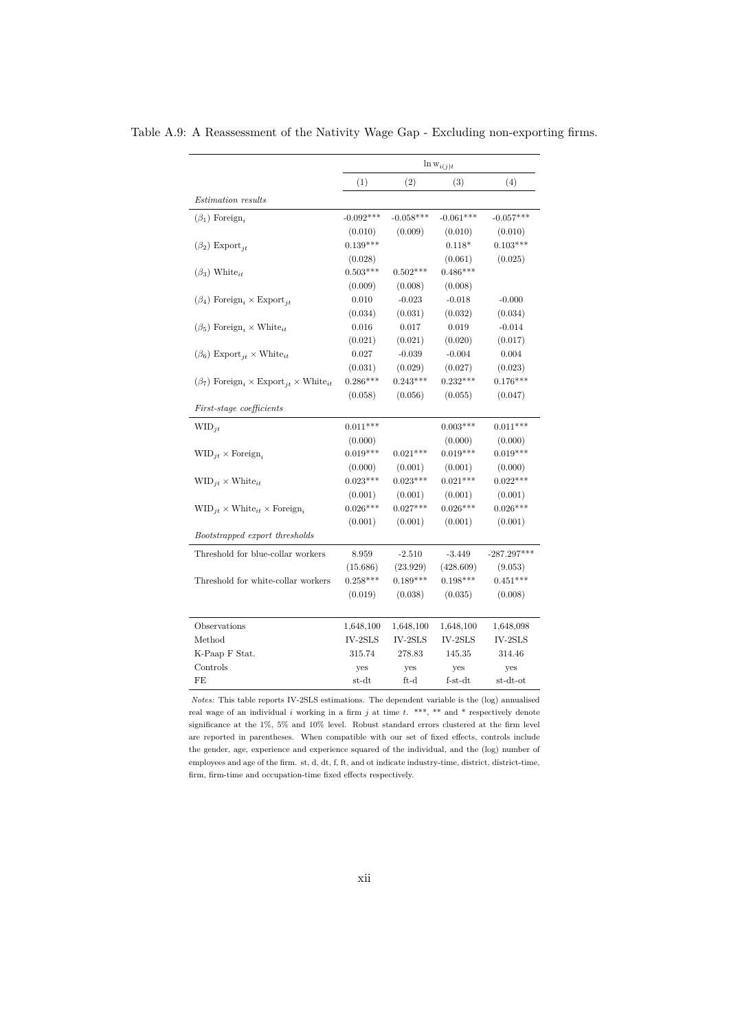Table A.9: A Reassessment of the Nativity Wage Gap - Excluding non-exporting firms.

| | $\ln w_{i(j)t}$ | | | |
|---|---|---|---|---|
| | (1) | (2) | (3) | (4) |
| *Estimation results* | | | | |
| ($\beta_1$) Foreign$_i$ | -0.092*** | -0.058*** | -0.061*** | -0.057*** |
| | (0.010) | (0.009) | (0.010) | (0.010) |
| ($\beta_2$) Export$_{jt}$ | 0.139*** | | 0.118* | 0.103*** |
| | (0.028) | | (0.061) | (0.025) |
| ($\beta_3$) White$_{it}$ | 0.503*** | 0.502*** | 0.486*** | |
| | (0.009) | (0.008) | (0.008) | |
| ($\beta_4$) Foreign$_i$ × Export$_{jt}$ | 0.010 | -0.023 | -0.018 | -0.000 |
| | (0.034) | (0.031) | (0.032) | (0.034) |
| ($\beta_5$) Foreign$_i$ × White$_{it}$ | 0.016 | 0.017 | 0.019 | -0.014 |
| | (0.021) | (0.021) | (0.020) | (0.017) |
| ($\beta_6$) Export$_{jt}$ × White$_{it}$ | 0.027 | -0.039 | -0.004 | 0.004 |
| | (0.031) | (0.029) | (0.027) | (0.023) |
| ($\beta_7$) Foreign$_i$ × Export$_{jt}$ × White$_{it}$ | 0.286*** | 0.243*** | 0.232*** | 0.176*** |
| | (0.058) | (0.056) | (0.055) | (0.047) |
| *First-stage coefficients* | | | | |
| WID$_{jt}$ | 0.011*** | | 0.003*** | 0.011*** |
| | (0.000) | | (0.000) | (0.000) |
| WID$_{jt}$ × Foreign$_i$ | 0.019*** | 0.021*** | 0.019*** | 0.019*** |
| | (0.000) | (0.001) | (0.001) | (0.000) |
| WID$_{jt}$ × White$_{it}$ | 0.023*** | 0.023*** | 0.021*** | 0.022*** |
| | (0.001) | (0.001) | (0.001) | (0.001) |
| WID$_{jt}$ × White$_{it}$ × Foreign$_i$ | 0.026*** | 0.027*** | 0.026*** | 0.026*** |
| | (0.001) | (0.001) | (0.001) | (0.001) |
| *Bootstrapped export thresholds* | | | | |
| Threshold for blue-collar workers | 8.959 | -2.510 | -3.449 | -287.297*** |
| | (15.686) | (23.929) | (428.609) | (9.053) |
| Threshold for white-collar workers | 0.258*** | 0.189*** | 0.198*** | 0.451*** |
| | (0.019) | (0.038) | (0.035) | (0.008) |
| Observations | 1,648,100 | 1,648,100 | 1,648,100 | 1,648,098 |
| Method | IV-2SLS | IV-2SLS | IV-2SLS | IV-2SLS |
| K-Paap F Stat. | 315.74 | 278.83 | 145.35 | 314.46 |
| Controls | yes | yes | yes | yes |
| FE | st-dt | ft-d | f-st-dt | st-dt-ot |

*Notes:* This table reports IV-2SLS estimations. The dependent variable is the (log) annualised real wage of an individual $i$ working in a firm $j$ at time $t$. ***, ** and * respectively denote significance at the 1%, 5% and 10% level. Robust standard errors clustered at the firm level are reported in parentheses. When compatible with our set of fixed effects, controls include the gender, age, experience and experience squared of the individual, and the (log) number of employees and age of the firm. st, d, dt, f, ft, and ot indicate industry-time, district, district-time, firm, firm-time and occupation-time fixed effects respectively.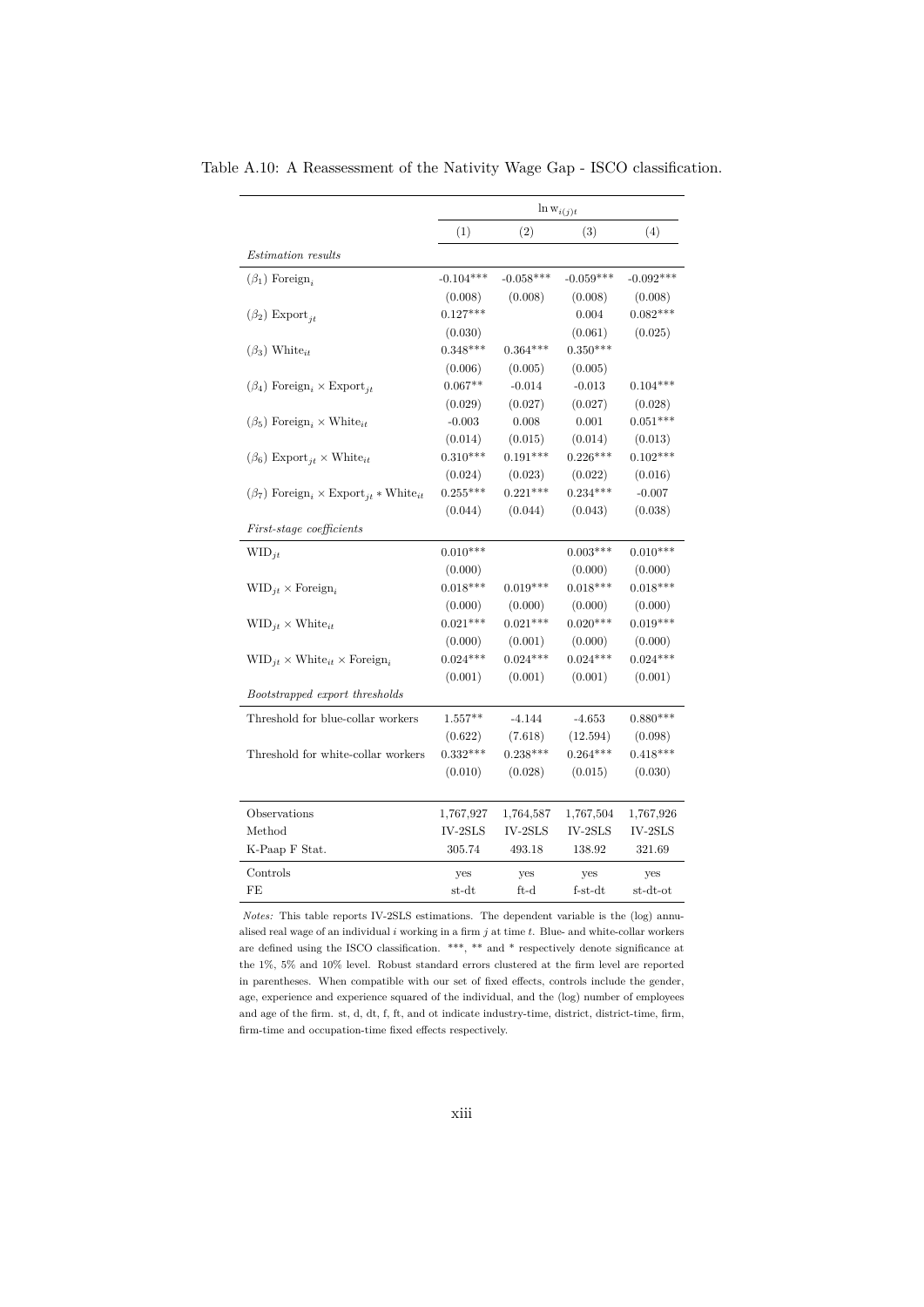Table A.10: A Reassessment of the Nativity Wage Gap - ISCO classification.

| | $\ln w_{i(j)t}$ | | | |
|---|---|---|---|---|
| | (1) | (2) | (3) | (4) |
| *Estimation results* | | | | |
| ($\beta_1$) $\text{Foreign}_i$ | -0.104*** | -0.058*** | -0.059*** | -0.092*** |
| | (0.008) | (0.008) | (0.008) | (0.008) |
| ($\beta_2$) $\text{Export}_{jt}$ | 0.127*** | | 0.004 | 0.082*** |
| | (0.030) | | (0.061) | (0.025) |
| ($\beta_3$) $\text{White}_{it}$ | 0.348*** | 0.364*** | 0.350*** | |
| | (0.006) | (0.005) | (0.005) | |
| ($\beta_4$) $\text{Foreign}_i \times \text{Export}_{jt}$ | 0.067** | -0.014 | -0.013 | 0.104*** |
| | (0.029) | (0.027) | (0.027) | (0.028) |
| ($\beta_5$) $\text{Foreign}_i \times \text{White}_{it}$ | -0.003 | 0.008 | 0.001 | 0.051*** |
| | (0.014) | (0.015) | (0.014) | (0.013) |
| ($\beta_6$) $\text{Export}_{jt} \times \text{White}_{it}$ | 0.310*** | 0.191*** | 0.226*** | 0.102*** |
| | (0.024) | (0.023) | (0.022) | (0.016) |
| ($\beta_7$) $\text{Foreign}_i \times \text{Export}_{jt} * \text{White}_{it}$ | 0.255*** | 0.221*** | 0.234*** | -0.007 |
| | (0.044) | (0.044) | (0.043) | (0.038) |
| *First-stage coefficients* | | | | |
| $\text{WID}_{jt}$ | 0.010*** | | 0.003*** | 0.010*** |
| | (0.000) | | (0.000) | (0.000) |
| $\text{WID}_{jt} \times \text{Foreign}_i$ | 0.018*** | 0.019*** | 0.018*** | 0.018*** |
| | (0.000) | (0.000) | (0.000) | (0.000) |
| $\text{WID}_{jt} \times \text{White}_{it}$ | 0.021*** | 0.021*** | 0.020*** | 0.019*** |
| | (0.000) | (0.001) | (0.000) | (0.000) |
| $\text{WID}_{jt} \times \text{White}_{it} \times \text{Foreign}_i$ | 0.024*** | 0.024*** | 0.024*** | 0.024*** |
| | (0.001) | (0.001) | (0.001) | (0.001) |
| *Bootstrapped export thresholds* | | | | |
| Threshold for blue-collar workers | 1.557** | -4.144 | -4.653 | 0.880*** |
| | (0.622) | (7.618) | (12.594) | (0.098) |
| Threshold for white-collar workers | 0.332*** | 0.238*** | 0.264*** | 0.418*** |
| | (0.010) | (0.028) | (0.015) | (0.030) |
| Observations | 1,767,927 | 1,764,587 | 1,767,504 | 1,767,926 |
| Method | IV-2SLS | IV-2SLS | IV-2SLS | IV-2SLS |
| K-Paap F Stat. | 305.74 | 493.18 | 138.92 | 321.69 |
| Controls | yes | yes | yes | yes |
| FE | st-dt | ft-d | f-st-dt | st-dt-ot |

*Notes:* This table reports IV-2SLS estimations. The dependent variable is the (log) annualised real wage of an individual $i$ working in a firm $j$ at time $t$. Blue- and white-collar workers are defined using the ISCO classification. ***, ** and * respectively denote significance at the 1%, 5% and 10% level. Robust standard errors clustered at the firm level are reported in parentheses. When compatible with our set of fixed effects, controls include the gender, age, experience and experience squared of the individual, and the (log) number of employees and age of the firm. st, d, dt, f, ft, and ot indicate industry-time, district, district-time, firm, firm-time and occupation-time fixed effects respectively.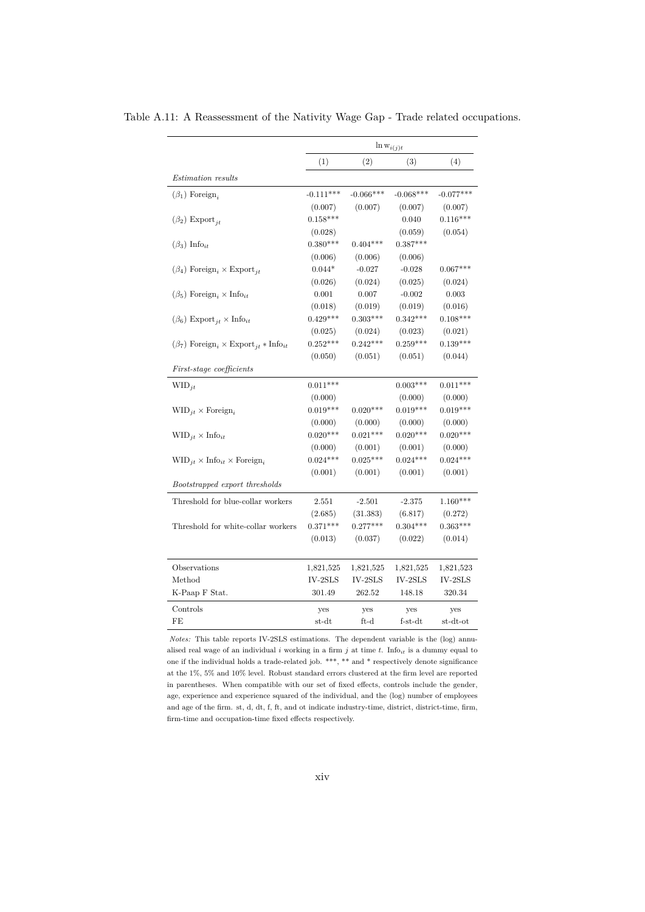Table A.11: A Reassessment of the Nativity Wage Gap - Trade related occupations.

| | $\ln w_{i(j)t}$ | | | |
|---|---|---|---|---|
| | (1) | (2) | (3) | (4) |
| *Estimation results* | | | | |
| $(\beta_1)$ Foreign$_i$ | -0.111*** | -0.066*** | -0.068*** | -0.077*** |
| | (0.007) | (0.007) | (0.007) | (0.007) |
| $(\beta_2)$ Export$_{jt}$ | 0.158*** | | 0.040 | 0.116*** |
| | (0.028) | | (0.059) | (0.054) |
| $(\beta_3)$ Info$_{it}$ | 0.380*** | 0.404*** | 0.387*** | |
| | (0.006) | (0.006) | (0.006) | |
| $(\beta_4)$ Foreign$_i$ × Export$_{jt}$ | 0.044* | -0.027 | -0.028 | 0.067*** |
| | (0.026) | (0.024) | (0.025) | (0.024) |
| $(\beta_5)$ Foreign$_i$ × Info$_{it}$ | 0.001 | 0.007 | -0.002 | 0.003 |
| | (0.018) | (0.019) | (0.019) | (0.016) |
| $(\beta_6)$ Export$_{jt}$ × Info$_{it}$ | 0.429*** | 0.303*** | 0.342*** | 0.108*** |
| | (0.025) | (0.024) | (0.023) | (0.021) |
| $(\beta_7)$ Foreign$_i$ × Export$_{jt}$ * Info$_{it}$ | 0.252*** | 0.242*** | 0.259*** | 0.139*** |
| | (0.050) | (0.051) | (0.051) | (0.044) |
| *First-stage coefficients* | | | | |
| WID$_{jt}$ | 0.011*** | | 0.003*** | 0.011*** |
| | (0.000) | | (0.000) | (0.000) |
| WID$_{jt}$ × Foreign$_i$ | 0.019*** | 0.020*** | 0.019*** | 0.019*** |
| | (0.000) | (0.000) | (0.000) | (0.000) |
| WID$_{jt}$ × Info$_{it}$ | 0.020*** | 0.021*** | 0.020*** | 0.020*** |
| | (0.000) | (0.001) | (0.001) | (0.000) |
| WID$_{jt}$ × Info$_{it}$ × Foreign$_i$ | 0.024*** | 0.025*** | 0.024*** | 0.024*** |
| | (0.001) | (0.001) | (0.001) | (0.001) |
| *Bootstrapped export thresholds* | | | | |
| Threshold for blue-collar workers | 2.551 | -2.501 | -2.375 | 1.160*** |
| | (2.685) | (31.383) | (6.817) | (0.272) |
| Threshold for white-collar workers | 0.371*** | 0.277*** | 0.304*** | 0.363*** |
| | (0.013) | (0.037) | (0.022) | (0.014) |
| Observations | 1,821,525 | 1,821,525 | 1,821,525 | 1,821,523 |
| Method | IV-2SLS | IV-2SLS | IV-2SLS | IV-2SLS |
| K-Paap F Stat. | 301.49 | 262.52 | 148.18 | 320.34 |
| Controls | yes | yes | yes | yes |
| FE | st-dt | ft-d | f-st-dt | st-dt-ot |

*Notes:* This table reports IV-2SLS estimations. The dependent variable is the (log) annualised real wage of an individual $i$ working in a firm $j$ at time $t$. Info$_{it}$ is a dummy equal to one if the individual holds a trade-related job. ***, ** and * respectively denote significance at the 1%, 5% and 10% level. Robust standard errors clustered at the firm level are reported in parentheses. When compatible with our set of fixed effects, controls include the gender, age, experience and experience squared of the individual, and the (log) number of employees and age of the firm. st, d, dt, f, ft, and ot indicate industry-time, district, district-time, firm, firm-time and occupation-time fixed effects respectively.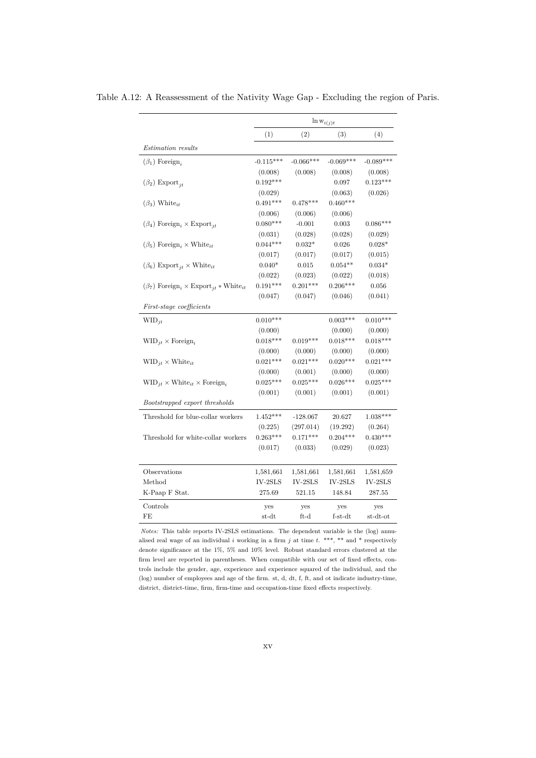Table A.12: A Reassessment of the Nativity Wage Gap - Excluding the region of Paris.

| | $\ln w_{i(j)t}$ | | | |
|---|---|---|---|---|
| | (1) | (2) | (3) | (4) |
| *Estimation results* | | | | |
| ($\beta_1$) Foreign$_i$ | -0.115*** | -0.066*** | -0.069*** | -0.089*** |
| | (0.008) | (0.008) | (0.008) | (0.008) |
| ($\beta_2$) Export$_{jt}$ | 0.192*** | | 0.097 | 0.123*** |
| | (0.029) | | (0.063) | (0.026) |
| ($\beta_3$) White$_{it}$ | 0.491*** | 0.478*** | 0.460*** | |
| | (0.006) | (0.006) | (0.006) | |
| ($\beta_4$) Foreign$_i$ × Export$_{jt}$ | 0.080*** | -0.001 | 0.003 | 0.086*** |
| | (0.031) | (0.028) | (0.028) | (0.029) |
| ($\beta_5$) Foreign$_i$ × White$_{it}$ | 0.044*** | 0.032* | 0.026 | 0.028* |
| | (0.017) | (0.017) | (0.017) | (0.015) |
| ($\beta_6$) Export$_{jt}$ × White$_{it}$ | 0.040* | 0.015 | 0.054** | 0.034* |
| | (0.022) | (0.023) | (0.022) | (0.018) |
| ($\beta_7$) Foreign$_i$ × Export$_{jt}$ * White$_{it}$ | 0.191*** | 0.201*** | 0.206*** | 0.056 |
| | (0.047) | (0.047) | (0.046) | (0.041) |
| *First-stage coefficients* | | | | |
| WID$_{jt}$ | 0.010*** | | 0.003*** | 0.010*** |
| | (0.000) | | (0.000) | (0.000) |
| WID$_{jt}$ × Foreign$_i$ | 0.018*** | 0.019*** | 0.018*** | 0.018*** |
| | (0.000) | (0.000) | (0.000) | (0.000) |
| WID$_{jt}$ × White$_{it}$ | 0.021*** | 0.021*** | 0.020*** | 0.021*** |
| | (0.000) | (0.001) | (0.000) | (0.000) |
| WID$_{jt}$ × White$_{it}$ × Foreign$_i$ | 0.025*** | 0.025*** | 0.026*** | 0.025*** |
| | (0.001) | (0.001) | (0.001) | (0.001) |
| *Bootstrapped export thresholds* | | | | |
| Threshold for blue-collar workers | 1.452*** | -128.067 | 20.627 | 1.038*** |
| | (0.225) | (297.014) | (19.292) | (0.264) |
| Threshold for white-collar workers | 0.263*** | 0.171*** | 0.204*** | 0.430*** |
| | (0.017) | (0.033) | (0.029) | (0.023) |
| Observations | 1,581,661 | 1,581,661 | 1,581,661 | 1,581,659 |
| Method | IV-2SLS | IV-2SLS | IV-2SLS | IV-2SLS |
| K-Paap F Stat. | 275.69 | 521.15 | 148.84 | 287.55 |
| Controls | yes | yes | yes | yes |
| FE | st-dt | ft-d | f-st-dt | st-dt-ot |

*Notes:* This table reports IV-2SLS estimations. The dependent variable is the (log) annualised real wage of an individual $i$ working in a firm $j$ at time $t$. ***, ** and * respectively denote significance at the 1%, 5% and 10% level. Robust standard errors clustered at the firm level are reported in parentheses. When compatible with our set of fixed effects, controls include the gender, age, experience and experience squared of the individual, and the (log) number of employees and age of the firm. st, d, dt, f, ft, and ot indicate industry-time, district, district-time, firm, firm-time and occupation-time fixed effects respectively.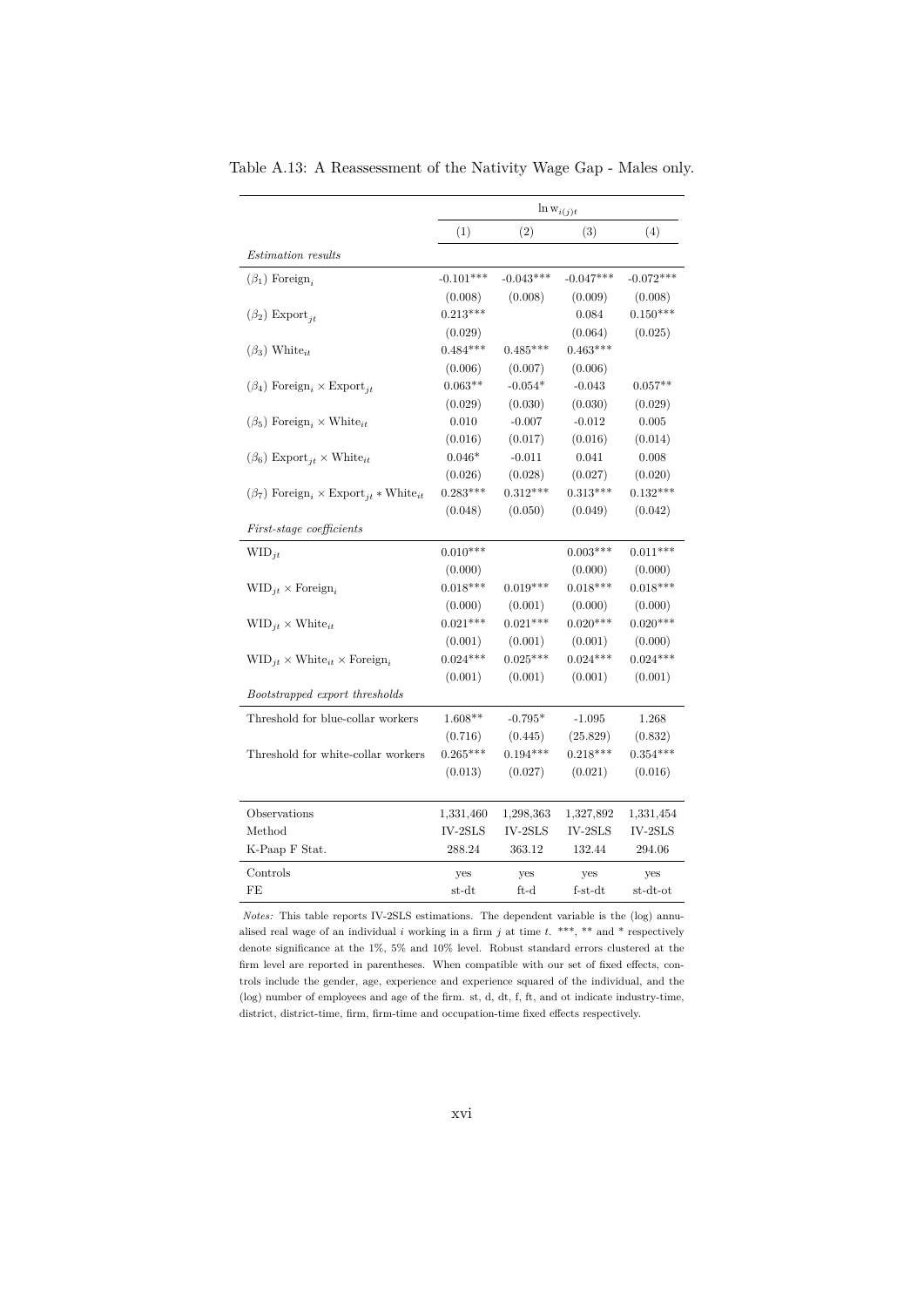Table A.13: A Reassessment of the Nativity Wage Gap - Males only.

| | $\ln w_{i(j)t}$ | | | |
|---|---|---|---|---|
| | (1) | (2) | (3) | (4) |
| *Estimation results* | | | | |
| ($\beta_1$) $\text{Foreign}_i$ | -0.101*** | -0.043*** | -0.047*** | -0.072*** |
| | (0.008) | (0.008) | (0.009) | (0.008) |
| ($\beta_2$) $\text{Export}_{jt}$ | 0.213*** | | 0.084 | 0.150*** |
| | (0.029) | | (0.064) | (0.025) |
| ($\beta_3$) $\text{White}_{it}$ | 0.484*** | 0.485*** | 0.463*** | |
| | (0.006) | (0.007) | (0.006) | |
| ($\beta_4$) $\text{Foreign}_i \times \text{Export}_{jt}$ | 0.063** | -0.054* | -0.043 | 0.057** |
| | (0.029) | (0.030) | (0.030) | (0.029) |
| ($\beta_5$) $\text{Foreign}_i \times \text{White}_{it}$ | 0.010 | -0.007 | -0.012 | 0.005 |
| | (0.016) | (0.017) | (0.016) | (0.014) |
| ($\beta_6$) $\text{Export}_{jt} \times \text{White}_{it}$ | 0.046* | -0.011 | 0.041 | 0.008 |
| | (0.026) | (0.028) | (0.027) | (0.020) |
| ($\beta_7$) $\text{Foreign}_i \times \text{Export}_{jt} * \text{White}_{it}$ | 0.283*** | 0.312*** | 0.313*** | 0.132*** |
| | (0.048) | (0.050) | (0.049) | (0.042) |
| *First-stage coefficients* | | | | |
| $\text{WID}_{jt}$ | 0.010*** | | 0.003*** | 0.011*** |
| | (0.000) | | (0.000) | (0.000) |
| $\text{WID}_{jt} \times \text{Foreign}_i$ | 0.018*** | 0.019*** | 0.018*** | 0.018*** |
| | (0.000) | (0.001) | (0.000) | (0.000) |
| $\text{WID}_{jt} \times \text{White}_{it}$ | 0.021*** | 0.021*** | 0.020*** | 0.020*** |
| | (0.001) | (0.001) | (0.001) | (0.000) |
| $\text{WID}_{jt} \times \text{White}_{it} \times \text{Foreign}_i$ | 0.024*** | 0.025*** | 0.024*** | 0.024*** |
| | (0.001) | (0.001) | (0.001) | (0.001) |
| *Bootstrapped export thresholds* | | | | |
| Threshold for blue-collar workers | 1.608** | -0.795* | -1.095 | 1.268 |
| | (0.716) | (0.445) | (25.829) | (0.832) |
| Threshold for white-collar workers | 0.265*** | 0.194*** | 0.218*** | 0.354*** |
| | (0.013) | (0.027) | (0.021) | (0.016) |
| Observations | 1,331,460 | 1,298,363 | 1,327,892 | 1,331,454 |
| Method | IV-2SLS | IV-2SLS | IV-2SLS | IV-2SLS |
| K-Paap F Stat. | 288.24 | 363.12 | 132.44 | 294.06 |
| Controls | yes | yes | yes | yes |
| FE | st-dt | ft-d | f-st-dt | st-dt-ot |

*Notes:* This table reports IV-2SLS estimations. The dependent variable is the (log) annualised real wage of an individual $i$ working in a firm $j$ at time $t$. ***, ** and * respectively denote significance at the 1%, 5% and 10% level. Robust standard errors clustered at the firm level are reported in parentheses. When compatible with our set of fixed effects, controls include the gender, age, experience and experience squared of the individual, and the (log) number of employees and age of the firm. st, d, dt, f, ft, and ot indicate industry-time, district, district-time, firm, firm-time and occupation-time fixed effects respectively.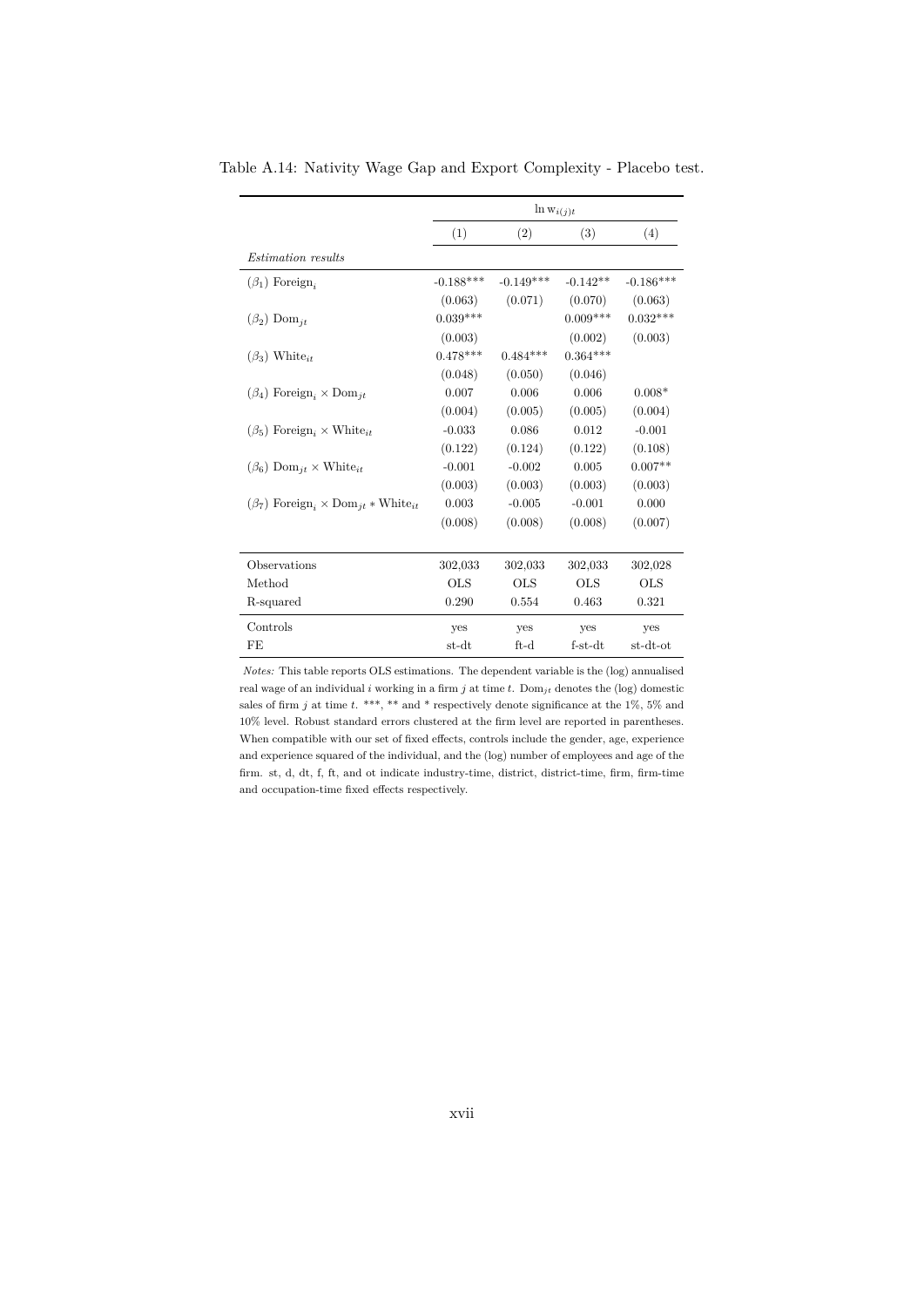Table A.14: Nativity Wage Gap and Export Complexity - Placebo test.

| | $\ln w_{i(j)t}$ | | | |
|---|---|---|---|---|
| | (1) | (2) | (3) | (4) |
| *Estimation results* | | | | |
| ($\beta_1$) $\text{Foreign}_i$ | -0.188*** | -0.149*** | -0.142** | -0.186*** |
| | (0.063) | (0.071) | (0.070) | (0.063) |
| ($\beta_2$) $\text{Dom}_{jt}$ | 0.039*** | | 0.009*** | 0.032*** |
| | (0.003) | | (0.002) | (0.003) |
| ($\beta_3$) $\text{White}_{it}$ | 0.478*** | 0.484*** | 0.364*** | |
| | (0.048) | (0.050) | (0.046) | |
| ($\beta_4$) $\text{Foreign}_i \times \text{Dom}_{jt}$ | 0.007 | 0.006 | 0.006 | 0.008* |
| | (0.004) | (0.005) | (0.005) | (0.004) |
| ($\beta_5$) $\text{Foreign}_i \times \text{White}_{it}$ | -0.033 | 0.086 | 0.012 | -0.001 |
| | (0.122) | (0.124) | (0.122) | (0.108) |
| ($\beta_6$) $\text{Dom}_{jt} \times \text{White}_{it}$ | -0.001 | -0.002 | 0.005 | 0.007** |
| | (0.003) | (0.003) | (0.003) | (0.003) |
| ($\beta_7$) $\text{Foreign}_i \times \text{Dom}_{jt} * \text{White}_{it}$ | 0.003 | -0.005 | -0.001 | 0.000 |
| | (0.008) | (0.008) | (0.008) | (0.007) |
| Observations | 302,033 | 302,033 | 302,033 | 302,028 |
| Method | OLS | OLS | OLS | OLS |
| R-squared | 0.290 | 0.554 | 0.463 | 0.321 |
| Controls | yes | yes | yes | yes |
| FE | st-dt | ft-d | f-st-dt | st-dt-ot |

*Notes:* This table reports OLS estimations. The dependent variable is the (log) annualised real wage of an individual $i$ working in a firm $j$ at time $t$. $\text{Dom}_{jt}$ denotes the (log) domestic sales of firm $j$ at time $t$. ***, ** and * respectively denote significance at the 1%, 5% and 10% level. Robust standard errors clustered at the firm level are reported in parentheses. When compatible with our set of fixed effects, controls include the gender, age, experience and experience squared of the individual, and the (log) number of employees and age of the firm. st, d, dt, f, ft, and ot indicate industry-time, district, district-time, firm, firm-time and occupation-time fixed effects respectively.